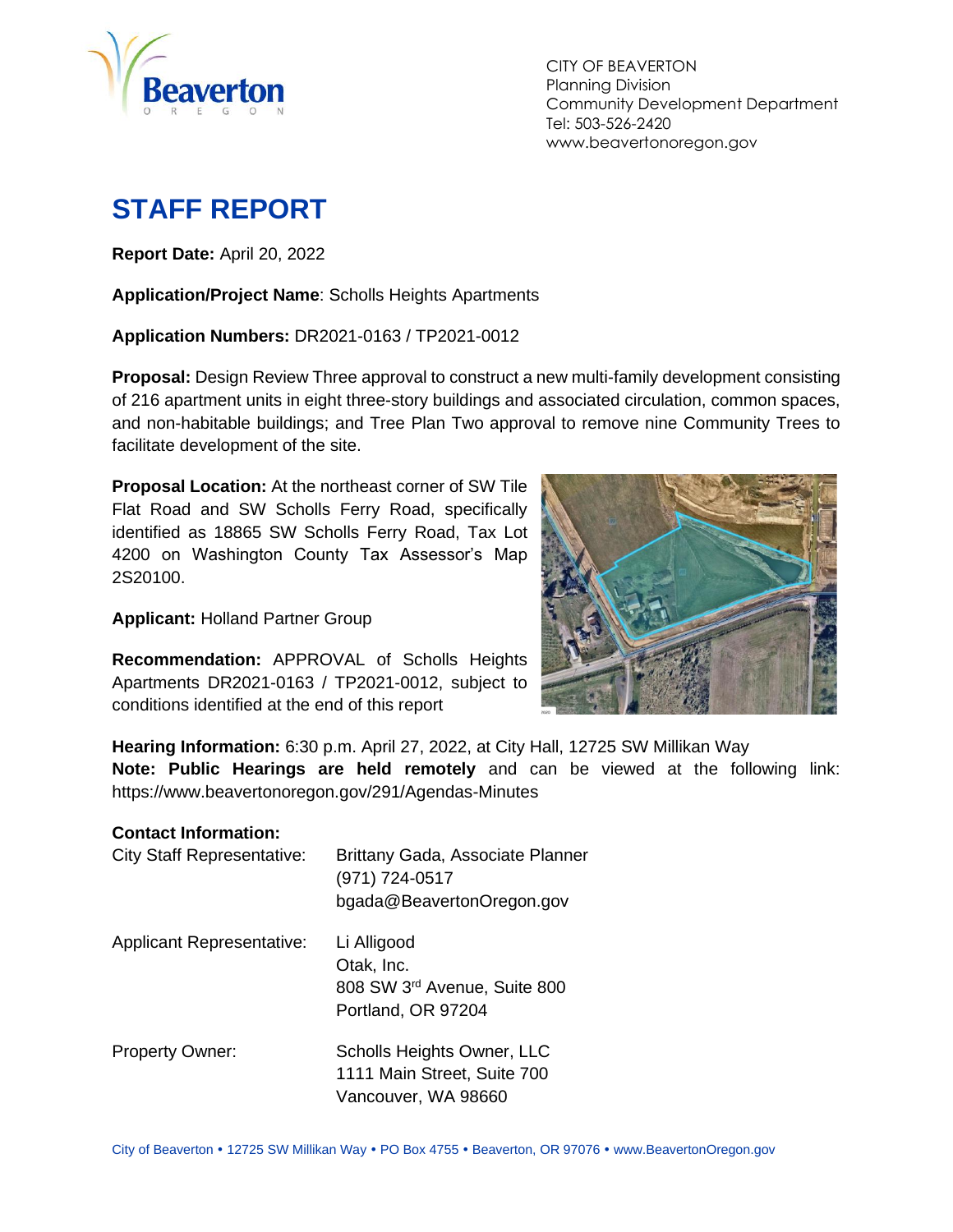CITY OF BEAVERTON
Planning Division
Community Development Department
Tel: 503-526-2420
www.beavertonoregon.gov

# STAFF REPORT

**Report Date:** April 20, 2022

**Application/Project Name**: Scholls Heights Apartments

**Application Numbers:** DR2021-0163 / TP2021-0012

**Proposal:** Design Review Three approval to construct a new multi-family development consisting of 216 apartment units in eight three-story buildings and associated circulation, common spaces, and non-habitable buildings; and Tree Plan Two approval to remove nine Community Trees to facilitate development of the site.

**Proposal Location:** At the northeast corner of SW Tile Flat Road and SW Scholls Ferry Road, specifically identified as 18865 SW Scholls Ferry Road, Tax Lot 4200 on Washington County Tax Assessor's Map 2S20100.

**Applicant:** Holland Partner Group

**Recommendation:** APPROVAL of Scholls Heights Apartments DR2021-0163 / TP2021-0012, subject to conditions identified at the end of this report

**Hearing Information:** 6:30 p.m. April 27, 2022, at City Hall, 12725 SW Millikan Way
**Note: Public Hearings are held remotely** and can be viewed at the following link: https://www.beavertonoregon.gov/291/Agendas-Minutes

**Contact Information:**

| | |
|---|---|
| City Staff Representative: | Brittany Gada, Associate Planner<br>(971) 724-0517<br>bgada@BeavertonOregon.gov |
| Applicant Representative: | Li Alligood<br>Otak, Inc.<br>808 SW 3rd Avenue, Suite 800<br>Portland, OR 97204 |
| Property Owner: | Scholls Heights Owner, LLC<br>1111 Main Street, Suite 700<br>Vancouver, WA 98660 |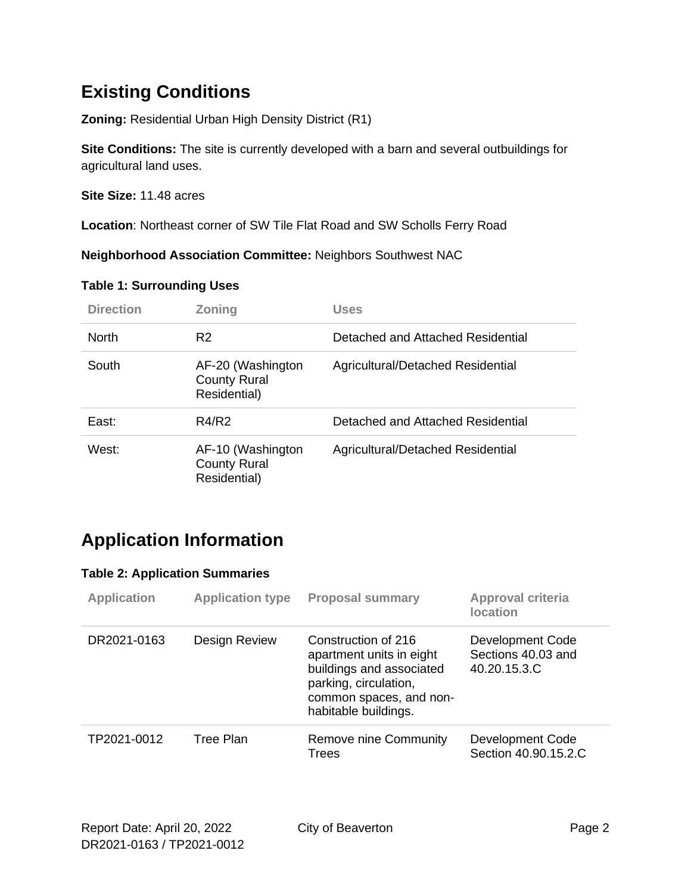## Existing Conditions

**Zoning:** Residential Urban High Density District (R1)

**Site Conditions:** The site is currently developed with a barn and several outbuildings for agricultural land uses.

**Site Size:** 11.48 acres

**Location**: Northeast corner of SW Tile Flat Road and SW Scholls Ferry Road

**Neighborhood Association Committee:** Neighbors Southwest NAC

**Table 1: Surrounding Uses**

| Direction | Zoning | Uses |
|---|---|---|
| North | R2 | Detached and Attached Residential |
| South | AF-20 (Washington County Rural Residential) | Agricultural/Detached Residential |
| East: | R4/R2 | Detached and Attached Residential |
| West: | AF-10 (Washington County Rural Residential) | Agricultural/Detached Residential |

## Application Information

**Table 2: Application Summaries**

| Application | Application type | Proposal summary | Approval criteria location |
|---|---|---|---|
| DR2021-0163 | Design Review | Construction of 216 apartment units in eight buildings and associated parking, circulation, common spaces, and non-habitable buildings. | Development Code Sections 40.03 and 40.20.15.3.C |
| TP2021-0012 | Tree Plan | Remove nine Community Trees | Development Code Section 40.90.15.2.C |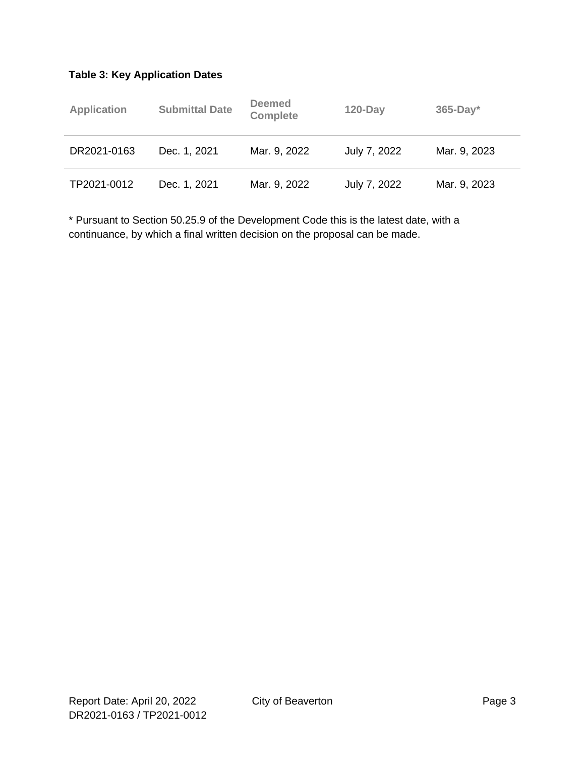**Table 3: Key Application Dates**

| Application | Submittal Date | Deemed Complete | 120-Day | 365-Day* |
|---|---|---|---|---|
| DR2021-0163 | Dec. 1, 2021 | Mar. 9, 2022 | July 7, 2022 | Mar. 9, 2023 |
| TP2021-0012 | Dec. 1, 2021 | Mar. 9, 2022 | July 7, 2022 | Mar. 9, 2023 |

* Pursuant to Section 50.25.9 of the Development Code this is the latest date, with a continuance, by which a final written decision on the proposal can be made.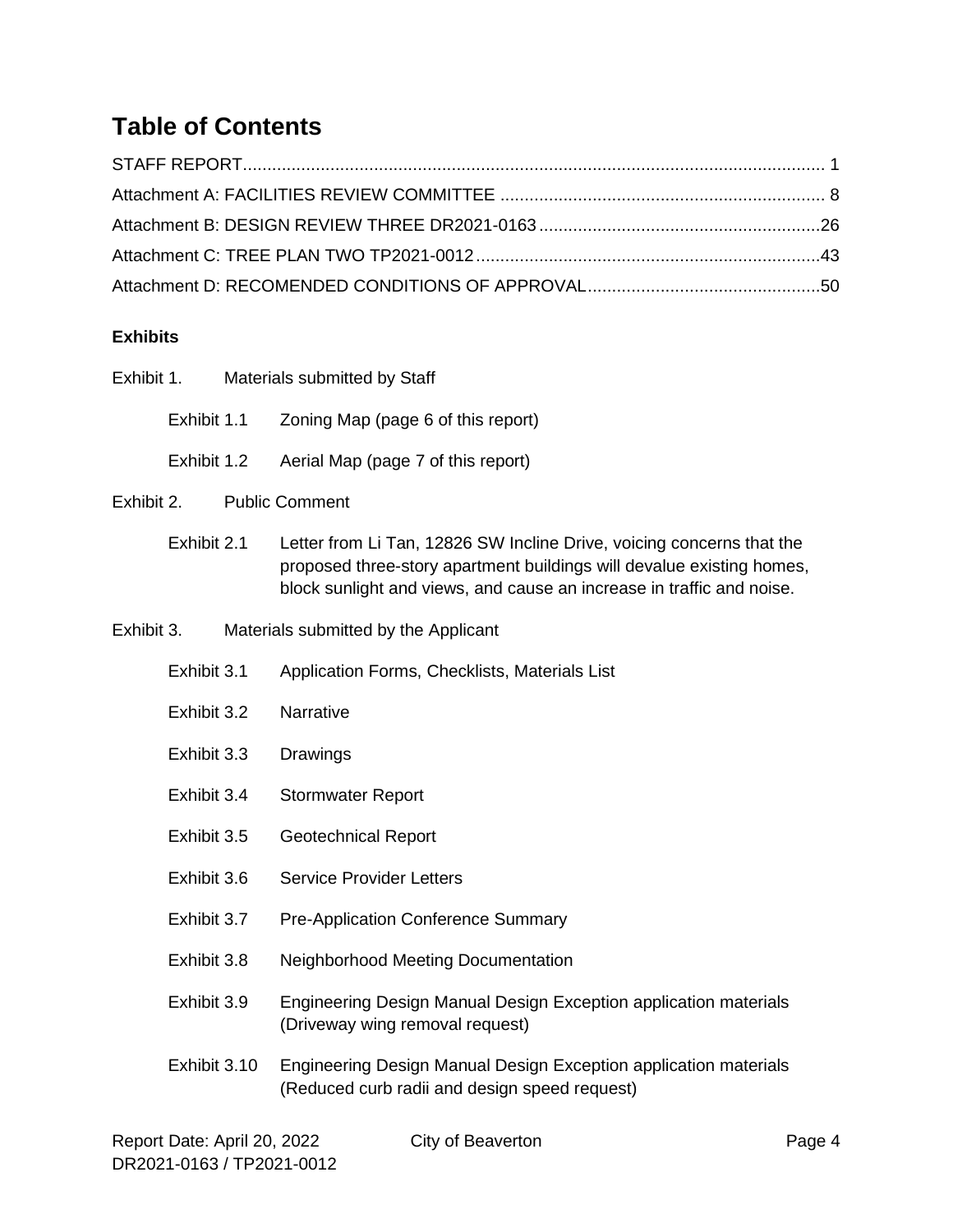# Table of Contents

STAFF REPORT........................................................................................................................ 1
Attachment A: FACILITIES REVIEW COMMITTEE .................................................................. 8
Attachment B: DESIGN REVIEW THREE DR2021-0163 ..........................................................26
Attachment C: TREE PLAN TWO TP2021-0012 .......................................................................43
Attachment D: RECOMENDED CONDITIONS OF APPROVAL ................................................50

**Exhibits**

Exhibit 1. Materials submitted by Staff

- Exhibit 1.1 Zoning Map (page 6 of this report)
- Exhibit 1.2 Aerial Map (page 7 of this report)

Exhibit 2. Public Comment

- Exhibit 2.1 Letter from Li Tan, 12826 SW Incline Drive, voicing concerns that the proposed three-story apartment buildings will devalue existing homes, block sunlight and views, and cause an increase in traffic and noise.

Exhibit 3. Materials submitted by the Applicant

- Exhibit 3.1 Application Forms, Checklists, Materials List
- Exhibit 3.2 Narrative
- Exhibit 3.3 Drawings
- Exhibit 3.4 Stormwater Report
- Exhibit 3.5 Geotechnical Report
- Exhibit 3.6 Service Provider Letters
- Exhibit 3.7 Pre-Application Conference Summary
- Exhibit 3.8 Neighborhood Meeting Documentation
- Exhibit 3.9 Engineering Design Manual Design Exception application materials (Driveway wing removal request)
- Exhibit 3.10 Engineering Design Manual Design Exception application materials (Reduced curb radii and design speed request)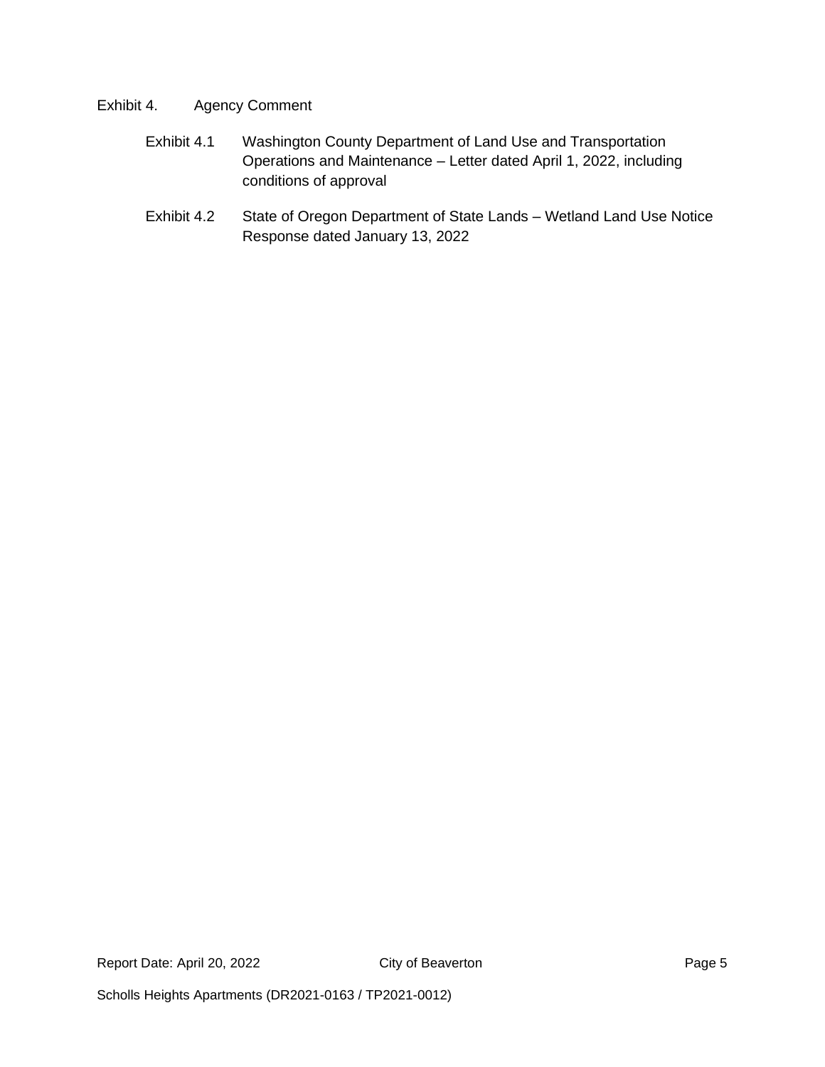Exhibit 4. Agency Comment

- Exhibit 4.1 Washington County Department of Land Use and Transportation Operations and Maintenance – Letter dated April 1, 2022, including conditions of approval
- Exhibit 4.2 State of Oregon Department of State Lands – Wetland Land Use Notice Response dated January 13, 2022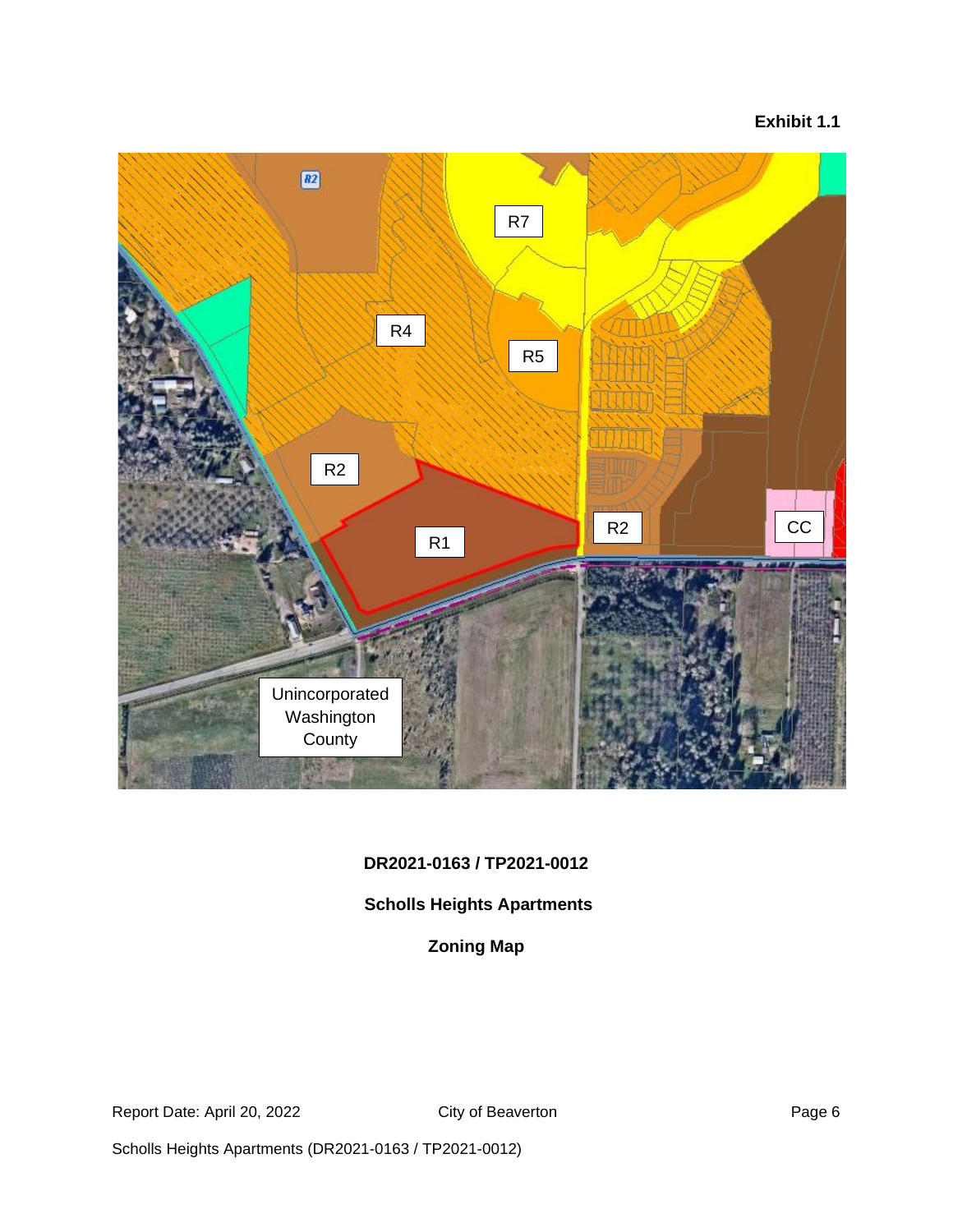**Exhibit 1.1**

R2

R7

R4

R5

R2

R1

R2

CC

Unincorporated Washington County

**DR2021-0163 / TP2021-0012**

**Scholls Heights Apartments**

**Zoning Map**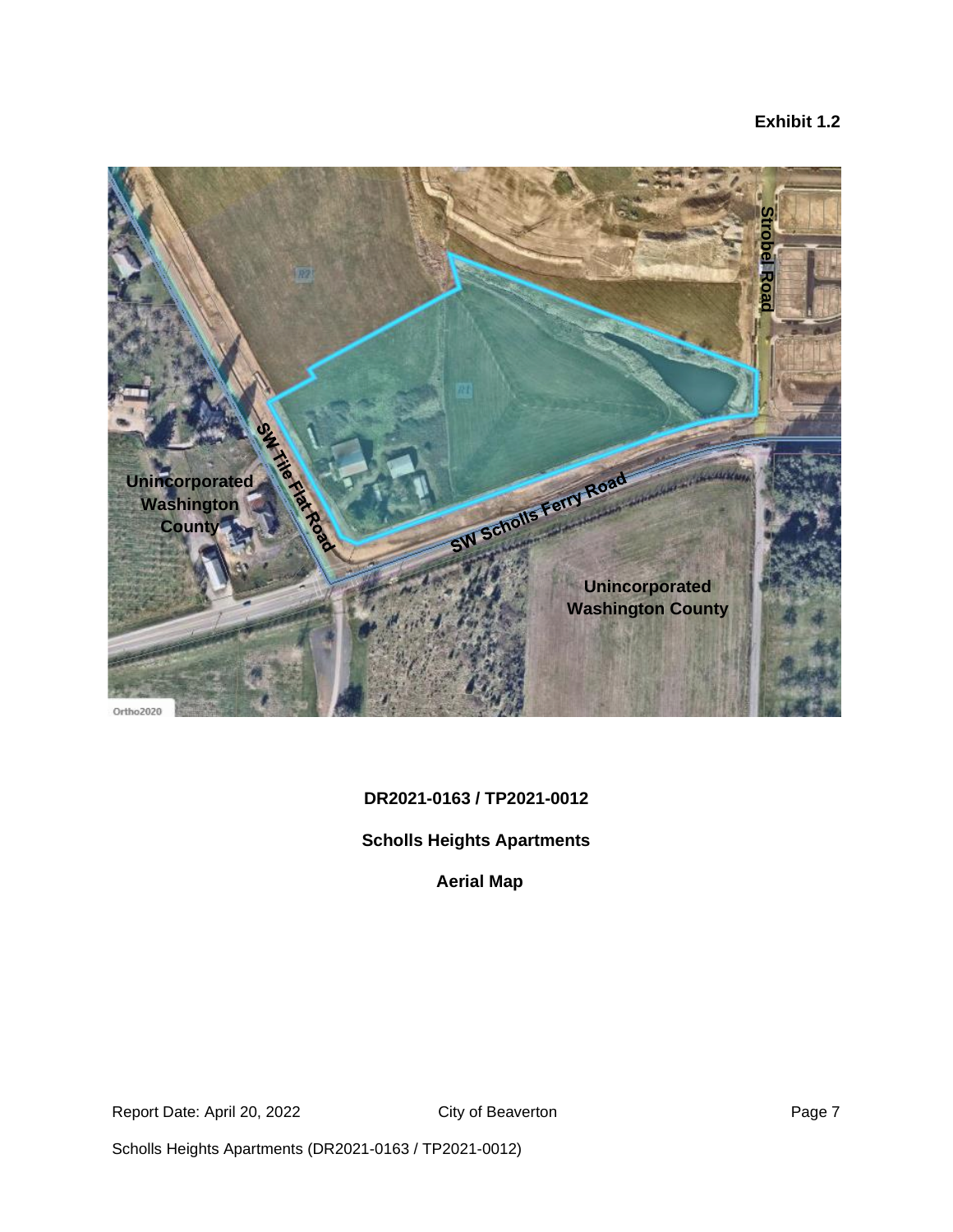**Exhibit 1.2**

Strobel Road

SW Tile Flat Road

SW Scholls Ferry Road

Unincorporated Washington County

Unincorporated Washington County

Ortho2020

**DR2021-0163 / TP2021-0012**

**Scholls Heights Apartments**

**Aerial Map**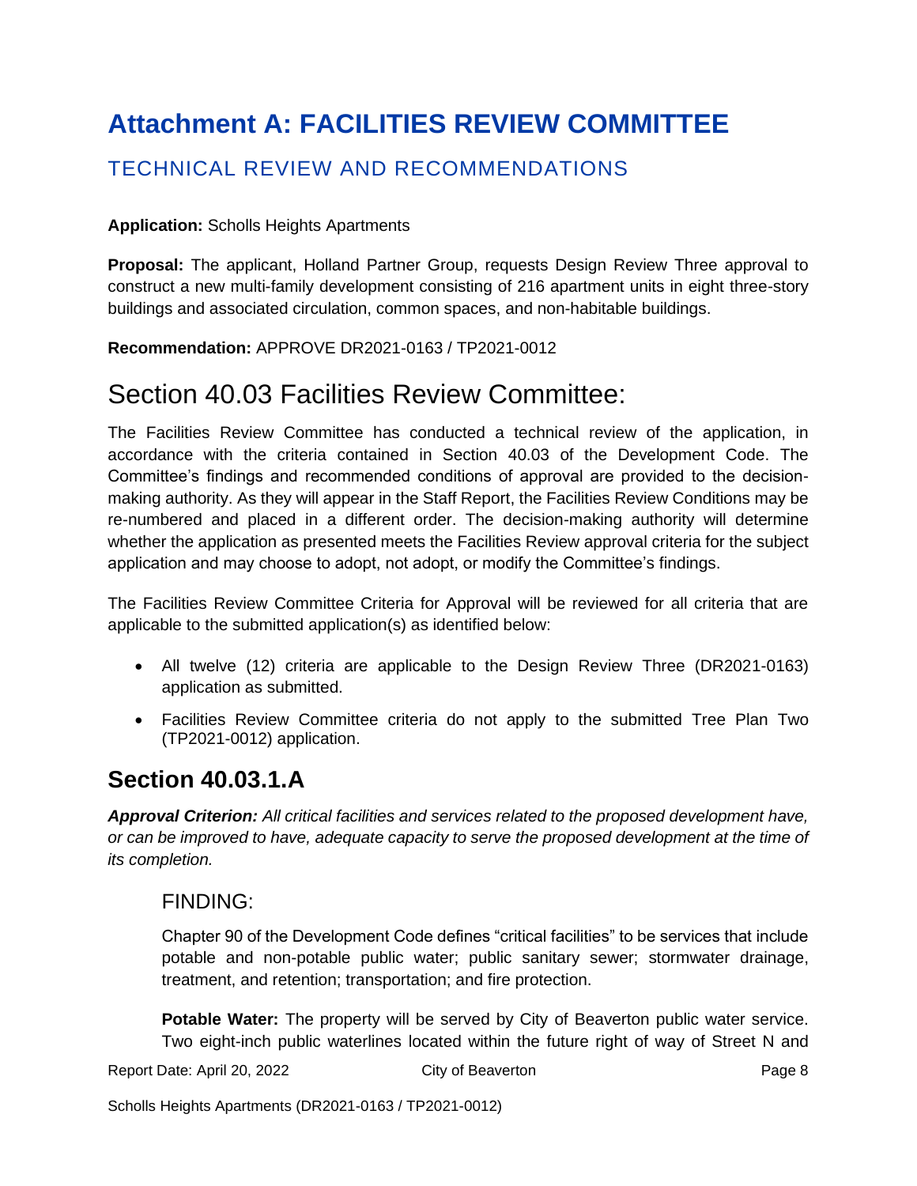# Attachment A: FACILITIES REVIEW COMMITTEE

## TECHNICAL REVIEW AND RECOMMENDATIONS

**Application:** Scholls Heights Apartments

**Proposal:** The applicant, Holland Partner Group, requests Design Review Three approval to construct a new multi-family development consisting of 216 apartment units in eight three-story buildings and associated circulation, common spaces, and non-habitable buildings.

**Recommendation:** APPROVE DR2021-0163 / TP2021-0012

# Section 40.03 Facilities Review Committee:

The Facilities Review Committee has conducted a technical review of the application, in accordance with the criteria contained in Section 40.03 of the Development Code. The Committee's findings and recommended conditions of approval are provided to the decision-making authority. As they will appear in the Staff Report, the Facilities Review Conditions may be re-numbered and placed in a different order. The decision-making authority will determine whether the application as presented meets the Facilities Review approval criteria for the subject application and may choose to adopt, not adopt, or modify the Committee's findings.

The Facilities Review Committee Criteria for Approval will be reviewed for all criteria that are applicable to the submitted application(s) as identified below:

- All twelve (12) criteria are applicable to the Design Review Three (DR2021-0163) application as submitted.
- Facilities Review Committee criteria do not apply to the submitted Tree Plan Two (TP2021-0012) application.

## Section 40.03.1.A

***Approval Criterion:*** *All critical facilities and services related to the proposed development have, or can be improved to have, adequate capacity to serve the proposed development at the time of its completion.*

### FINDING:

Chapter 90 of the Development Code defines "critical facilities" to be services that include potable and non-potable public water; public sanitary sewer; stormwater drainage, treatment, and retention; transportation; and fire protection.

**Potable Water:** The property will be served by City of Beaverton public water service. Two eight-inch public waterlines located within the future right of way of Street N and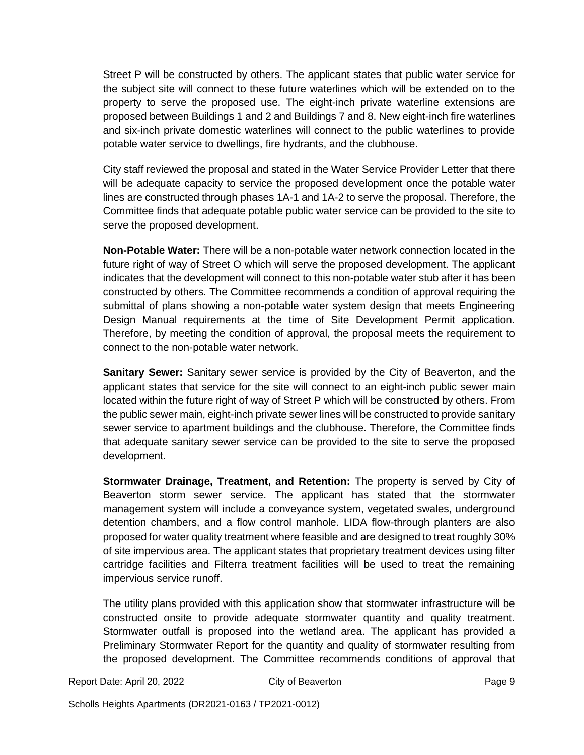Street P will be constructed by others. The applicant states that public water service for the subject site will connect to these future waterlines which will be extended on to the property to serve the proposed use. The eight-inch private waterline extensions are proposed between Buildings 1 and 2 and Buildings 7 and 8. New eight-inch fire waterlines and six-inch private domestic waterlines will connect to the public waterlines to provide potable water service to dwellings, fire hydrants, and the clubhouse.

City staff reviewed the proposal and stated in the Water Service Provider Letter that there will be adequate capacity to service the proposed development once the potable water lines are constructed through phases 1A-1 and 1A-2 to serve the proposal. Therefore, the Committee finds that adequate potable public water service can be provided to the site to serve the proposed development.

**Non-Potable Water:** There will be a non-potable water network connection located in the future right of way of Street O which will serve the proposed development. The applicant indicates that the development will connect to this non-potable water stub after it has been constructed by others. The Committee recommends a condition of approval requiring the submittal of plans showing a non-potable water system design that meets Engineering Design Manual requirements at the time of Site Development Permit application. Therefore, by meeting the condition of approval, the proposal meets the requirement to connect to the non-potable water network.

**Sanitary Sewer:** Sanitary sewer service is provided by the City of Beaverton, and the applicant states that service for the site will connect to an eight-inch public sewer main located within the future right of way of Street P which will be constructed by others. From the public sewer main, eight-inch private sewer lines will be constructed to provide sanitary sewer service to apartment buildings and the clubhouse. Therefore, the Committee finds that adequate sanitary sewer service can be provided to the site to serve the proposed development.

**Stormwater Drainage, Treatment, and Retention:** The property is served by City of Beaverton storm sewer service. The applicant has stated that the stormwater management system will include a conveyance system, vegetated swales, underground detention chambers, and a flow control manhole. LIDA flow-through planters are also proposed for water quality treatment where feasible and are designed to treat roughly 30% of site impervious area. The applicant states that proprietary treatment devices using filter cartridge facilities and Filterra treatment facilities will be used to treat the remaining impervious service runoff.

The utility plans provided with this application show that stormwater infrastructure will be constructed onsite to provide adequate stormwater quantity and quality treatment. Stormwater outfall is proposed into the wetland area. The applicant has provided a Preliminary Stormwater Report for the quantity and quality of stormwater resulting from the proposed development. The Committee recommends conditions of approval that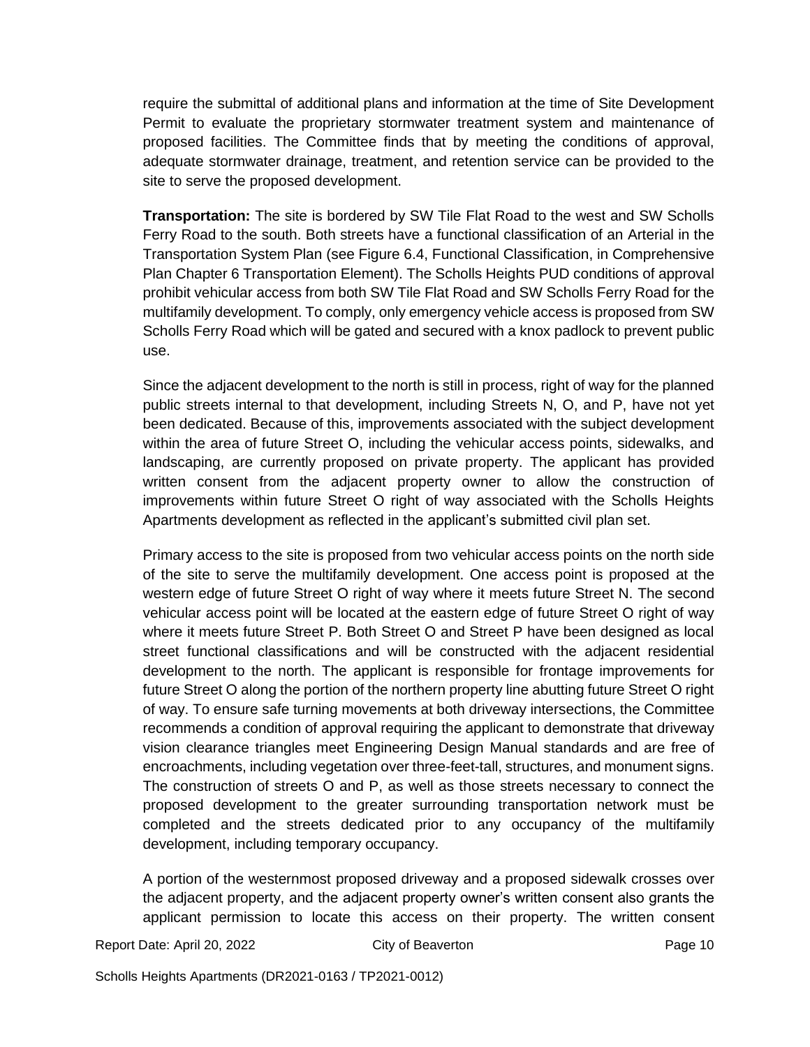require the submittal of additional plans and information at the time of Site Development Permit to evaluate the proprietary stormwater treatment system and maintenance of proposed facilities. The Committee finds that by meeting the conditions of approval, adequate stormwater drainage, treatment, and retention service can be provided to the site to serve the proposed development.

**Transportation:** The site is bordered by SW Tile Flat Road to the west and SW Scholls Ferry Road to the south. Both streets have a functional classification of an Arterial in the Transportation System Plan (see Figure 6.4, Functional Classification, in Comprehensive Plan Chapter 6 Transportation Element). The Scholls Heights PUD conditions of approval prohibit vehicular access from both SW Tile Flat Road and SW Scholls Ferry Road for the multifamily development. To comply, only emergency vehicle access is proposed from SW Scholls Ferry Road which will be gated and secured with a knox padlock to prevent public use.

Since the adjacent development to the north is still in process, right of way for the planned public streets internal to that development, including Streets N, O, and P, have not yet been dedicated. Because of this, improvements associated with the subject development within the area of future Street O, including the vehicular access points, sidewalks, and landscaping, are currently proposed on private property. The applicant has provided written consent from the adjacent property owner to allow the construction of improvements within future Street O right of way associated with the Scholls Heights Apartments development as reflected in the applicant's submitted civil plan set.

Primary access to the site is proposed from two vehicular access points on the north side of the site to serve the multifamily development. One access point is proposed at the western edge of future Street O right of way where it meets future Street N. The second vehicular access point will be located at the eastern edge of future Street O right of way where it meets future Street P. Both Street O and Street P have been designed as local street functional classifications and will be constructed with the adjacent residential development to the north. The applicant is responsible for frontage improvements for future Street O along the portion of the northern property line abutting future Street O right of way. To ensure safe turning movements at both driveway intersections, the Committee recommends a condition of approval requiring the applicant to demonstrate that driveway vision clearance triangles meet Engineering Design Manual standards and are free of encroachments, including vegetation over three-feet-tall, structures, and monument signs. The construction of streets O and P, as well as those streets necessary to connect the proposed development to the greater surrounding transportation network must be completed and the streets dedicated prior to any occupancy of the multifamily development, including temporary occupancy.

A portion of the westernmost proposed driveway and a proposed sidewalk crosses over the adjacent property, and the adjacent property owner's written consent also grants the applicant permission to locate this access on their property. The written consent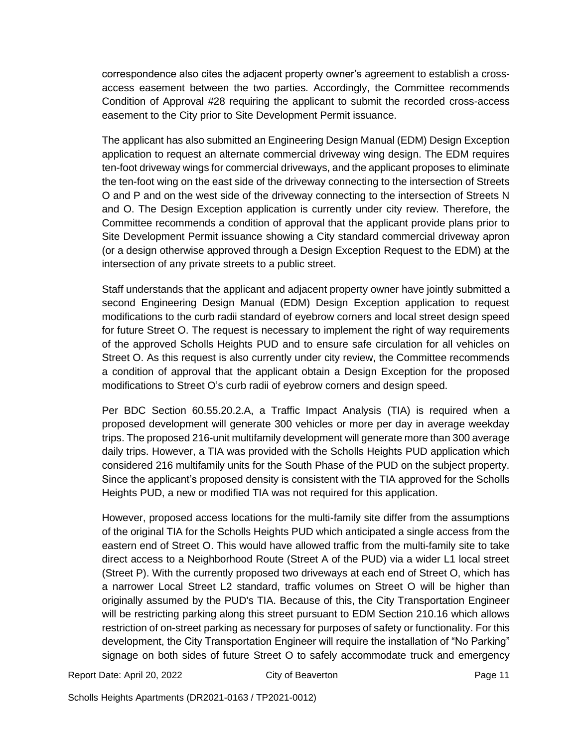correspondence also cites the adjacent property owner's agreement to establish a cross-access easement between the two parties. Accordingly, the Committee recommends Condition of Approval #28 requiring the applicant to submit the recorded cross-access easement to the City prior to Site Development Permit issuance.

The applicant has also submitted an Engineering Design Manual (EDM) Design Exception application to request an alternate commercial driveway wing design. The EDM requires ten-foot driveway wings for commercial driveways, and the applicant proposes to eliminate the ten-foot wing on the east side of the driveway connecting to the intersection of Streets O and P and on the west side of the driveway connecting to the intersection of Streets N and O. The Design Exception application is currently under city review. Therefore, the Committee recommends a condition of approval that the applicant provide plans prior to Site Development Permit issuance showing a City standard commercial driveway apron (or a design otherwise approved through a Design Exception Request to the EDM) at the intersection of any private streets to a public street.

Staff understands that the applicant and adjacent property owner have jointly submitted a second Engineering Design Manual (EDM) Design Exception application to request modifications to the curb radii standard of eyebrow corners and local street design speed for future Street O. The request is necessary to implement the right of way requirements of the approved Scholls Heights PUD and to ensure safe circulation for all vehicles on Street O. As this request is also currently under city review, the Committee recommends a condition of approval that the applicant obtain a Design Exception for the proposed modifications to Street O's curb radii of eyebrow corners and design speed.

Per BDC Section 60.55.20.2.A, a Traffic Impact Analysis (TIA) is required when a proposed development will generate 300 vehicles or more per day in average weekday trips. The proposed 216-unit multifamily development will generate more than 300 average daily trips. However, a TIA was provided with the Scholls Heights PUD application which considered 216 multifamily units for the South Phase of the PUD on the subject property. Since the applicant's proposed density is consistent with the TIA approved for the Scholls Heights PUD, a new or modified TIA was not required for this application.

However, proposed access locations for the multi-family site differ from the assumptions of the original TIA for the Scholls Heights PUD which anticipated a single access from the eastern end of Street O. This would have allowed traffic from the multi-family site to take direct access to a Neighborhood Route (Street A of the PUD) via a wider L1 local street (Street P). With the currently proposed two driveways at each end of Street O, which has a narrower Local Street L2 standard, traffic volumes on Street O will be higher than originally assumed by the PUD's TIA. Because of this, the City Transportation Engineer will be restricting parking along this street pursuant to EDM Section 210.16 which allows restriction of on-street parking as necessary for purposes of safety or functionality. For this development, the City Transportation Engineer will require the installation of "No Parking" signage on both sides of future Street O to safely accommodate truck and emergency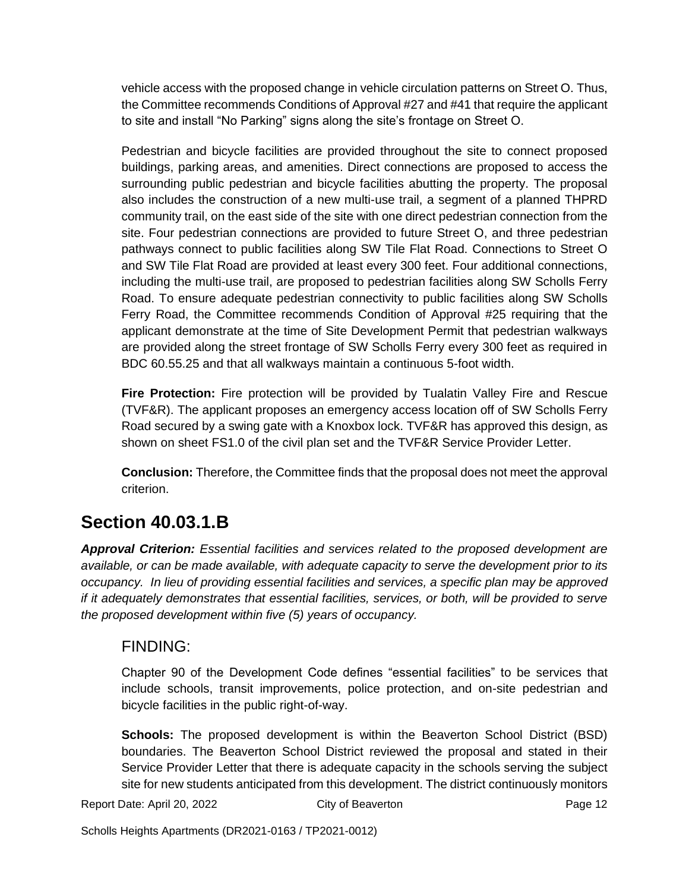vehicle access with the proposed change in vehicle circulation patterns on Street O. Thus, the Committee recommends Conditions of Approval #27 and #41 that require the applicant to site and install "No Parking" signs along the site's frontage on Street O.

Pedestrian and bicycle facilities are provided throughout the site to connect proposed buildings, parking areas, and amenities. Direct connections are proposed to access the surrounding public pedestrian and bicycle facilities abutting the property. The proposal also includes the construction of a new multi-use trail, a segment of a planned THPRD community trail, on the east side of the site with one direct pedestrian connection from the site. Four pedestrian connections are provided to future Street O, and three pedestrian pathways connect to public facilities along SW Tile Flat Road. Connections to Street O and SW Tile Flat Road are provided at least every 300 feet. Four additional connections, including the multi-use trail, are proposed to pedestrian facilities along SW Scholls Ferry Road. To ensure adequate pedestrian connectivity to public facilities along SW Scholls Ferry Road, the Committee recommends Condition of Approval #25 requiring that the applicant demonstrate at the time of Site Development Permit that pedestrian walkways are provided along the street frontage of SW Scholls Ferry every 300 feet as required in BDC 60.55.25 and that all walkways maintain a continuous 5-foot width.

**Fire Protection:** Fire protection will be provided by Tualatin Valley Fire and Rescue (TVF&R). The applicant proposes an emergency access location off of SW Scholls Ferry Road secured by a swing gate with a Knoxbox lock. TVF&R has approved this design, as shown on sheet FS1.0 of the civil plan set and the TVF&R Service Provider Letter.

**Conclusion:** Therefore, the Committee finds that the proposal does not meet the approval criterion.

## Section 40.03.1.B

***Approval Criterion:*** *Essential facilities and services related to the proposed development are available, or can be made available, with adequate capacity to serve the development prior to its occupancy. In lieu of providing essential facilities and services, a specific plan may be approved if it adequately demonstrates that essential facilities, services, or both, will be provided to serve the proposed development within five (5) years of occupancy.*

### FINDING:

Chapter 90 of the Development Code defines "essential facilities" to be services that include schools, transit improvements, police protection, and on-site pedestrian and bicycle facilities in the public right-of-way.

**Schools:** The proposed development is within the Beaverton School District (BSD) boundaries. The Beaverton School District reviewed the proposal and stated in their Service Provider Letter that there is adequate capacity in the schools serving the subject site for new students anticipated from this development. The district continuously monitors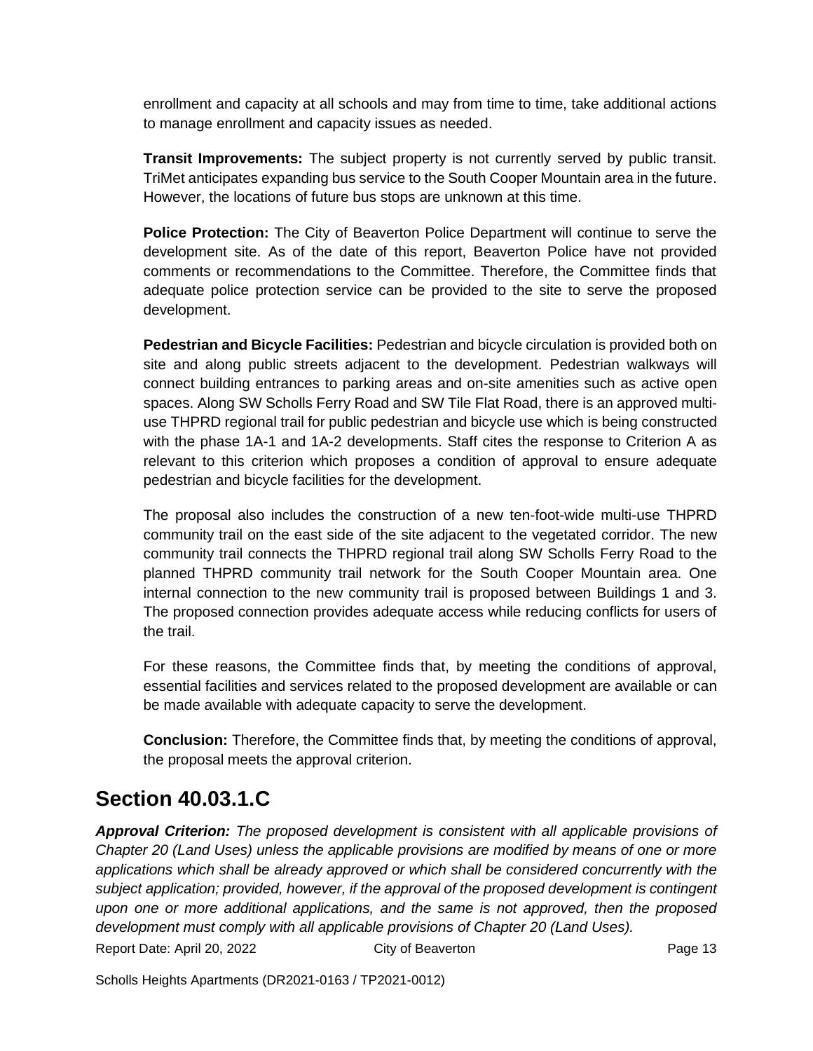enrollment and capacity at all schools and may from time to time, take additional actions to manage enrollment and capacity issues as needed.

**Transit Improvements:** The subject property is not currently served by public transit. TriMet anticipates expanding bus service to the South Cooper Mountain area in the future. However, the locations of future bus stops are unknown at this time.

**Police Protection:** The City of Beaverton Police Department will continue to serve the development site. As of the date of this report, Beaverton Police have not provided comments or recommendations to the Committee. Therefore, the Committee finds that adequate police protection service can be provided to the site to serve the proposed development.

**Pedestrian and Bicycle Facilities:** Pedestrian and bicycle circulation is provided both on site and along public streets adjacent to the development. Pedestrian walkways will connect building entrances to parking areas and on-site amenities such as active open spaces. Along SW Scholls Ferry Road and SW Tile Flat Road, there is an approved multi-use THPRD regional trail for public pedestrian and bicycle use which is being constructed with the phase 1A-1 and 1A-2 developments. Staff cites the response to Criterion A as relevant to this criterion which proposes a condition of approval to ensure adequate pedestrian and bicycle facilities for the development.

The proposal also includes the construction of a new ten-foot-wide multi-use THPRD community trail on the east side of the site adjacent to the vegetated corridor. The new community trail connects the THPRD regional trail along SW Scholls Ferry Road to the planned THPRD community trail network for the South Cooper Mountain area. One internal connection to the new community trail is proposed between Buildings 1 and 3. The proposed connection provides adequate access while reducing conflicts for users of the trail.

For these reasons, the Committee finds that, by meeting the conditions of approval, essential facilities and services related to the proposed development are available or can be made available with adequate capacity to serve the development.

**Conclusion:** Therefore, the Committee finds that, by meeting the conditions of approval, the proposal meets the approval criterion.

## Section 40.03.1.C

***Approval Criterion:*** *The proposed development is consistent with all applicable provisions of Chapter 20 (Land Uses) unless the applicable provisions are modified by means of one or more applications which shall be already approved or which shall be considered concurrently with the subject application; provided, however, if the approval of the proposed development is contingent upon one or more additional applications, and the same is not approved, then the proposed development must comply with all applicable provisions of Chapter 20 (Land Uses).*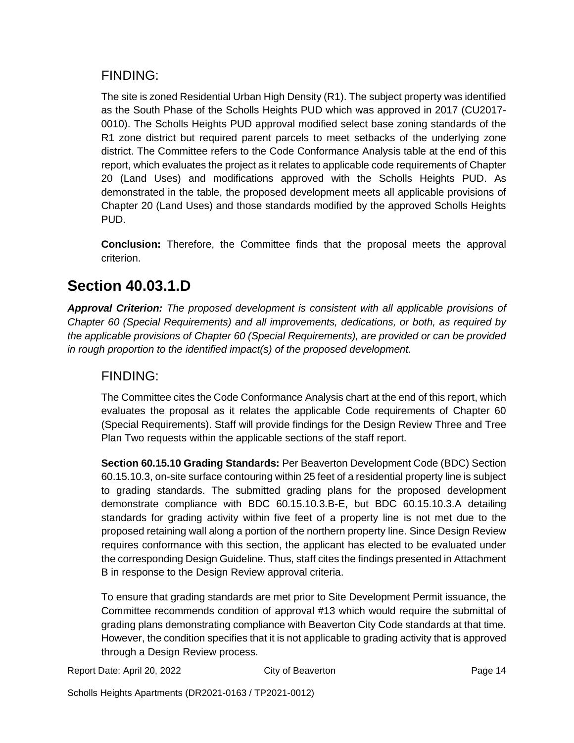### FINDING:

The site is zoned Residential Urban High Density (R1). The subject property was identified as the South Phase of the Scholls Heights PUD which was approved in 2017 (CU2017-0010). The Scholls Heights PUD approval modified select base zoning standards of the R1 zone district but required parent parcels to meet setbacks of the underlying zone district. The Committee refers to the Code Conformance Analysis table at the end of this report, which evaluates the project as it relates to applicable code requirements of Chapter 20 (Land Uses) and modifications approved with the Scholls Heights PUD. As demonstrated in the table, the proposed development meets all applicable provisions of Chapter 20 (Land Uses) and those standards modified by the approved Scholls Heights PUD.

**Conclusion:** Therefore, the Committee finds that the proposal meets the approval criterion.

## Section 40.03.1.D

***Approval Criterion:*** *The proposed development is consistent with all applicable provisions of Chapter 60 (Special Requirements) and all improvements, dedications, or both, as required by the applicable provisions of Chapter 60 (Special Requirements), are provided or can be provided in rough proportion to the identified impact(s) of the proposed development.*

### FINDING:

The Committee cites the Code Conformance Analysis chart at the end of this report, which evaluates the proposal as it relates the applicable Code requirements of Chapter 60 (Special Requirements). Staff will provide findings for the Design Review Three and Tree Plan Two requests within the applicable sections of the staff report.

**Section 60.15.10 Grading Standards:** Per Beaverton Development Code (BDC) Section 60.15.10.3, on-site surface contouring within 25 feet of a residential property line is subject to grading standards. The submitted grading plans for the proposed development demonstrate compliance with BDC 60.15.10.3.B-E, but BDC 60.15.10.3.A detailing standards for grading activity within five feet of a property line is not met due to the proposed retaining wall along a portion of the northern property line. Since Design Review requires conformance with this section, the applicant has elected to be evaluated under the corresponding Design Guideline. Thus, staff cites the findings presented in Attachment B in response to the Design Review approval criteria.

To ensure that grading standards are met prior to Site Development Permit issuance, the Committee recommends condition of approval #13 which would require the submittal of grading plans demonstrating compliance with Beaverton City Code standards at that time. However, the condition specifies that it is not applicable to grading activity that is approved through a Design Review process.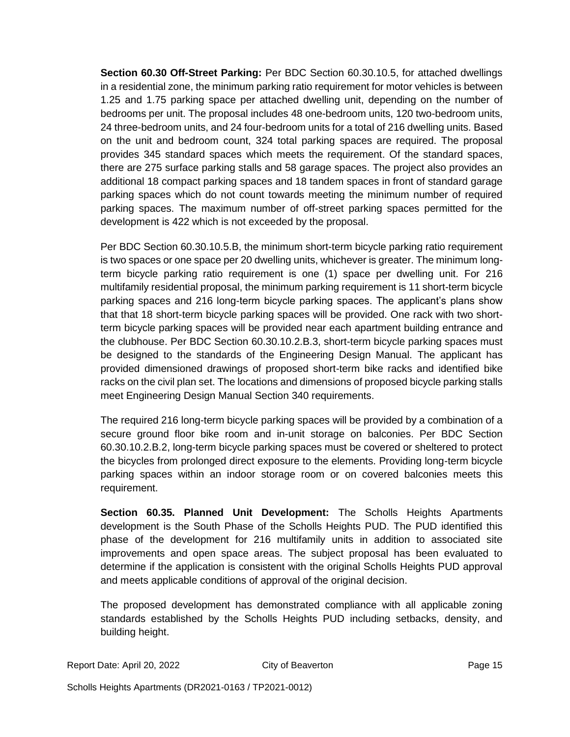**Section 60.30 Off-Street Parking:** Per BDC Section 60.30.10.5, for attached dwellings in a residential zone, the minimum parking ratio requirement for motor vehicles is between 1.25 and 1.75 parking space per attached dwelling unit, depending on the number of bedrooms per unit. The proposal includes 48 one-bedroom units, 120 two-bedroom units, 24 three-bedroom units, and 24 four-bedroom units for a total of 216 dwelling units. Based on the unit and bedroom count, 324 total parking spaces are required. The proposal provides 345 standard spaces which meets the requirement. Of the standard spaces, there are 275 surface parking stalls and 58 garage spaces. The project also provides an additional 18 compact parking spaces and 18 tandem spaces in front of standard garage parking spaces which do not count towards meeting the minimum number of required parking spaces. The maximum number of off-street parking spaces permitted for the development is 422 which is not exceeded by the proposal.

Per BDC Section 60.30.10.5.B, the minimum short-term bicycle parking ratio requirement is two spaces or one space per 20 dwelling units, whichever is greater. The minimum long-term bicycle parking ratio requirement is one (1) space per dwelling unit. For 216 multifamily residential proposal, the minimum parking requirement is 11 short-term bicycle parking spaces and 216 long-term bicycle parking spaces. The applicant's plans show that that 18 short-term bicycle parking spaces will be provided. One rack with two short-term bicycle parking spaces will be provided near each apartment building entrance and the clubhouse. Per BDC Section 60.30.10.2.B.3, short-term bicycle parking spaces must be designed to the standards of the Engineering Design Manual. The applicant has provided dimensioned drawings of proposed short-term bike racks and identified bike racks on the civil plan set. The locations and dimensions of proposed bicycle parking stalls meet Engineering Design Manual Section 340 requirements.

The required 216 long-term bicycle parking spaces will be provided by a combination of a secure ground floor bike room and in-unit storage on balconies. Per BDC Section 60.30.10.2.B.2, long-term bicycle parking spaces must be covered or sheltered to protect the bicycles from prolonged direct exposure to the elements. Providing long-term bicycle parking spaces within an indoor storage room or on covered balconies meets this requirement.

**Section 60.35. Planned Unit Development:** The Scholls Heights Apartments development is the South Phase of the Scholls Heights PUD. The PUD identified this phase of the development for 216 multifamily units in addition to associated site improvements and open space areas. The subject proposal has been evaluated to determine if the application is consistent with the original Scholls Heights PUD approval and meets applicable conditions of approval of the original decision.

The proposed development has demonstrated compliance with all applicable zoning standards established by the Scholls Heights PUD including setbacks, density, and building height.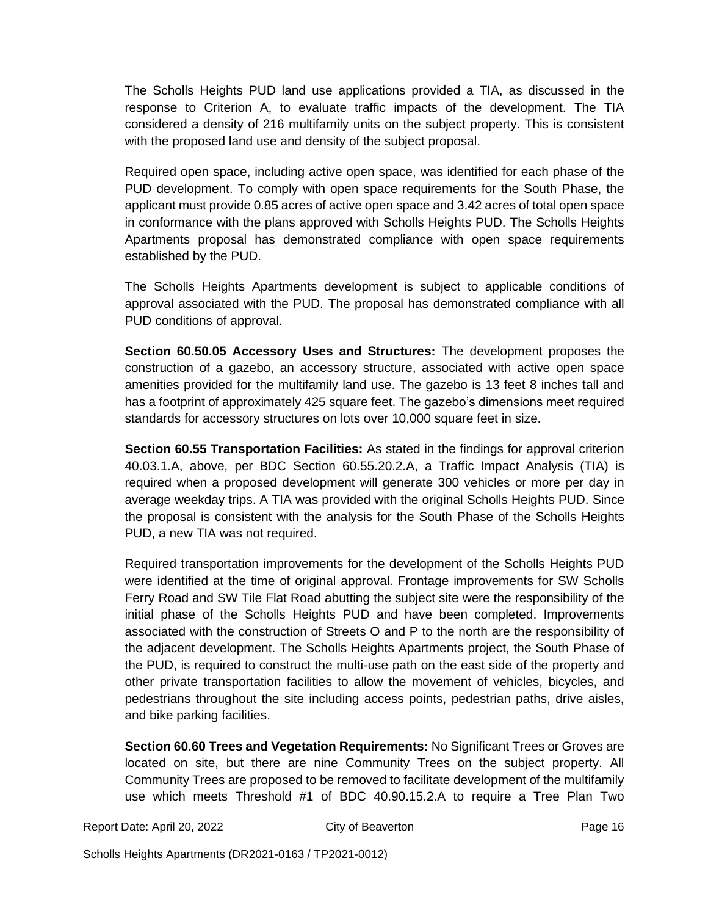The Scholls Heights PUD land use applications provided a TIA, as discussed in the response to Criterion A, to evaluate traffic impacts of the development. The TIA considered a density of 216 multifamily units on the subject property. This is consistent with the proposed land use and density of the subject proposal.

Required open space, including active open space, was identified for each phase of the PUD development. To comply with open space requirements for the South Phase, the applicant must provide 0.85 acres of active open space and 3.42 acres of total open space in conformance with the plans approved with Scholls Heights PUD. The Scholls Heights Apartments proposal has demonstrated compliance with open space requirements established by the PUD.

The Scholls Heights Apartments development is subject to applicable conditions of approval associated with the PUD. The proposal has demonstrated compliance with all PUD conditions of approval.

**Section 60.50.05 Accessory Uses and Structures:** The development proposes the construction of a gazebo, an accessory structure, associated with active open space amenities provided for the multifamily land use. The gazebo is 13 feet 8 inches tall and has a footprint of approximately 425 square feet. The gazebo's dimensions meet required standards for accessory structures on lots over 10,000 square feet in size.

**Section 60.55 Transportation Facilities:** As stated in the findings for approval criterion 40.03.1.A, above, per BDC Section 60.55.20.2.A, a Traffic Impact Analysis (TIA) is required when a proposed development will generate 300 vehicles or more per day in average weekday trips. A TIA was provided with the original Scholls Heights PUD. Since the proposal is consistent with the analysis for the South Phase of the Scholls Heights PUD, a new TIA was not required.

Required transportation improvements for the development of the Scholls Heights PUD were identified at the time of original approval. Frontage improvements for SW Scholls Ferry Road and SW Tile Flat Road abutting the subject site were the responsibility of the initial phase of the Scholls Heights PUD and have been completed. Improvements associated with the construction of Streets O and P to the north are the responsibility of the adjacent development. The Scholls Heights Apartments project, the South Phase of the PUD, is required to construct the multi-use path on the east side of the property and other private transportation facilities to allow the movement of vehicles, bicycles, and pedestrians throughout the site including access points, pedestrian paths, drive aisles, and bike parking facilities.

**Section 60.60 Trees and Vegetation Requirements:** No Significant Trees or Groves are located on site, but there are nine Community Trees on the subject property. All Community Trees are proposed to be removed to facilitate development of the multifamily use which meets Threshold #1 of BDC 40.90.15.2.A to require a Tree Plan Two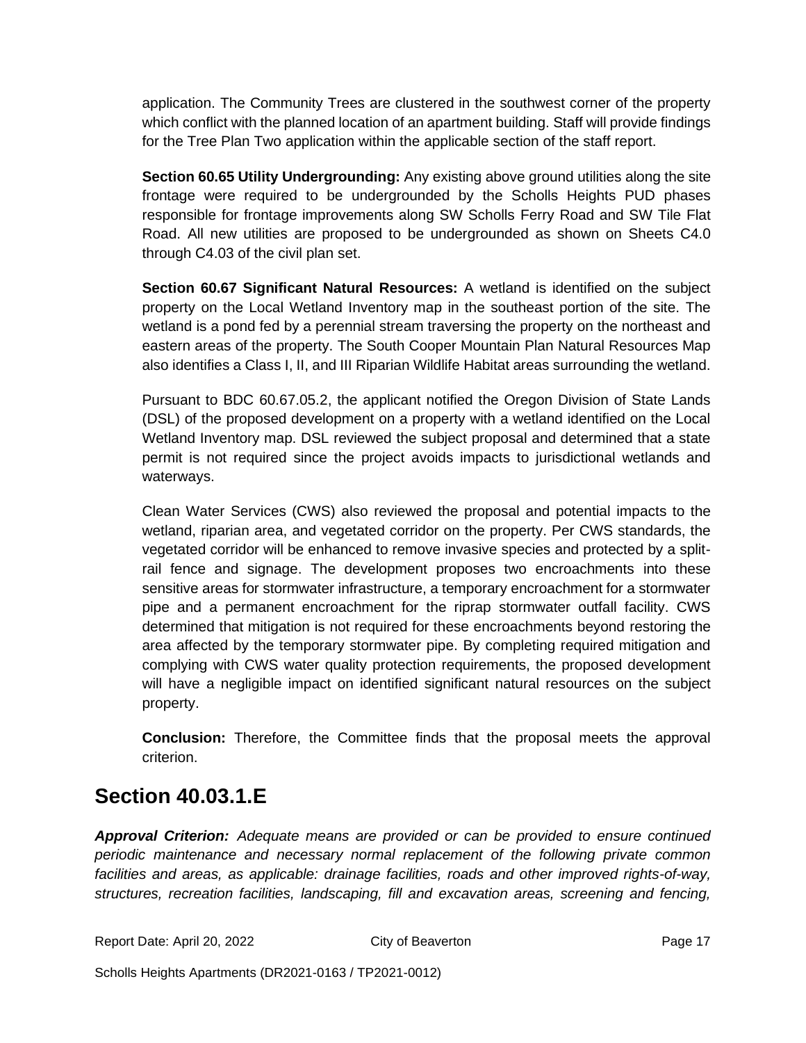application. The Community Trees are clustered in the southwest corner of the property which conflict with the planned location of an apartment building. Staff will provide findings for the Tree Plan Two application within the applicable section of the staff report.

**Section 60.65 Utility Undergrounding:** Any existing above ground utilities along the site frontage were required to be undergrounded by the Scholls Heights PUD phases responsible for frontage improvements along SW Scholls Ferry Road and SW Tile Flat Road. All new utilities are proposed to be undergrounded as shown on Sheets C4.0 through C4.03 of the civil plan set.

**Section 60.67 Significant Natural Resources:** A wetland is identified on the subject property on the Local Wetland Inventory map in the southeast portion of the site. The wetland is a pond fed by a perennial stream traversing the property on the northeast and eastern areas of the property. The South Cooper Mountain Plan Natural Resources Map also identifies a Class I, II, and III Riparian Wildlife Habitat areas surrounding the wetland.

Pursuant to BDC 60.67.05.2, the applicant notified the Oregon Division of State Lands (DSL) of the proposed development on a property with a wetland identified on the Local Wetland Inventory map. DSL reviewed the subject proposal and determined that a state permit is not required since the project avoids impacts to jurisdictional wetlands and waterways.

Clean Water Services (CWS) also reviewed the proposal and potential impacts to the wetland, riparian area, and vegetated corridor on the property. Per CWS standards, the vegetated corridor will be enhanced to remove invasive species and protected by a split-rail fence and signage. The development proposes two encroachments into these sensitive areas for stormwater infrastructure, a temporary encroachment for a stormwater pipe and a permanent encroachment for the riprap stormwater outfall facility. CWS determined that mitigation is not required for these encroachments beyond restoring the area affected by the temporary stormwater pipe. By completing required mitigation and complying with CWS water quality protection requirements, the proposed development will have a negligible impact on identified significant natural resources on the subject property.

**Conclusion:** Therefore, the Committee finds that the proposal meets the approval criterion.

## Section 40.03.1.E

***Approval Criterion:*** *Adequate means are provided or can be provided to ensure continued periodic maintenance and necessary normal replacement of the following private common facilities and areas, as applicable: drainage facilities, roads and other improved rights-of-way, structures, recreation facilities, landscaping, fill and excavation areas, screening and fencing,*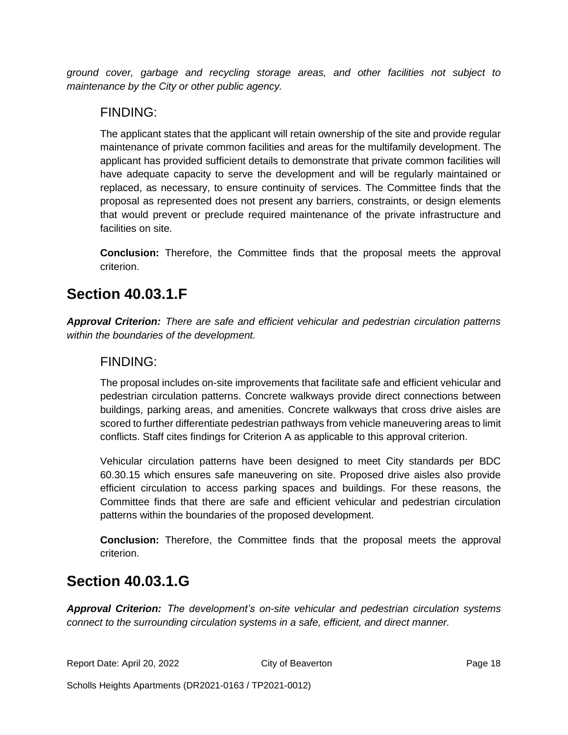*ground cover, garbage and recycling storage areas, and other facilities not subject to maintenance by the City or other public agency.*

### FINDING:

The applicant states that the applicant will retain ownership of the site and provide regular maintenance of private common facilities and areas for the multifamily development. The applicant has provided sufficient details to demonstrate that private common facilities will have adequate capacity to serve the development and will be regularly maintained or replaced, as necessary, to ensure continuity of services. The Committee finds that the proposal as represented does not present any barriers, constraints, or design elements that would prevent or preclude required maintenance of the private infrastructure and facilities on site.

**Conclusion:** Therefore, the Committee finds that the proposal meets the approval criterion.

## Section 40.03.1.F

***Approval Criterion:*** *There are safe and efficient vehicular and pedestrian circulation patterns within the boundaries of the development.*

### FINDING:

The proposal includes on-site improvements that facilitate safe and efficient vehicular and pedestrian circulation patterns. Concrete walkways provide direct connections between buildings, parking areas, and amenities. Concrete walkways that cross drive aisles are scored to further differentiate pedestrian pathways from vehicle maneuvering areas to limit conflicts. Staff cites findings for Criterion A as applicable to this approval criterion.

Vehicular circulation patterns have been designed to meet City standards per BDC 60.30.15 which ensures safe maneuvering on site. Proposed drive aisles also provide efficient circulation to access parking spaces and buildings. For these reasons, the Committee finds that there are safe and efficient vehicular and pedestrian circulation patterns within the boundaries of the proposed development.

**Conclusion:** Therefore, the Committee finds that the proposal meets the approval criterion.

## Section 40.03.1.G

***Approval Criterion:*** *The development's on-site vehicular and pedestrian circulation systems connect to the surrounding circulation systems in a safe, efficient, and direct manner.*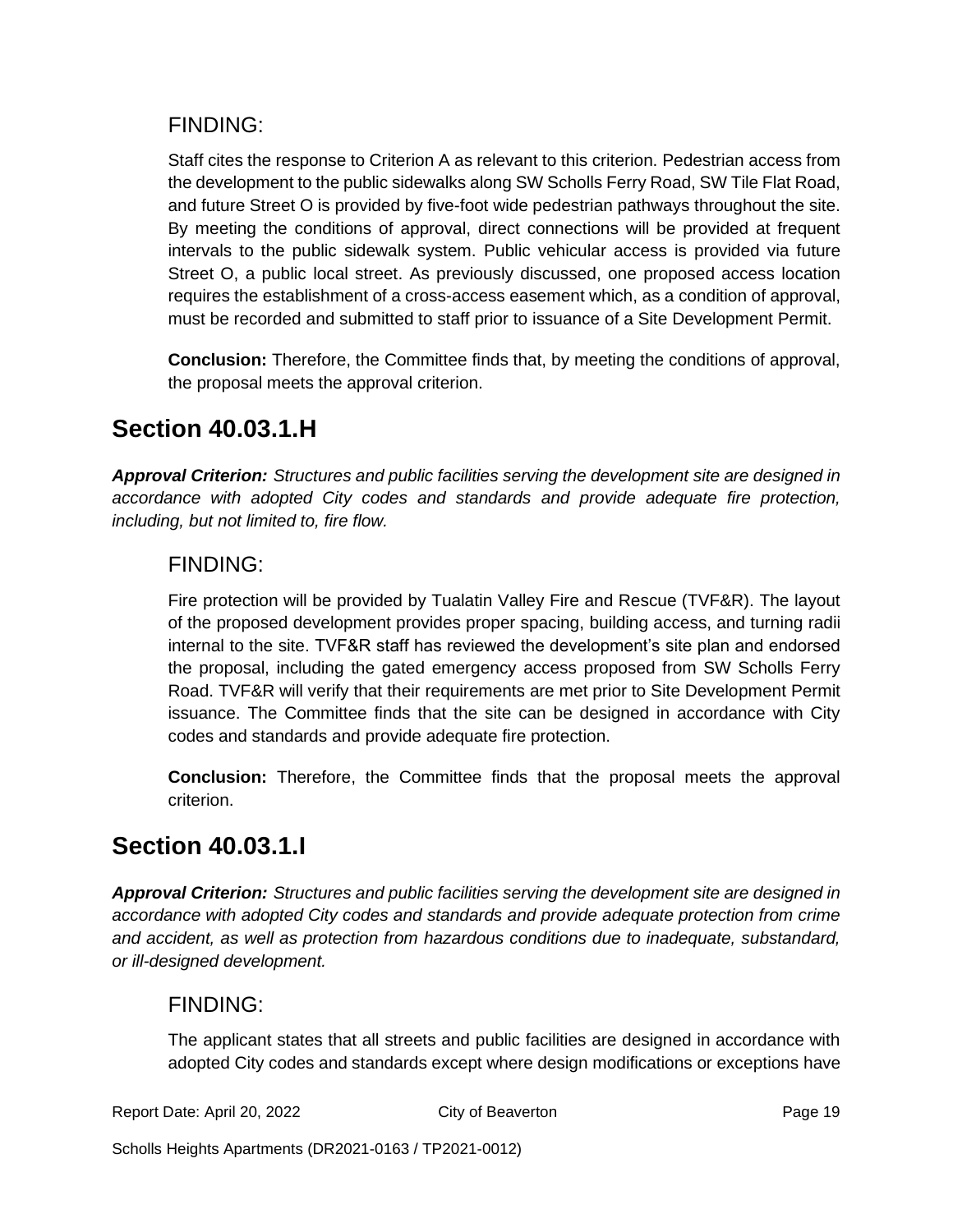### FINDING:

Staff cites the response to Criterion A as relevant to this criterion. Pedestrian access from the development to the public sidewalks along SW Scholls Ferry Road, SW Tile Flat Road, and future Street O is provided by five-foot wide pedestrian pathways throughout the site. By meeting the conditions of approval, direct connections will be provided at frequent intervals to the public sidewalk system. Public vehicular access is provided via future Street O, a public local street. As previously discussed, one proposed access location requires the establishment of a cross-access easement which, as a condition of approval, must be recorded and submitted to staff prior to issuance of a Site Development Permit.

**Conclusion:** Therefore, the Committee finds that, by meeting the conditions of approval, the proposal meets the approval criterion.

## Section 40.03.1.H

***Approval Criterion:*** *Structures and public facilities serving the development site are designed in accordance with adopted City codes and standards and provide adequate fire protection, including, but not limited to, fire flow.*

### FINDING:

Fire protection will be provided by Tualatin Valley Fire and Rescue (TVF&R). The layout of the proposed development provides proper spacing, building access, and turning radii internal to the site. TVF&R staff has reviewed the development's site plan and endorsed the proposal, including the gated emergency access proposed from SW Scholls Ferry Road. TVF&R will verify that their requirements are met prior to Site Development Permit issuance. The Committee finds that the site can be designed in accordance with City codes and standards and provide adequate fire protection.

**Conclusion:** Therefore, the Committee finds that the proposal meets the approval criterion.

## Section 40.03.1.I

***Approval Criterion:*** *Structures and public facilities serving the development site are designed in accordance with adopted City codes and standards and provide adequate protection from crime and accident, as well as protection from hazardous conditions due to inadequate, substandard, or ill-designed development.*

### FINDING:

The applicant states that all streets and public facilities are designed in accordance with adopted City codes and standards except where design modifications or exceptions have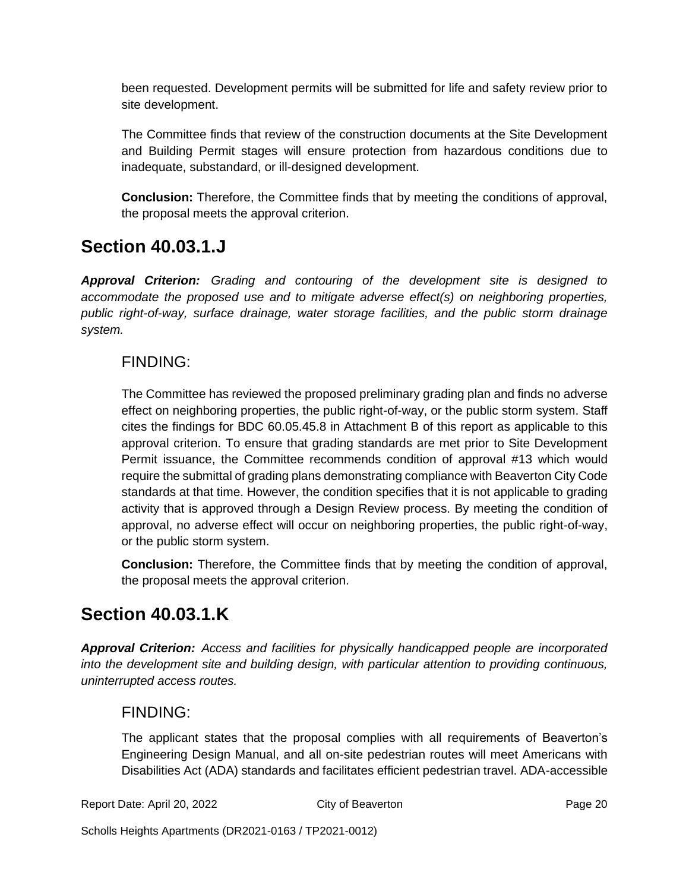been requested. Development permits will be submitted for life and safety review prior to site development.

The Committee finds that review of the construction documents at the Site Development and Building Permit stages will ensure protection from hazardous conditions due to inadequate, substandard, or ill-designed development.

**Conclusion:** Therefore, the Committee finds that by meeting the conditions of approval, the proposal meets the approval criterion.

## Section 40.03.1.J

***Approval Criterion:*** *Grading and contouring of the development site is designed to accommodate the proposed use and to mitigate adverse effect(s) on neighboring properties, public right-of-way, surface drainage, water storage facilities, and the public storm drainage system.*

### FINDING:

The Committee has reviewed the proposed preliminary grading plan and finds no adverse effect on neighboring properties, the public right-of-way, or the public storm system. Staff cites the findings for BDC 60.05.45.8 in Attachment B of this report as applicable to this approval criterion. To ensure that grading standards are met prior to Site Development Permit issuance, the Committee recommends condition of approval #13 which would require the submittal of grading plans demonstrating compliance with Beaverton City Code standards at that time. However, the condition specifies that it is not applicable to grading activity that is approved through a Design Review process. By meeting the condition of approval, no adverse effect will occur on neighboring properties, the public right-of-way, or the public storm system.

**Conclusion:** Therefore, the Committee finds that by meeting the condition of approval, the proposal meets the approval criterion.

## Section 40.03.1.K

***Approval Criterion:*** *Access and facilities for physically handicapped people are incorporated into the development site and building design, with particular attention to providing continuous, uninterrupted access routes.*

### FINDING:

The applicant states that the proposal complies with all requirements of Beaverton's Engineering Design Manual, and all on-site pedestrian routes will meet Americans with Disabilities Act (ADA) standards and facilitates efficient pedestrian travel. ADA-accessible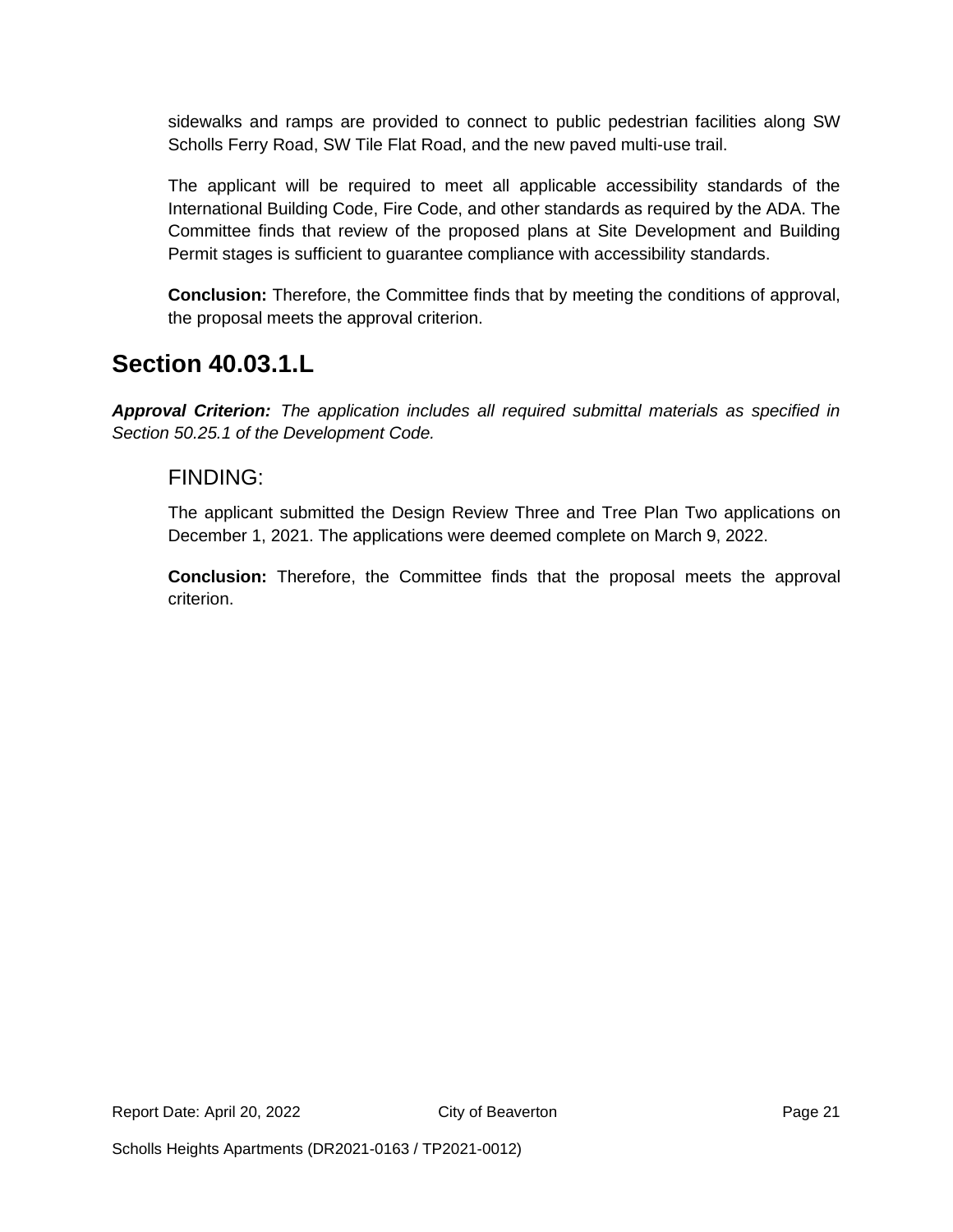sidewalks and ramps are provided to connect to public pedestrian facilities along SW Scholls Ferry Road, SW Tile Flat Road, and the new paved multi-use trail.

The applicant will be required to meet all applicable accessibility standards of the International Building Code, Fire Code, and other standards as required by the ADA. The Committee finds that review of the proposed plans at Site Development and Building Permit stages is sufficient to guarantee compliance with accessibility standards.

**Conclusion:** Therefore, the Committee finds that by meeting the conditions of approval, the proposal meets the approval criterion.

## Section 40.03.1.L

***Approval Criterion:*** *The application includes all required submittal materials as specified in Section 50.25.1 of the Development Code.*

### FINDING:

The applicant submitted the Design Review Three and Tree Plan Two applications on December 1, 2021. The applications were deemed complete on March 9, 2022.

**Conclusion:** Therefore, the Committee finds that the proposal meets the approval criterion.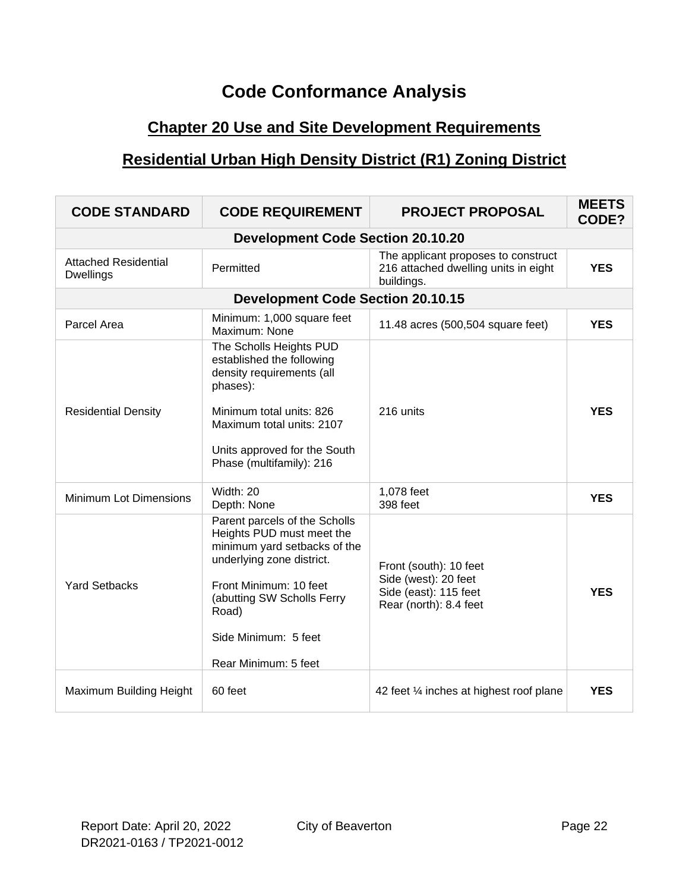# Code Conformance Analysis

## Chapter 20 Use and Site Development Requirements

## Residential Urban High Density District (R1) Zoning District

| CODE STANDARD | CODE REQUIREMENT | PROJECT PROPOSAL | MEETS CODE? |
|---|---|---|---|
| **Development Code Section 20.10.20** | | | |
| Attached Residential Dwellings | Permitted | The applicant proposes to construct 216 attached dwelling units in eight buildings. | **YES** |
| **Development Code Section 20.10.15** | | | |
| Parcel Area | Minimum: 1,000 square feet<br>Maximum: None | 11.48 acres (500,504 square feet) | **YES** |
| Residential Density | The Scholls Heights PUD established the following density requirements (all phases):<br><br>Minimum total units: 826<br>Maximum total units: 2107<br><br>Units approved for the South Phase (multifamily): 216 | 216 units | **YES** |
| Minimum Lot Dimensions | Width: 20<br>Depth: None | 1,078 feet<br>398 feet | **YES** |
| Yard Setbacks | Parent parcels of the Scholls Heights PUD must meet the minimum yard setbacks of the underlying zone district.<br><br>Front Minimum: 10 feet (abutting SW Scholls Ferry Road)<br><br>Side Minimum: 5 feet<br><br>Rear Minimum: 5 feet | Front (south): 10 feet<br>Side (west): 20 feet<br>Side (east): 115 feet<br>Rear (north): 8.4 feet | **YES** |
| Maximum Building Height | 60 feet | 42 feet ¼ inches at highest roof plane | **YES** |

Report Date: April 20, 2022 City of Beaverton
DR2021-0163 / TP2021-0012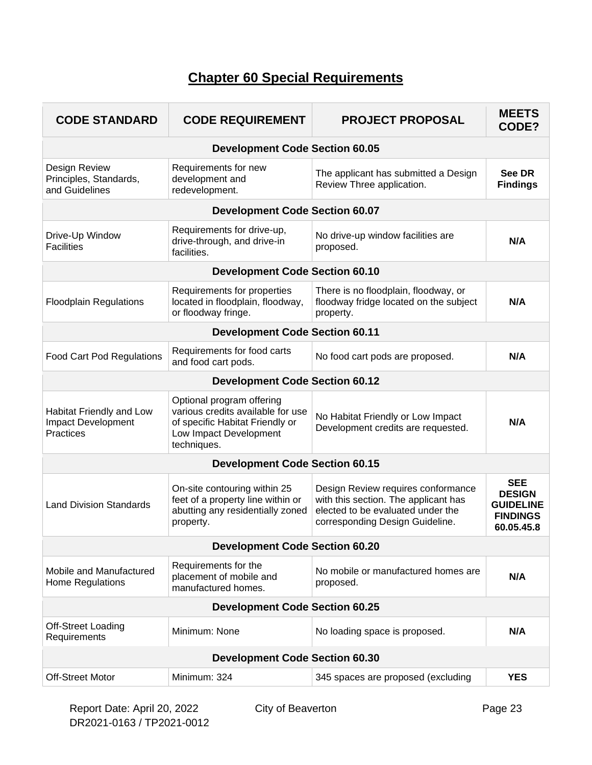## Chapter 60 Special Requirements

| CODE STANDARD | CODE REQUIREMENT | PROJECT PROPOSAL | MEETS CODE? |
|---|---|---|---|
| **Development Code Section 60.05** | | | |
| Design Review Principles, Standards, and Guidelines | Requirements for new development and redevelopment. | The applicant has submitted a Design Review Three application. | **See DR Findings** |
| **Development Code Section 60.07** | | | |
| Drive-Up Window Facilities | Requirements for drive-up, drive-through, and drive-in facilities. | No drive-up window facilities are proposed. | **N/A** |
| **Development Code Section 60.10** | | | |
| Floodplain Regulations | Requirements for properties located in floodplain, floodway, or floodway fringe. | There is no floodplain, floodway, or floodway fridge located on the subject property. | **N/A** |
| **Development Code Section 60.11** | | | |
| Food Cart Pod Regulations | Requirements for food carts and food cart pods. | No food cart pods are proposed. | **N/A** |
| **Development Code Section 60.12** | | | |
| Habitat Friendly and Low Impact Development Practices | Optional program offering various credits available for use of specific Habitat Friendly or Low Impact Development techniques. | No Habitat Friendly or Low Impact Development credits are requested. | **N/A** |
| **Development Code Section 60.15** | | | |
| Land Division Standards | On-site contouring within 25 feet of a property line within or abutting any residentially zoned property. | Design Review requires conformance with this section. The applicant has elected to be evaluated under the corresponding Design Guideline. | **SEE DESIGN GUIDELINE FINDINGS 60.05.45.8** |
| **Development Code Section 60.20** | | | |
| Mobile and Manufactured Home Regulations | Requirements for the placement of mobile and manufactured homes. | No mobile or manufactured homes are proposed. | **N/A** |
| **Development Code Section 60.25** | | | |
| Off-Street Loading Requirements | Minimum: None | No loading space is proposed. | **N/A** |
| **Development Code Section 60.30** | | | |
| Off-Street Motor | Minimum: 324 | 345 spaces are proposed (excluding | **YES** |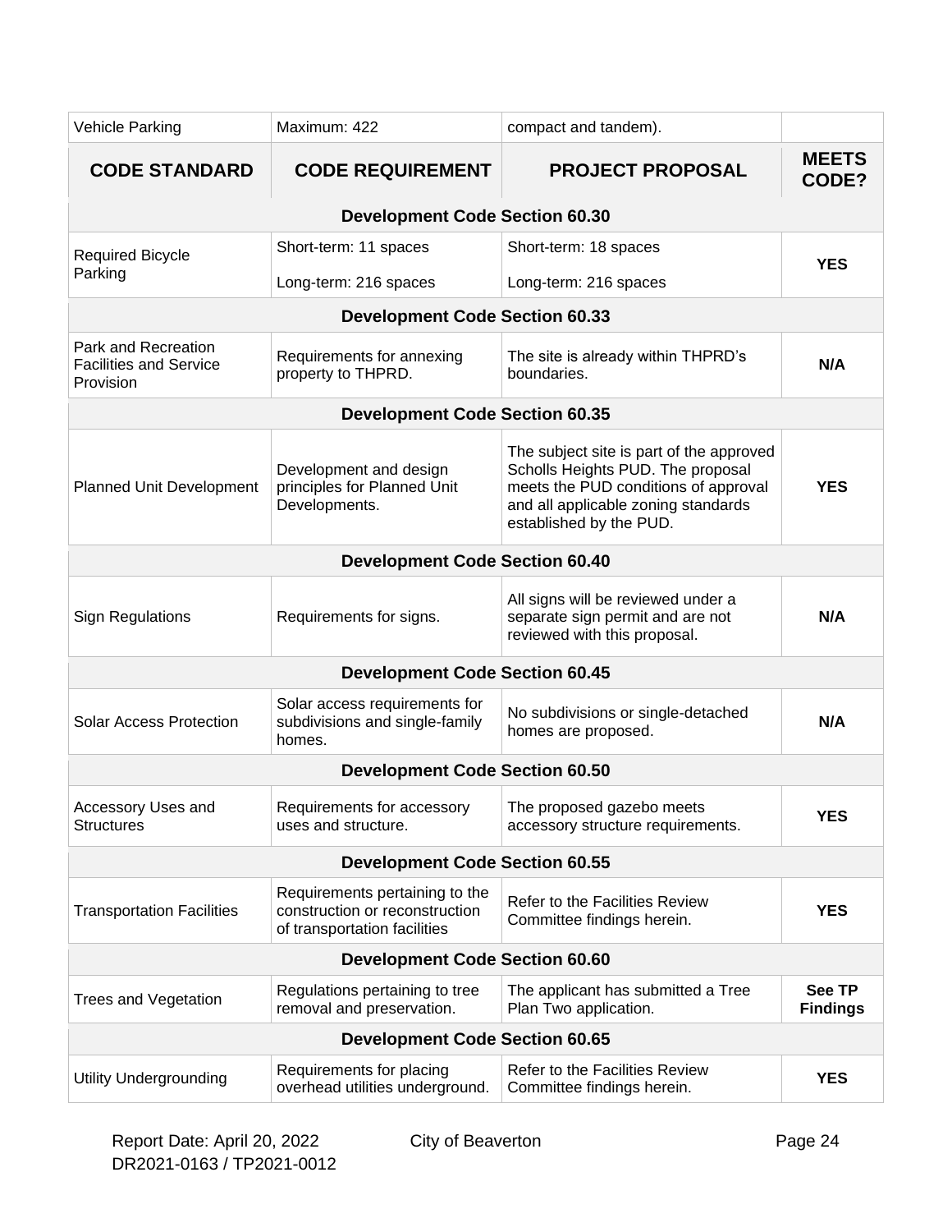| Vehicle Parking | Maximum: 422 | compact and tandem). | |
|---|---|---|---|
| **CODE STANDARD** | **CODE REQUIREMENT** | **PROJECT PROPOSAL** | **MEETS CODE?** |
| **Development Code Section 60.30** | | | |
| Required Bicycle Parking | Short-term: 11 spaces<br>Long-term: 216 spaces | Short-term: 18 spaces<br>Long-term: 216 spaces | **YES** |
| **Development Code Section 60.33** | | | |
| Park and Recreation Facilities and Service Provision | Requirements for annexing property to THPRD. | The site is already within THPRD's boundaries. | **N/A** |
| **Development Code Section 60.35** | | | |
| Planned Unit Development | Development and design principles for Planned Unit Developments. | The subject site is part of the approved Scholls Heights PUD. The proposal meets the PUD conditions of approval and all applicable zoning standards established by the PUD. | **YES** |
| **Development Code Section 60.40** | | | |
| Sign Regulations | Requirements for signs. | All signs will be reviewed under a separate sign permit and are not reviewed with this proposal. | **N/A** |
| **Development Code Section 60.45** | | | |
| Solar Access Protection | Solar access requirements for subdivisions and single-family homes. | No subdivisions or single-detached homes are proposed. | **N/A** |
| **Development Code Section 60.50** | | | |
| Accessory Uses and Structures | Requirements for accessory uses and structure. | The proposed gazebo meets accessory structure requirements. | **YES** |
| **Development Code Section 60.55** | | | |
| Transportation Facilities | Requirements pertaining to the construction or reconstruction of transportation facilities | Refer to the Facilities Review Committee findings herein. | **YES** |
| **Development Code Section 60.60** | | | |
| Trees and Vegetation | Regulations pertaining to tree removal and preservation. | The applicant has submitted a Tree Plan Two application. | **See TP Findings** |
| **Development Code Section 60.65** | | | |
| Utility Undergrounding | Requirements for placing overhead utilities underground. | Refer to the Facilities Review Committee findings herein. | **YES** |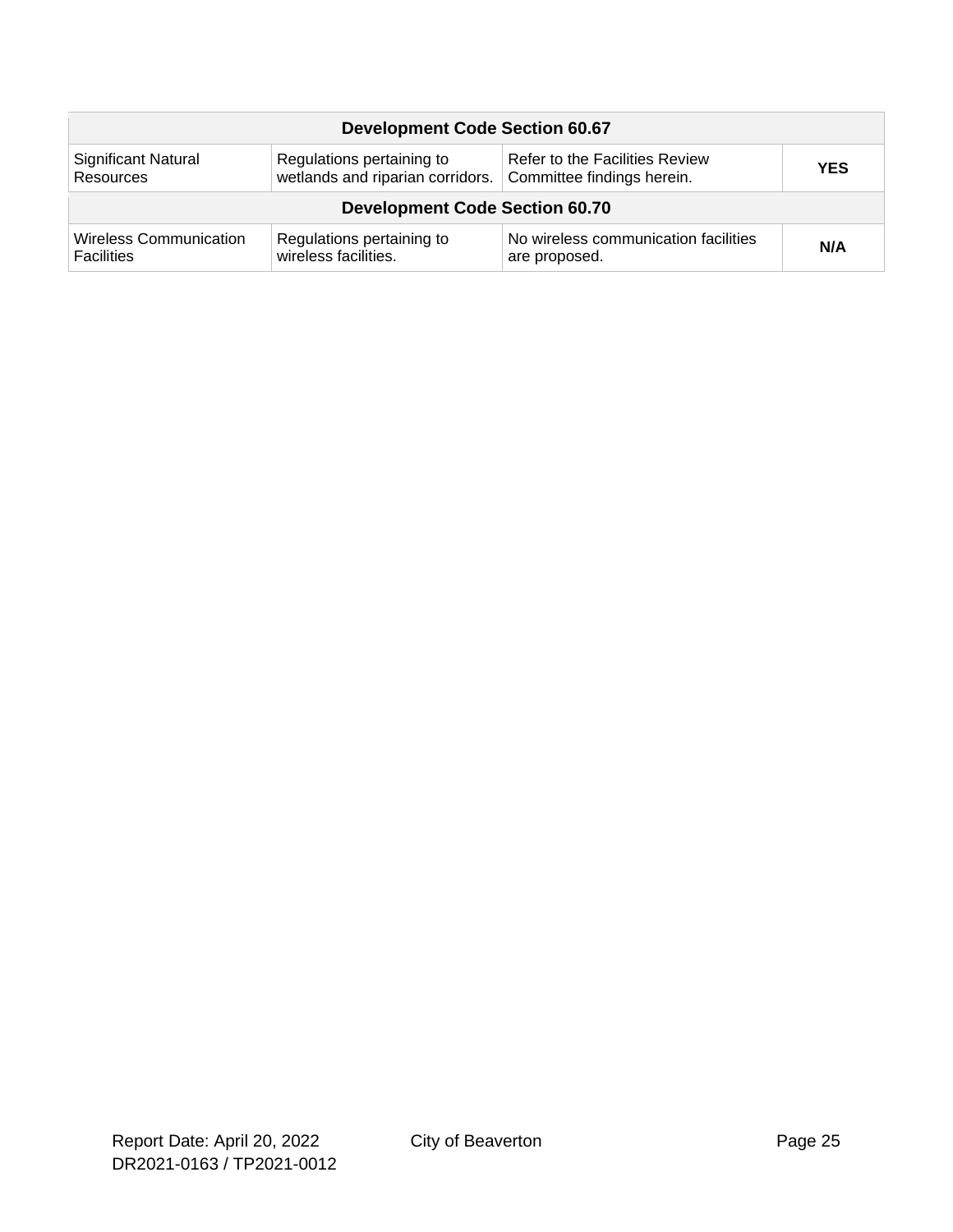| Development Code Section 60.67 | | | |
|---|---|---|---|
| Significant Natural Resources | Regulations pertaining to wetlands and riparian corridors. | Refer to the Facilities Review Committee findings herein. | **YES** |
| **Development Code Section 60.70** | | | |
| Wireless Communication Facilities | Regulations pertaining to wireless facilities. | No wireless communication facilities are proposed. | **N/A** |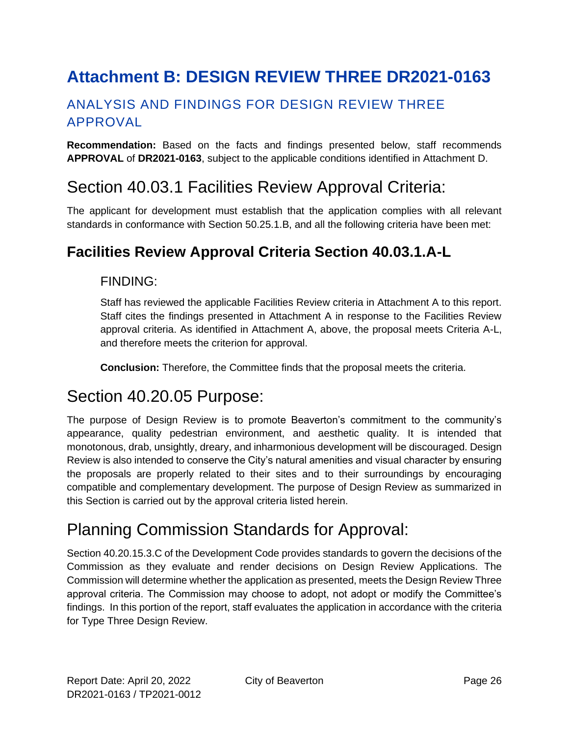# Attachment B: DESIGN REVIEW THREE DR2021-0163

## ANALYSIS AND FINDINGS FOR DESIGN REVIEW THREE APPROVAL

**Recommendation:** Based on the facts and findings presented below, staff recommends **APPROVAL** of **DR2021-0163**, subject to the applicable conditions identified in Attachment D.

## Section 40.03.1 Facilities Review Approval Criteria:

The applicant for development must establish that the application complies with all relevant standards in conformance with Section 50.25.1.B, and all the following criteria have been met:

### Facilities Review Approval Criteria Section 40.03.1.A-L

FINDING:

Staff has reviewed the applicable Facilities Review criteria in Attachment A to this report. Staff cites the findings presented in Attachment A in response to the Facilities Review approval criteria. As identified in Attachment A, above, the proposal meets Criteria A-L, and therefore meets the criterion for approval.

**Conclusion:** Therefore, the Committee finds that the proposal meets the criteria.

## Section 40.20.05 Purpose:

The purpose of Design Review is to promote Beaverton's commitment to the community's appearance, quality pedestrian environment, and aesthetic quality. It is intended that monotonous, drab, unsightly, dreary, and inharmonious development will be discouraged. Design Review is also intended to conserve the City's natural amenities and visual character by ensuring the proposals are properly related to their sites and to their surroundings by encouraging compatible and complementary development. The purpose of Design Review as summarized in this Section is carried out by the approval criteria listed herein.

## Planning Commission Standards for Approval:

Section 40.20.15.3.C of the Development Code provides standards to govern the decisions of the Commission as they evaluate and render decisions on Design Review Applications. The Commission will determine whether the application as presented, meets the Design Review Three approval criteria. The Commission may choose to adopt, not adopt or modify the Committee's findings. In this portion of the report, staff evaluates the application in accordance with the criteria for Type Three Design Review.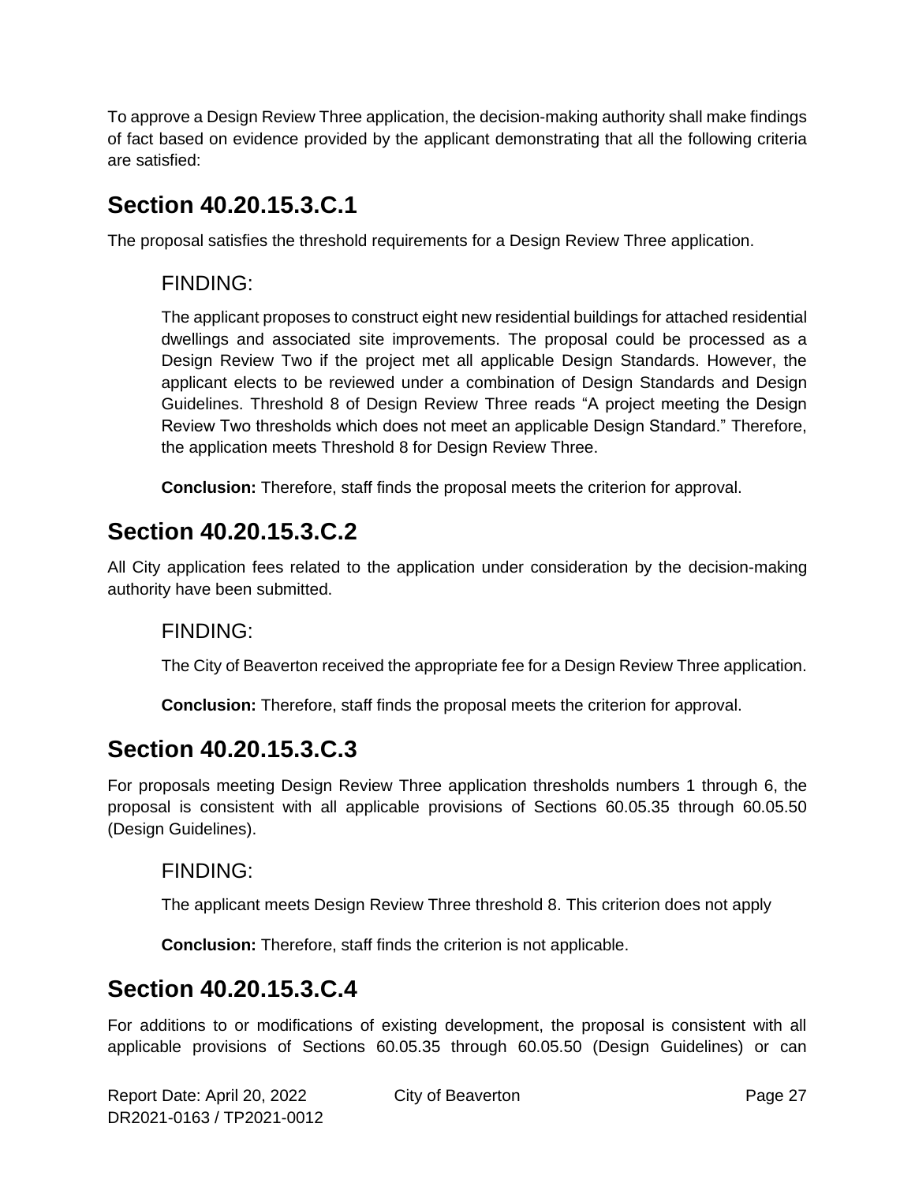To approve a Design Review Three application, the decision-making authority shall make findings of fact based on evidence provided by the applicant demonstrating that all the following criteria are satisfied:

## Section 40.20.15.3.C.1

The proposal satisfies the threshold requirements for a Design Review Three application.

### FINDING:

The applicant proposes to construct eight new residential buildings for attached residential dwellings and associated site improvements. The proposal could be processed as a Design Review Two if the project met all applicable Design Standards. However, the applicant elects to be reviewed under a combination of Design Standards and Design Guidelines. Threshold 8 of Design Review Three reads "A project meeting the Design Review Two thresholds which does not meet an applicable Design Standard." Therefore, the application meets Threshold 8 for Design Review Three.

**Conclusion:** Therefore, staff finds the proposal meets the criterion for approval.

## Section 40.20.15.3.C.2

All City application fees related to the application under consideration by the decision-making authority have been submitted.

### FINDING:

The City of Beaverton received the appropriate fee for a Design Review Three application.

**Conclusion:** Therefore, staff finds the proposal meets the criterion for approval.

## Section 40.20.15.3.C.3

For proposals meeting Design Review Three application thresholds numbers 1 through 6, the proposal is consistent with all applicable provisions of Sections 60.05.35 through 60.05.50 (Design Guidelines).

### FINDING:

The applicant meets Design Review Three threshold 8. This criterion does not apply

**Conclusion:** Therefore, staff finds the criterion is not applicable.

## Section 40.20.15.3.C.4

For additions to or modifications of existing development, the proposal is consistent with all applicable provisions of Sections 60.05.35 through 60.05.50 (Design Guidelines) or can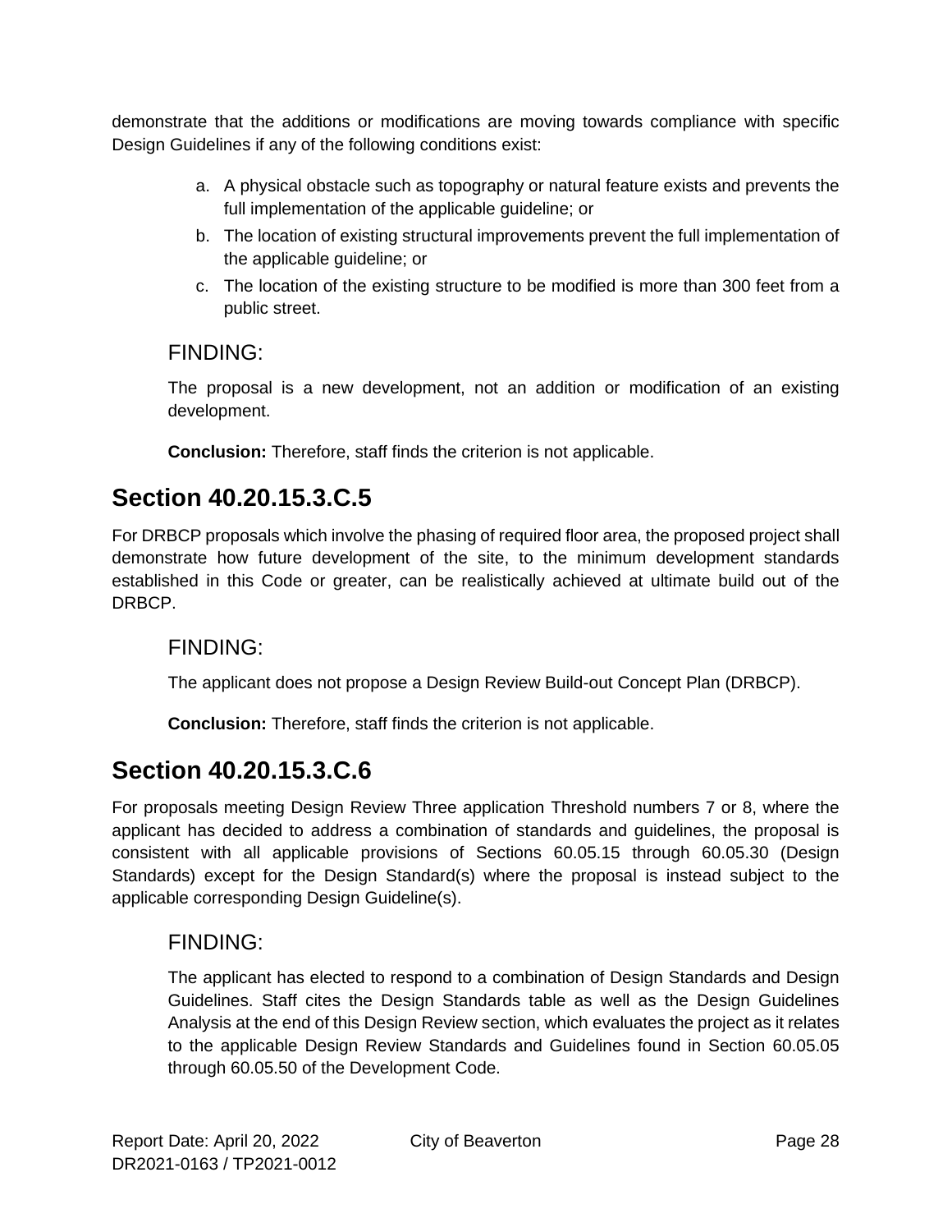demonstrate that the additions or modifications are moving towards compliance with specific Design Guidelines if any of the following conditions exist:

a. A physical obstacle such as topography or natural feature exists and prevents the full implementation of the applicable guideline; or
b. The location of existing structural improvements prevent the full implementation of the applicable guideline; or
c. The location of the existing structure to be modified is more than 300 feet from a public street.

### FINDING:

The proposal is a new development, not an addition or modification of an existing development.

**Conclusion:** Therefore, staff finds the criterion is not applicable.

## Section 40.20.15.3.C.5

For DRBCP proposals which involve the phasing of required floor area, the proposed project shall demonstrate how future development of the site, to the minimum development standards established in this Code or greater, can be realistically achieved at ultimate build out of the DRBCP.

### FINDING:

The applicant does not propose a Design Review Build-out Concept Plan (DRBCP).

**Conclusion:** Therefore, staff finds the criterion is not applicable.

## Section 40.20.15.3.C.6

For proposals meeting Design Review Three application Threshold numbers 7 or 8, where the applicant has decided to address a combination of standards and guidelines, the proposal is consistent with all applicable provisions of Sections 60.05.15 through 60.05.30 (Design Standards) except for the Design Standard(s) where the proposal is instead subject to the applicable corresponding Design Guideline(s).

### FINDING:

The applicant has elected to respond to a combination of Design Standards and Design Guidelines. Staff cites the Design Standards table as well as the Design Guidelines Analysis at the end of this Design Review section, which evaluates the project as it relates to the applicable Design Review Standards and Guidelines found in Section 60.05.05 through 60.05.50 of the Development Code.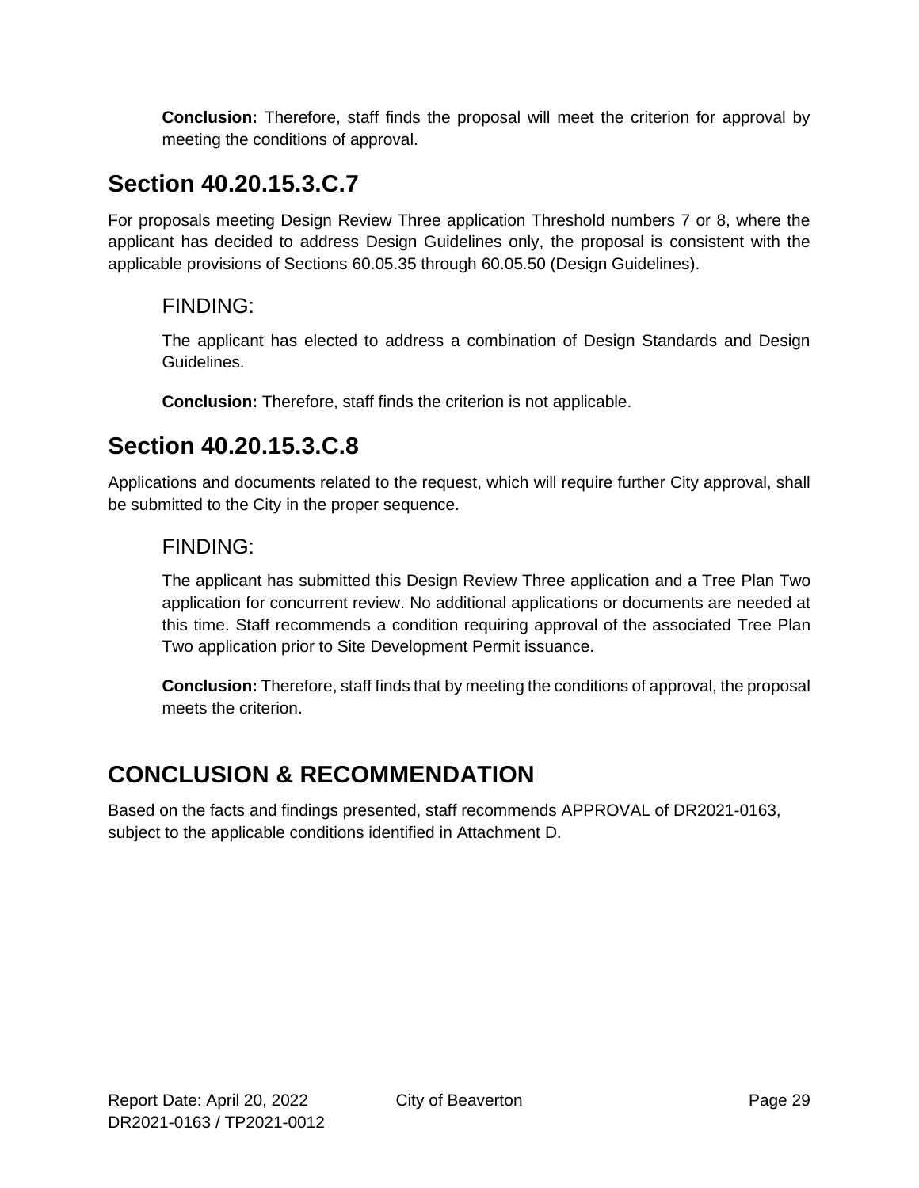**Conclusion:** Therefore, staff finds the proposal will meet the criterion for approval by meeting the conditions of approval.

## Section 40.20.15.3.C.7

For proposals meeting Design Review Three application Threshold numbers 7 or 8, where the applicant has decided to address Design Guidelines only, the proposal is consistent with the applicable provisions of Sections 60.05.35 through 60.05.50 (Design Guidelines).

### FINDING:

The applicant has elected to address a combination of Design Standards and Design Guidelines.

**Conclusion:** Therefore, staff finds the criterion is not applicable.

## Section 40.20.15.3.C.8

Applications and documents related to the request, which will require further City approval, shall be submitted to the City in the proper sequence.

### FINDING:

The applicant has submitted this Design Review Three application and a Tree Plan Two application for concurrent review. No additional applications or documents are needed at this time. Staff recommends a condition requiring approval of the associated Tree Plan Two application prior to Site Development Permit issuance.

**Conclusion:** Therefore, staff finds that by meeting the conditions of approval, the proposal meets the criterion.

## CONCLUSION & RECOMMENDATION

Based on the facts and findings presented, staff recommends APPROVAL of DR2021-0163, subject to the applicable conditions identified in Attachment D.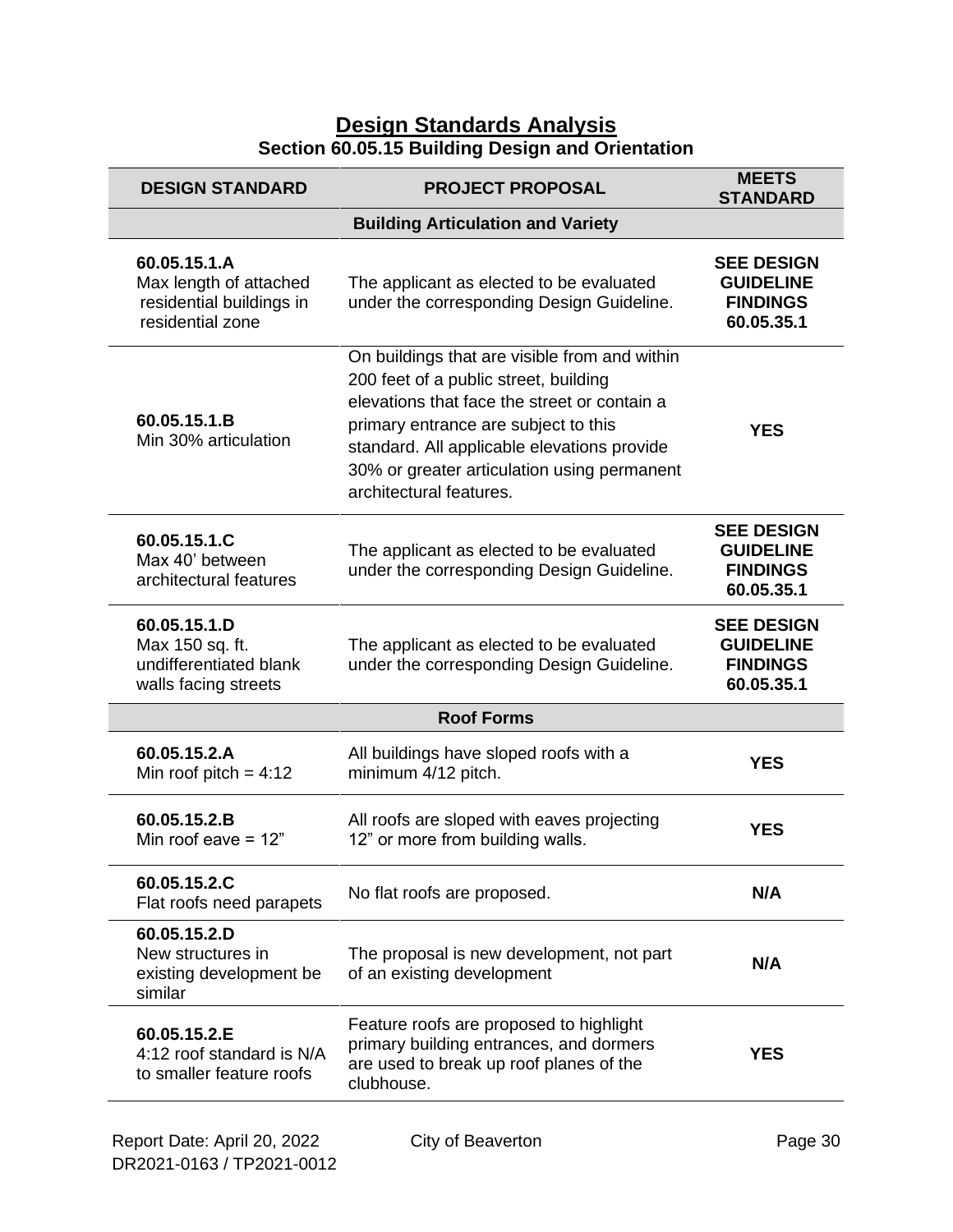## Design Standards Analysis

### Section 60.05.15 Building Design and Orientation

| DESIGN STANDARD | PROJECT PROPOSAL | MEETS STANDARD |
|---|---|---|
| **Building Articulation and Variety** | | |
| **60.05.15.1.A** Max length of attached residential buildings in residential zone | The applicant as elected to be evaluated under the corresponding Design Guideline. | **SEE DESIGN GUIDELINE FINDINGS 60.05.35.1** |
| **60.05.15.1.B** Min 30% articulation | On buildings that are visible from and within 200 feet of a public street, building elevations that face the street or contain a primary entrance are subject to this standard. All applicable elevations provide 30% or greater articulation using permanent architectural features. | **YES** |
| **60.05.15.1.C** Max 40' between architectural features | The applicant as elected to be evaluated under the corresponding Design Guideline. | **SEE DESIGN GUIDELINE FINDINGS 60.05.35.1** |
| **60.05.15.1.D** Max 150 sq. ft. undifferentiated blank walls facing streets | The applicant as elected to be evaluated under the corresponding Design Guideline. | **SEE DESIGN GUIDELINE FINDINGS 60.05.35.1** |
| **Roof Forms** | | |
| **60.05.15.2.A** Min roof pitch = 4:12 | All buildings have sloped roofs with a minimum 4/12 pitch. | **YES** |
| **60.05.15.2.B** Min roof eave = 12" | All roofs are sloped with eaves projecting 12" or more from building walls. | **YES** |
| **60.05.15.2.C** Flat roofs need parapets | No flat roofs are proposed. | **N/A** |
| **60.05.15.2.D** New structures in existing development be similar | The proposal is new development, not part of an existing development | **N/A** |
| **60.05.15.2.E** 4:12 roof standard is N/A to smaller feature roofs | Feature roofs are proposed to highlight primary building entrances, and dormers are used to break up roof planes of the clubhouse. | **YES** |

Report Date: April 20, 2022
DR2021-0163 / TP2021-0012
City of Beaverton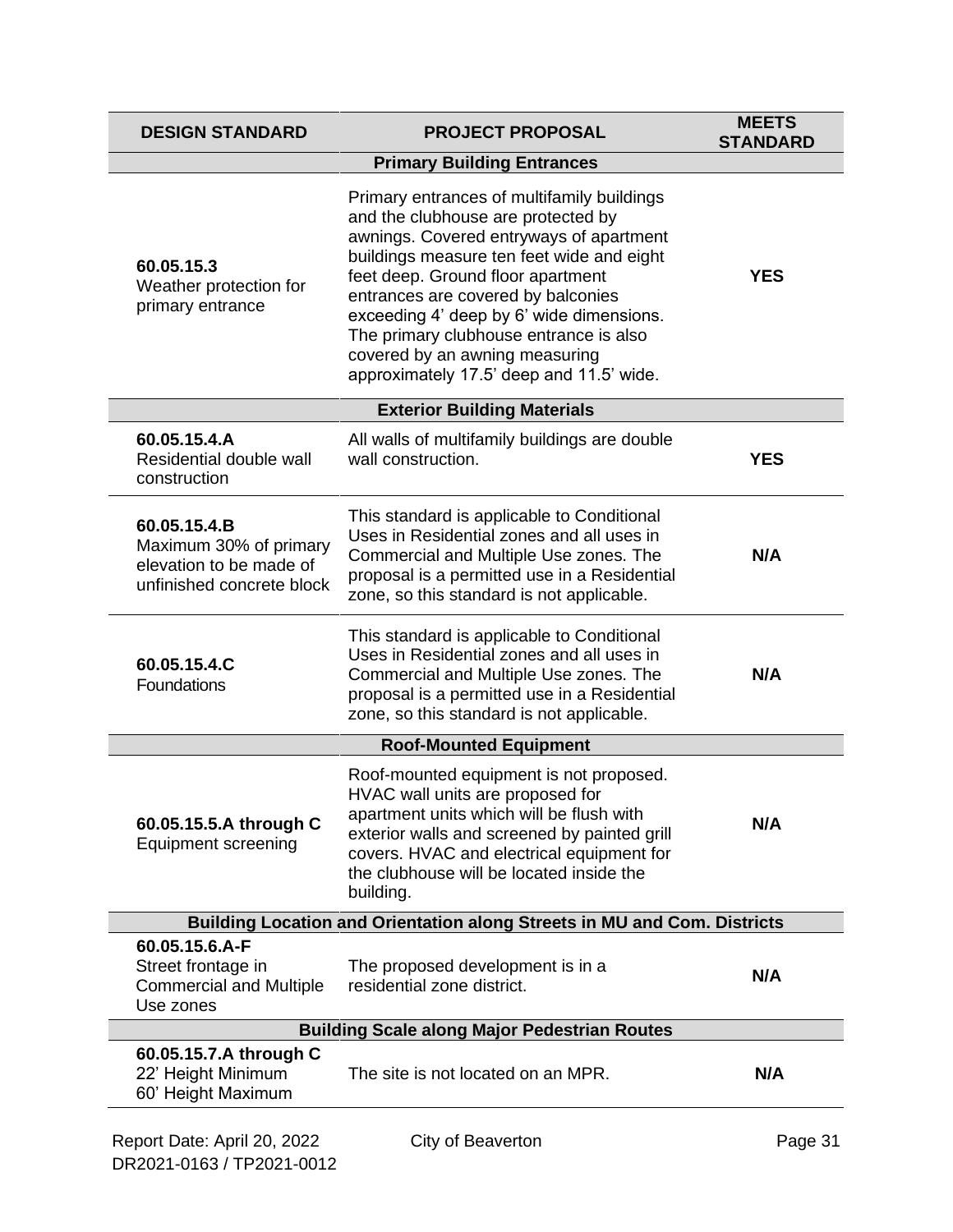| DESIGN STANDARD | PROJECT PROPOSAL | MEETS STANDARD |
|---|---|---|
| **Primary Building Entrances** | | |
| **60.05.15.3** Weather protection for primary entrance | Primary entrances of multifamily buildings and the clubhouse are protected by awnings. Covered entryways of apartment buildings measure ten feet wide and eight feet deep. Ground floor apartment entrances are covered by balconies exceeding 4' deep by 6' wide dimensions. The primary clubhouse entrance is also covered by an awning measuring approximately 17.5' deep and 11.5' wide. | **YES** |
| **Exterior Building Materials** | | |
| **60.05.15.4.A** Residential double wall construction | All walls of multifamily buildings are double wall construction. | **YES** |
| **60.05.15.4.B** Maximum 30% of primary elevation to be made of unfinished concrete block | This standard is applicable to Conditional Uses in Residential zones and all uses in Commercial and Multiple Use zones. The proposal is a permitted use in a Residential zone, so this standard is not applicable. | **N/A** |
| **60.05.15.4.C** Foundations | This standard is applicable to Conditional Uses in Residential zones and all uses in Commercial and Multiple Use zones. The proposal is a permitted use in a Residential zone, so this standard is not applicable. | **N/A** |
| **Roof-Mounted Equipment** | | |
| **60.05.15.5.A through C** Equipment screening | Roof-mounted equipment is not proposed. HVAC wall units are proposed for apartment units which will be flush with exterior walls and screened by painted grill covers. HVAC and electrical equipment for the clubhouse will be located inside the building. | **N/A** |
| **Building Location and Orientation along Streets in MU and Com. Districts** | | |
| **60.05.15.6.A-F** Street frontage in Commercial and Multiple Use zones | The proposed development is in a residential zone district. | **N/A** |
| **Building Scale along Major Pedestrian Routes** | | |
| **60.05.15.7.A through C** 22' Height Minimum 60' Height Maximum | The site is not located on an MPR. | **N/A** |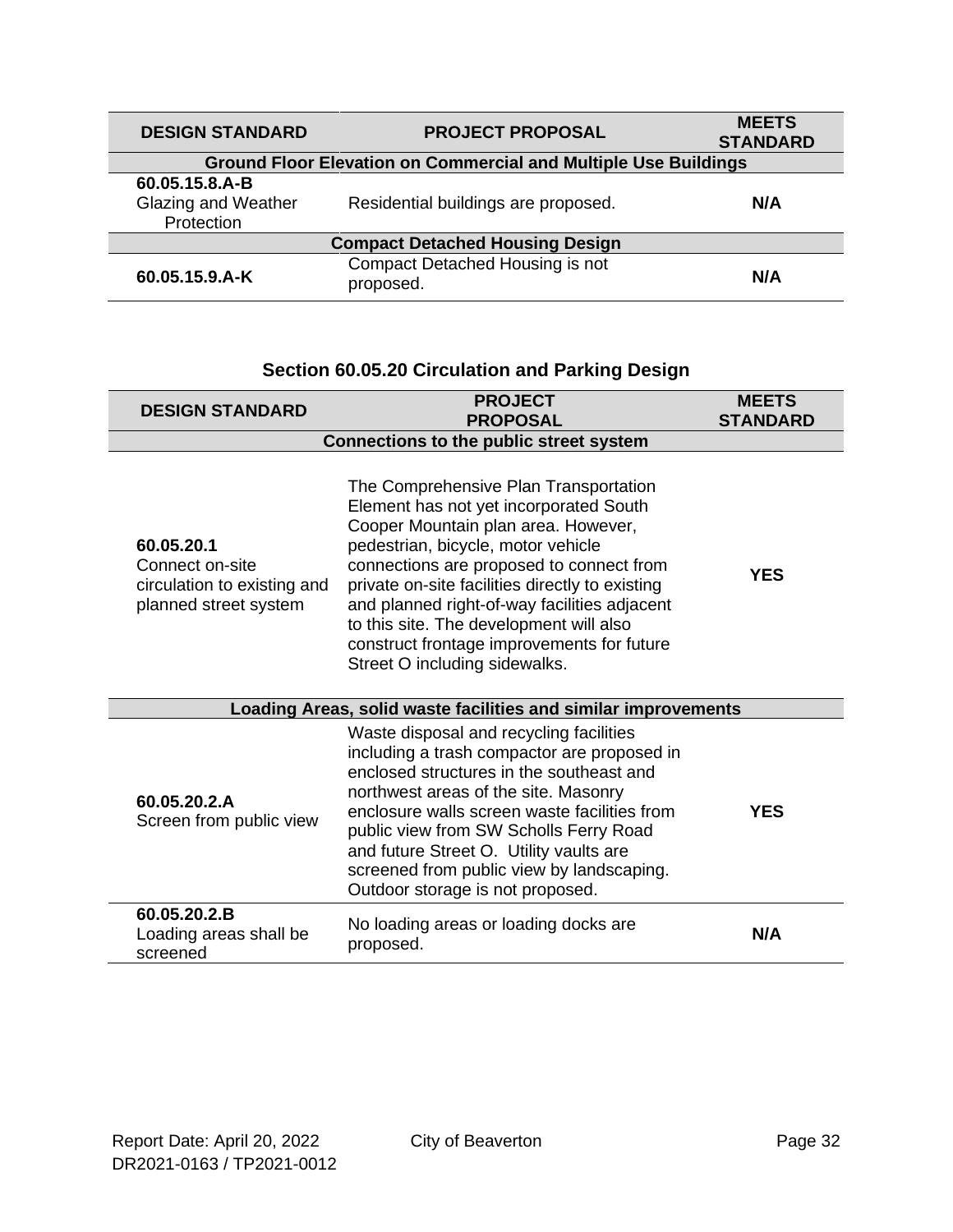| DESIGN STANDARD | PROJECT PROPOSAL | MEETS STANDARD |
|---|---|---|
| **Ground Floor Elevation on Commercial and Multiple Use Buildings** | | |
| **60.05.15.8.A-B** Glazing and Weather Protection | Residential buildings are proposed. | **N/A** |
| **Compact Detached Housing Design** | | |
| **60.05.15.9.A-K** | Compact Detached Housing is not proposed. | **N/A** |

### Section 60.05.20 Circulation and Parking Design

| DESIGN STANDARD | PROJECT PROPOSAL | MEETS STANDARD |
|---|---|---|
| **Connections to the public street system** | | |
| **60.05.20.1** Connect on-site circulation to existing and planned street system | The Comprehensive Plan Transportation Element has not yet incorporated South Cooper Mountain plan area. However, pedestrian, bicycle, motor vehicle connections are proposed to connect from private on-site facilities directly to existing and planned right-of-way facilities adjacent to this site. The development will also construct frontage improvements for future Street O including sidewalks. | **YES** |
| **Loading Areas, solid waste facilities and similar improvements** | | |
| **60.05.20.2.A** Screen from public view | Waste disposal and recycling facilities including a trash compactor are proposed in enclosed structures in the southeast and northwest areas of the site. Masonry enclosure walls screen waste facilities from public view from SW Scholls Ferry Road and future Street O. Utility vaults are screened from public view by landscaping. Outdoor storage is not proposed. | **YES** |
| **60.05.20.2.B** Loading areas shall be screened | No loading areas or loading docks are proposed. | **N/A** |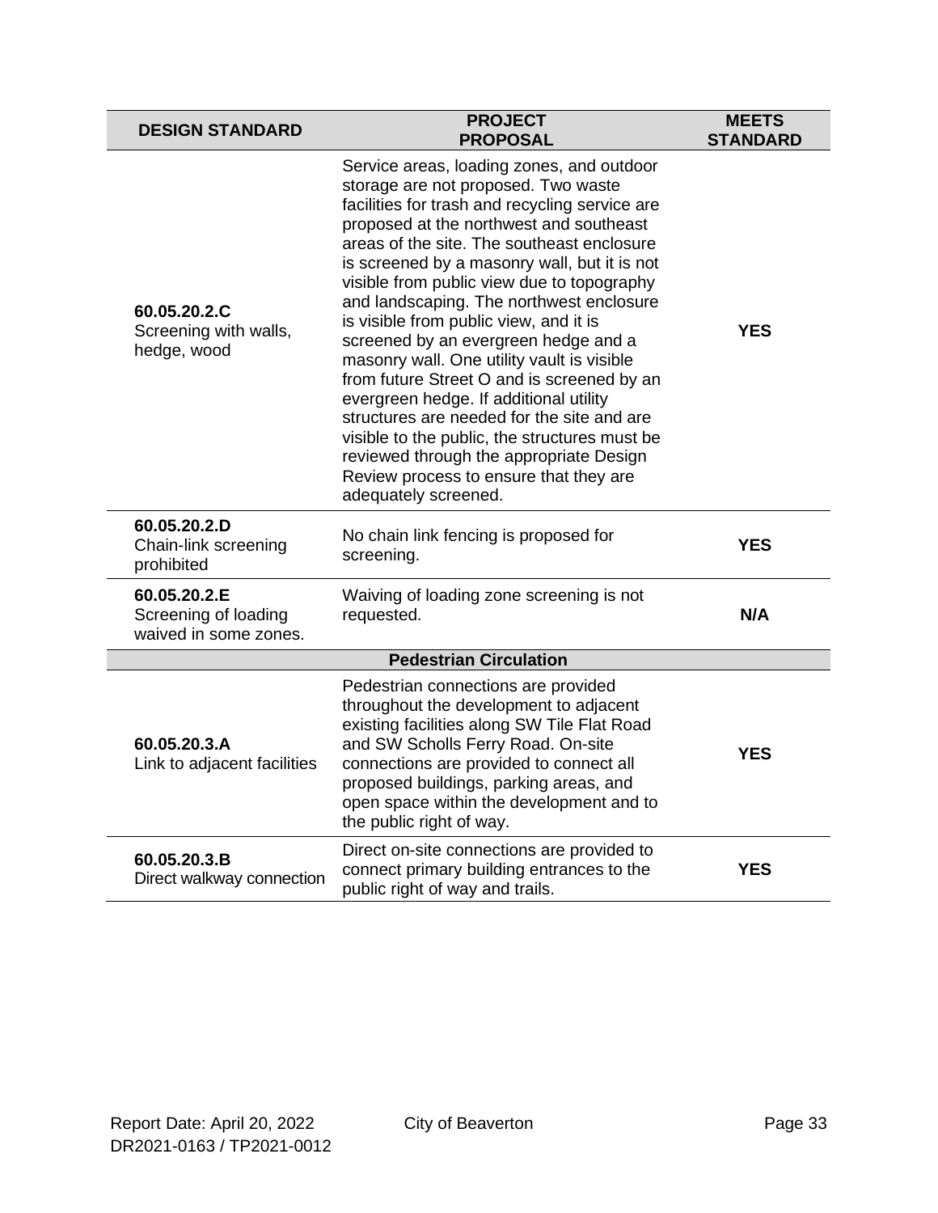| DESIGN STANDARD | PROJECT PROPOSAL | MEETS STANDARD |
|---|---|---|
| **60.05.20.2.C** Screening with walls, hedge, wood | Service areas, loading zones, and outdoor storage are not proposed. Two waste facilities for trash and recycling service are proposed at the northwest and southeast areas of the site. The southeast enclosure is screened by a masonry wall, but it is not visible from public view due to topography and landscaping. The northwest enclosure is visible from public view, and it is screened by an evergreen hedge and a masonry wall. One utility vault is visible from future Street O and is screened by an evergreen hedge. If additional utility structures are needed for the site and are visible to the public, the structures must be reviewed through the appropriate Design Review process to ensure that they are adequately screened. | **YES** |
| **60.05.20.2.D** Chain-link screening prohibited | No chain link fencing is proposed for screening. | **YES** |
| **60.05.20.2.E** Screening of loading waived in some zones. | Waiving of loading zone screening is not requested. | **N/A** |
| | **Pedestrian Circulation** | |
| **60.05.20.3.A** Link to adjacent facilities | Pedestrian connections are provided throughout the development to adjacent existing facilities along SW Tile Flat Road and SW Scholls Ferry Road. On-site connections are provided to connect all proposed buildings, parking areas, and open space within the development and to the public right of way. | **YES** |
| **60.05.20.3.B** Direct walkway connection | Direct on-site connections are provided to connect primary building entrances to the public right of way and trails. | **YES** |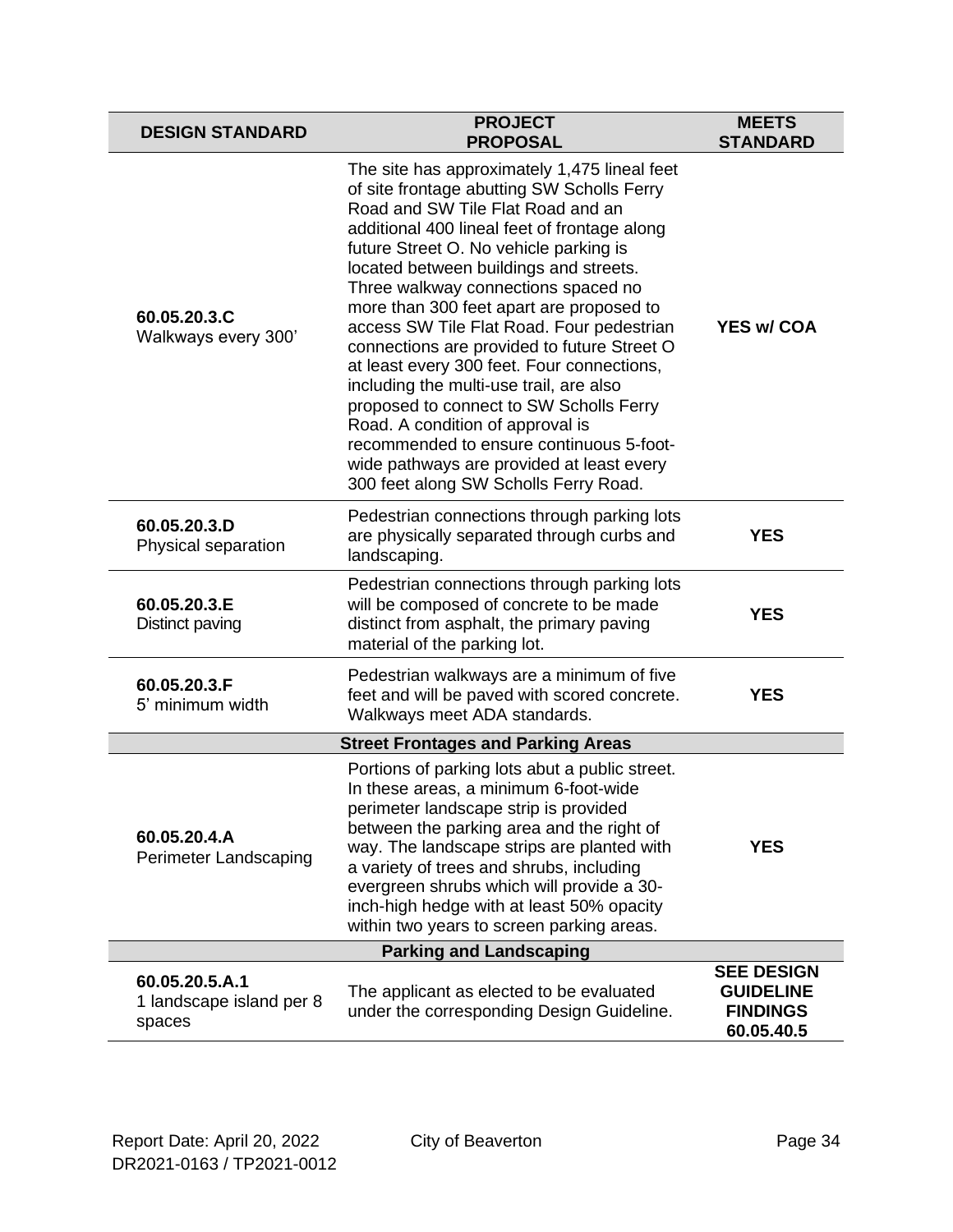| DESIGN STANDARD | PROJECT PROPOSAL | MEETS STANDARD |
|---|---|---|
| **60.05.20.3.C** Walkways every 300' | The site has approximately 1,475 lineal feet of site frontage abutting SW Scholls Ferry Road and SW Tile Flat Road and an additional 400 lineal feet of frontage along future Street O. No vehicle parking is located between buildings and streets. Three walkway connections spaced no more than 300 feet apart are proposed to access SW Tile Flat Road. Four pedestrian connections are provided to future Street O at least every 300 feet. Four connections, including the multi-use trail, are also proposed to connect to SW Scholls Ferry Road. A condition of approval is recommended to ensure continuous 5-foot-wide pathways are provided at least every 300 feet along SW Scholls Ferry Road. | **YES w/ COA** |
| **60.05.20.3.D** Physical separation | Pedestrian connections through parking lots are physically separated through curbs and landscaping. | **YES** |
| **60.05.20.3.E** Distinct paving | Pedestrian connections through parking lots will be composed of concrete to be made distinct from asphalt, the primary paving material of the parking lot. | **YES** |
| **60.05.20.3.F** 5' minimum width | Pedestrian walkways are a minimum of five feet and will be paved with scored concrete. Walkways meet ADA standards. | **YES** |
| | **Street Frontages and Parking Areas** | |
| **60.05.20.4.A** Perimeter Landscaping | Portions of parking lots abut a public street. In these areas, a minimum 6-foot-wide perimeter landscape strip is provided between the parking area and the right of way. The landscape strips are planted with a variety of trees and shrubs, including evergreen shrubs which will provide a 30-inch-high hedge with at least 50% opacity within two years to screen parking areas. | **YES** |
| | **Parking and Landscaping** | |
| **60.05.20.5.A.1** 1 landscape island per 8 spaces | The applicant as elected to be evaluated under the corresponding Design Guideline. | **SEE DESIGN GUIDELINE FINDINGS 60.05.40.5** |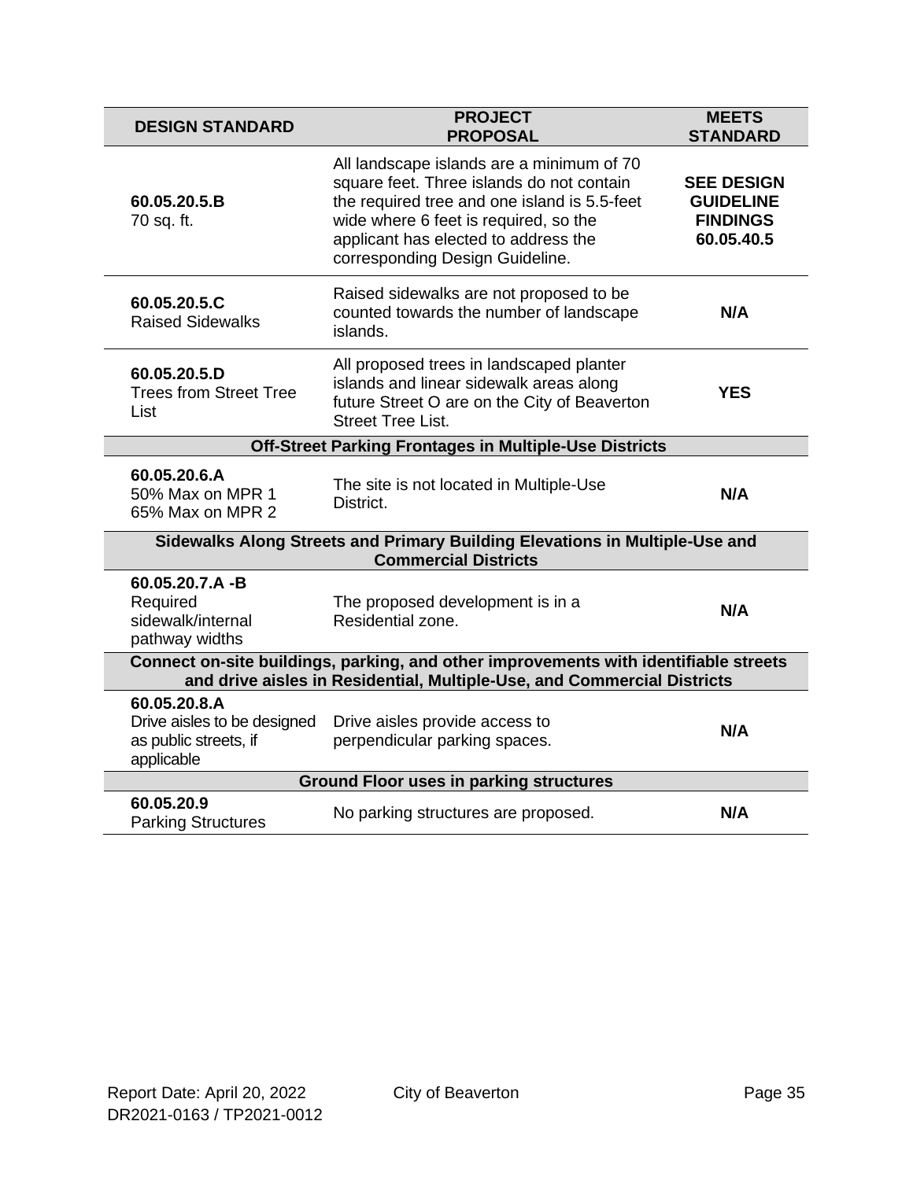| DESIGN STANDARD | PROJECT PROPOSAL | MEETS STANDARD |
|---|---|---|
| **60.05.20.5.B** 70 sq. ft. | All landscape islands are a minimum of 70 square feet. Three islands do not contain the required tree and one island is 5.5-feet wide where 6 feet is required, so the applicant has elected to address the corresponding Design Guideline. | **SEE DESIGN GUIDELINE FINDINGS 60.05.40.5** |
| **60.05.20.5.C** Raised Sidewalks | Raised sidewalks are not proposed to be counted towards the number of landscape islands. | **N/A** |
| **60.05.20.5.D** Trees from Street Tree List | All proposed trees in landscaped planter islands and linear sidewalk areas along future Street O are on the City of Beaverton Street Tree List. | **YES** |
| **Off-Street Parking Frontages in Multiple-Use Districts** | | |
| **60.05.20.6.A** 50% Max on MPR 1 65% Max on MPR 2 | The site is not located in Multiple-Use District. | **N/A** |
| **Sidewalks Along Streets and Primary Building Elevations in Multiple-Use and Commercial Districts** | | |
| **60.05.20.7.A -B** Required sidewalk/internal pathway widths | The proposed development is in a Residential zone. | **N/A** |
| **Connect on-site buildings, parking, and other improvements with identifiable streets and drive aisles in Residential, Multiple-Use, and Commercial Districts** | | |
| **60.05.20.8.A** Drive aisles to be designed as public streets, if applicable | Drive aisles provide access to perpendicular parking spaces. | **N/A** |
| **Ground Floor uses in parking structures** | | |
| **60.05.20.9** Parking Structures | No parking structures are proposed. | **N/A** |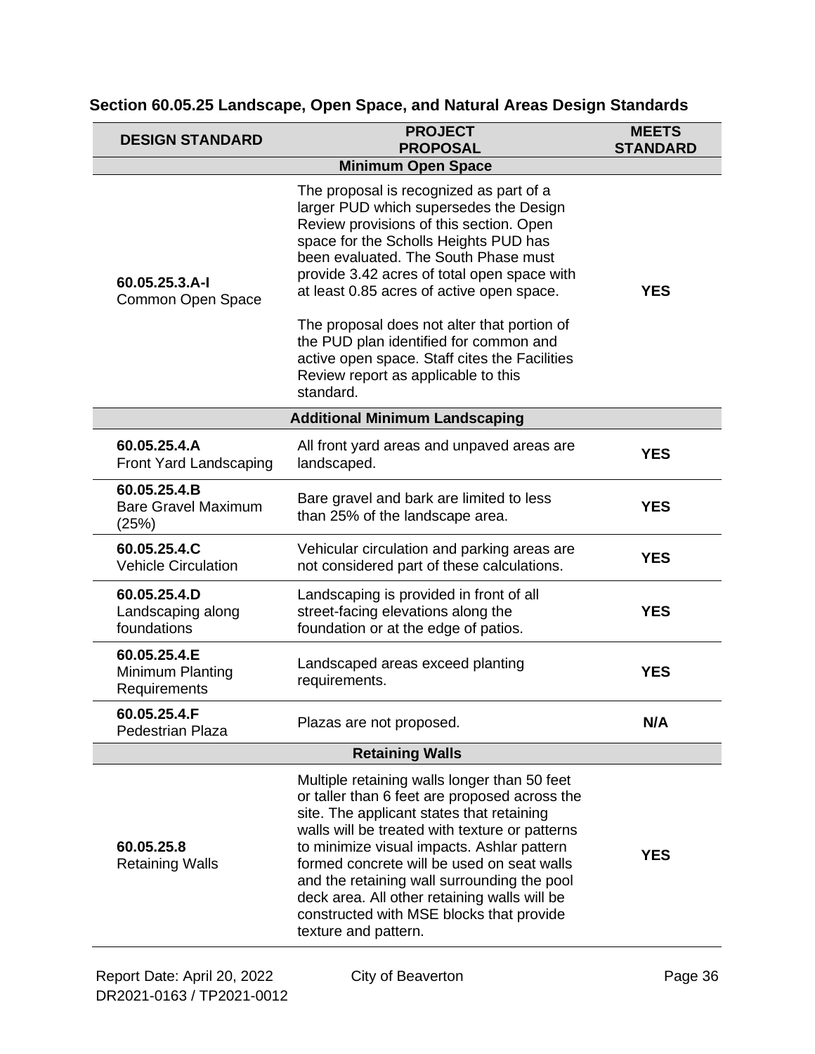## Section 60.05.25 Landscape, Open Space, and Natural Areas Design Standards

| DESIGN STANDARD | PROJECT PROPOSAL | MEETS STANDARD |
|---|---|---|
| **Minimum Open Space** | | |
| **60.05.25.3.A-I** Common Open Space | The proposal is recognized as part of a larger PUD which supersedes the Design Review provisions of this section. Open space for the Scholls Heights PUD has been evaluated. The South Phase must provide 3.42 acres of total open space with at least 0.85 acres of active open space.<br><br>The proposal does not alter that portion of the PUD plan identified for common and active open space. Staff cites the Facilities Review report as applicable to this standard. | **YES** |
| **Additional Minimum Landscaping** | | |
| **60.05.25.4.A** Front Yard Landscaping | All front yard areas and unpaved areas are landscaped. | **YES** |
| **60.05.25.4.B** Bare Gravel Maximum (25%) | Bare gravel and bark are limited to less than 25% of the landscape area. | **YES** |
| **60.05.25.4.C** Vehicle Circulation | Vehicular circulation and parking areas are not considered part of these calculations. | **YES** |
| **60.05.25.4.D** Landscaping along foundations | Landscaping is provided in front of all street-facing elevations along the foundation or at the edge of patios. | **YES** |
| **60.05.25.4.E** Minimum Planting Requirements | Landscaped areas exceed planting requirements. | **YES** |
| **60.05.25.4.F** Pedestrian Plaza | Plazas are not proposed. | **N/A** |
| **Retaining Walls** | | |
| **60.05.25.8** Retaining Walls | Multiple retaining walls longer than 50 feet or taller than 6 feet are proposed across the site. The applicant states that retaining walls will be treated with texture or patterns to minimize visual impacts. Ashlar pattern formed concrete will be used on seat walls and the retaining wall surrounding the pool deck area. All other retaining walls will be constructed with MSE blocks that provide texture and pattern. | **YES** |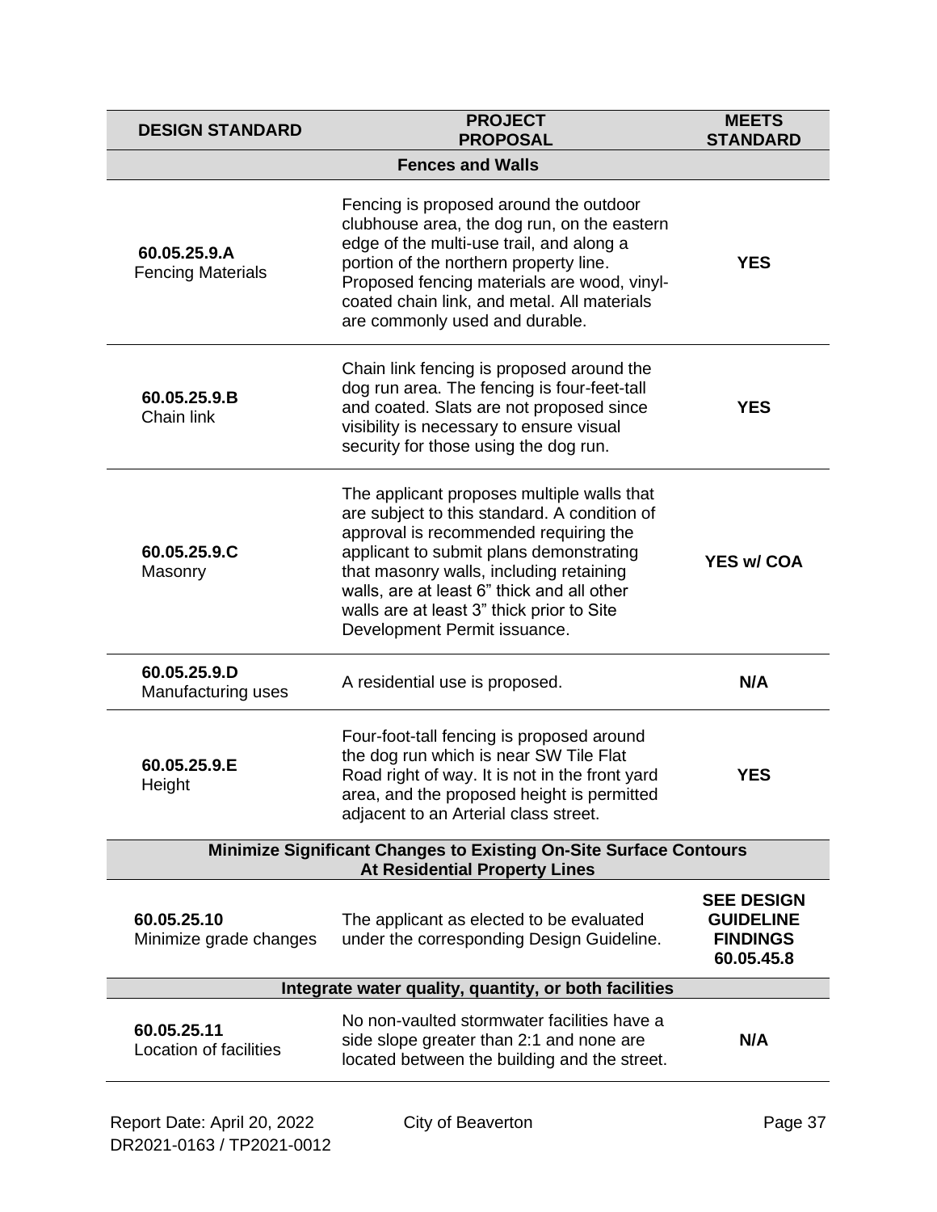| DESIGN STANDARD | PROJECT PROPOSAL | MEETS STANDARD |
|---|---|---|
| **Fences and Walls** | | |
| **60.05.25.9.A** Fencing Materials | Fencing is proposed around the outdoor clubhouse area, the dog run, on the eastern edge of the multi-use trail, and along a portion of the northern property line. Proposed fencing materials are wood, vinyl-coated chain link, and metal. All materials are commonly used and durable. | **YES** |
| **60.05.25.9.B** Chain link | Chain link fencing is proposed around the dog run area. The fencing is four-feet-tall and coated. Slats are not proposed since visibility is necessary to ensure visual security for those using the dog run. | **YES** |
| **60.05.25.9.C** Masonry | The applicant proposes multiple walls that are subject to this standard. A condition of approval is recommended requiring the applicant to submit plans demonstrating that masonry walls, including retaining walls, are at least 6" thick and all other walls are at least 3" thick prior to Site Development Permit issuance. | **YES w/ COA** |
| **60.05.25.9.D** Manufacturing uses | A residential use is proposed. | **N/A** |
| **60.05.25.9.E** Height | Four-foot-tall fencing is proposed around the dog run which is near SW Tile Flat Road right of way. It is not in the front yard area, and the proposed height is permitted adjacent to an Arterial class street. | **YES** |
| **Minimize Significant Changes to Existing On-Site Surface Contours At Residential Property Lines** | | |
| **60.05.25.10** Minimize grade changes | The applicant as elected to be evaluated under the corresponding Design Guideline. | **SEE DESIGN GUIDELINE FINDINGS 60.05.45.8** |
| **Integrate water quality, quantity, or both facilities** | | |
| **60.05.25.11** Location of facilities | No non-vaulted stormwater facilities have a side slope greater than 2:1 and none are located between the building and the street. | **N/A** |

Report Date: April 20, 2022  
DR2021-0163 / TP2021-0012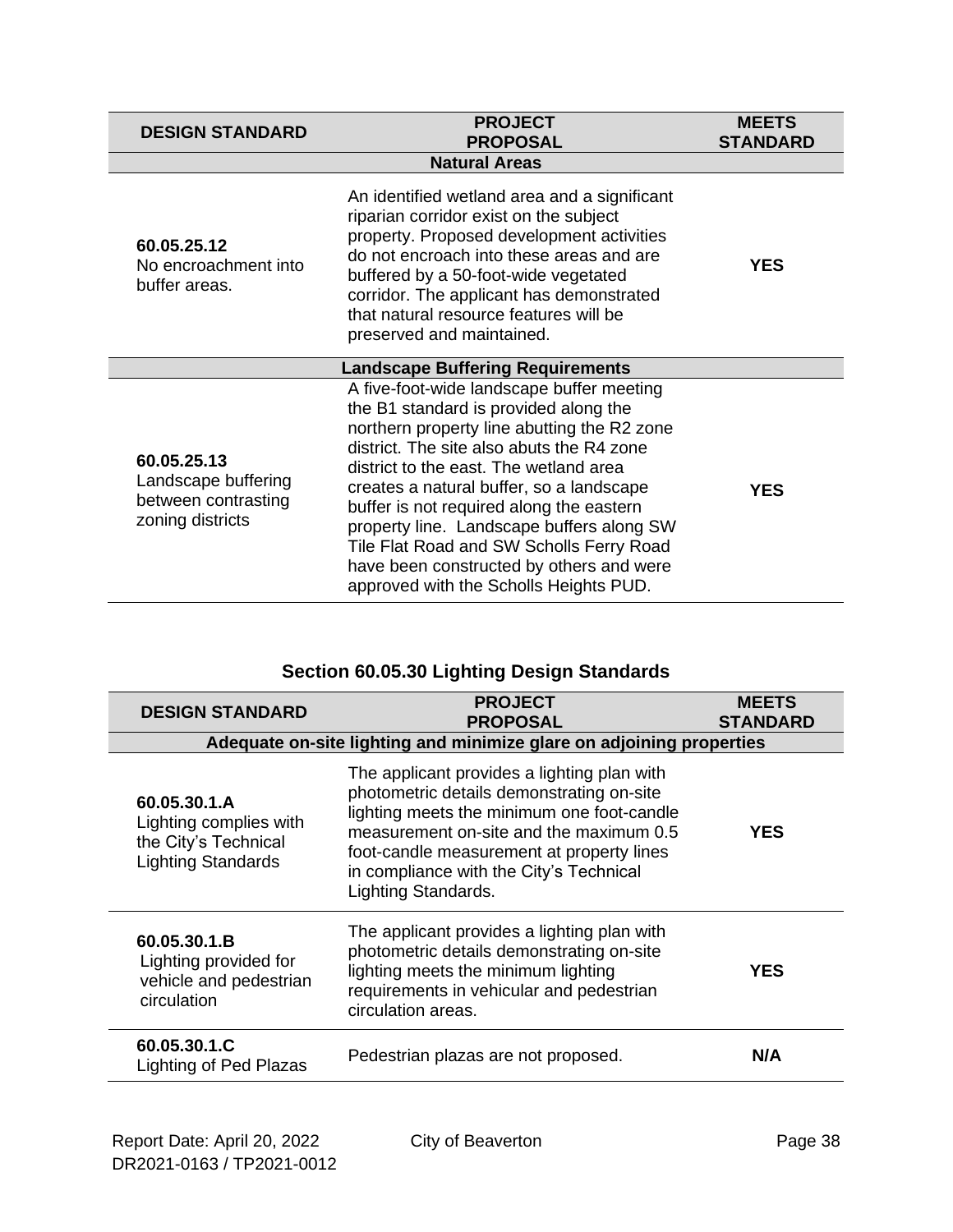| DESIGN STANDARD | PROJECT PROPOSAL | MEETS STANDARD |
|---|---|---|
| **Natural Areas** | | |
| **60.05.25.12** No encroachment into buffer areas. | An identified wetland area and a significant riparian corridor exist on the subject property. Proposed development activities do not encroach into these areas and are buffered by a 50-foot-wide vegetated corridor. The applicant has demonstrated that natural resource features will be preserved and maintained. | **YES** |
| **Landscape Buffering Requirements** | | |
| **60.05.25.13** Landscape buffering between contrasting zoning districts | A five-foot-wide landscape buffer meeting the B1 standard is provided along the northern property line abutting the R2 zone district. The site also abuts the R4 zone district to the east. The wetland area creates a natural buffer, so a landscape buffer is not required along the eastern property line. Landscape buffers along SW Tile Flat Road and SW Scholls Ferry Road have been constructed by others and were approved with the Scholls Heights PUD. | **YES** |

## Section 60.05.30 Lighting Design Standards

| DESIGN STANDARD | PROJECT PROPOSAL | MEETS STANDARD |
|---|---|---|
| **Adequate on-site lighting and minimize glare on adjoining properties** | | |
| **60.05.30.1.A** Lighting complies with the City's Technical Lighting Standards | The applicant provides a lighting plan with photometric details demonstrating on-site lighting meets the minimum one foot-candle measurement on-site and the maximum 0.5 foot-candle measurement at property lines in compliance with the City's Technical Lighting Standards. | **YES** |
| **60.05.30.1.B** Lighting provided for vehicle and pedestrian circulation | The applicant provides a lighting plan with photometric details demonstrating on-site lighting meets the minimum lighting requirements in vehicular and pedestrian circulation areas. | **YES** |
| **60.05.30.1.C** Lighting of Ped Plazas | Pedestrian plazas are not proposed. | **N/A** |

Report Date: April 20, 2022
DR2021-0163 / TP2021-0012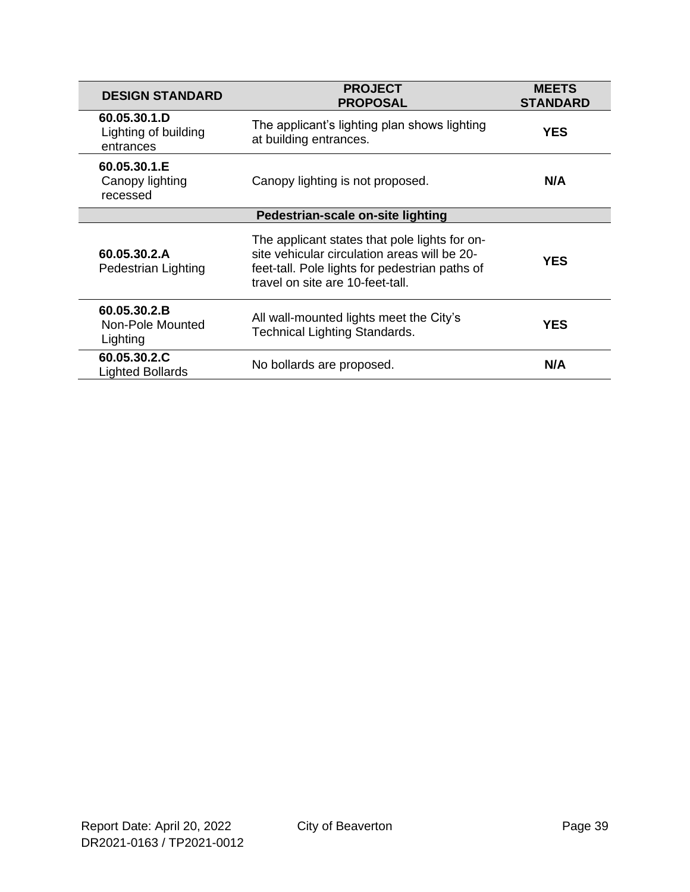| DESIGN STANDARD | PROJECT PROPOSAL | MEETS STANDARD |
|---|---|---|
| **60.05.30.1.D** Lighting of building entrances | The applicant's lighting plan shows lighting at building entrances. | **YES** |
| **60.05.30.1.E** Canopy lighting recessed | Canopy lighting is not proposed. | **N/A** |
| **Pedestrian-scale on-site lighting** | | |
| **60.05.30.2.A** Pedestrian Lighting | The applicant states that pole lights for on-site vehicular circulation areas will be 20-feet-tall. Pole lights for pedestrian paths of travel on site are 10-feet-tall. | **YES** |
| **60.05.30.2.B** Non-Pole Mounted Lighting | All wall-mounted lights meet the City's Technical Lighting Standards. | **YES** |
| **60.05.30.2.C** Lighted Bollards | No bollards are proposed. | **N/A** |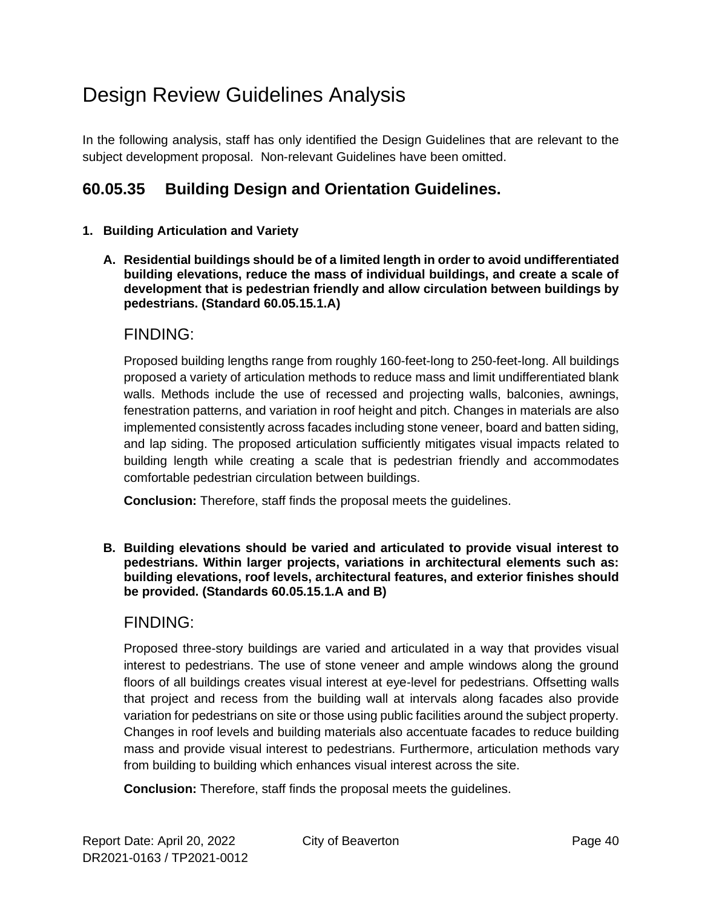# Design Review Guidelines Analysis

In the following analysis, staff has only identified the Design Guidelines that are relevant to the subject development proposal. Non-relevant Guidelines have been omitted.

## 60.05.35 Building Design and Orientation Guidelines.

1. **Building Articulation and Variety**

   A. **Residential buildings should be of a limited length in order to avoid undifferentiated building elevations, reduce the mass of individual buildings, and create a scale of development that is pedestrian friendly and allow circulation between buildings by pedestrians. (Standard 60.05.15.1.A)**

   FINDING:

   Proposed building lengths range from roughly 160-feet-long to 250-feet-long. All buildings proposed a variety of articulation methods to reduce mass and limit undifferentiated blank walls. Methods include the use of recessed and projecting walls, balconies, awnings, fenestration patterns, and variation in roof height and pitch. Changes in materials are also implemented consistently across facades including stone veneer, board and batten siding, and lap siding. The proposed articulation sufficiently mitigates visual impacts related to building length while creating a scale that is pedestrian friendly and accommodates comfortable pedestrian circulation between buildings.

   **Conclusion:** Therefore, staff finds the proposal meets the guidelines.

   B. **Building elevations should be varied and articulated to provide visual interest to pedestrians. Within larger projects, variations in architectural elements such as: building elevations, roof levels, architectural features, and exterior finishes should be provided. (Standards 60.05.15.1.A and B)**

   FINDING:

   Proposed three-story buildings are varied and articulated in a way that provides visual interest to pedestrians. The use of stone veneer and ample windows along the ground floors of all buildings creates visual interest at eye-level for pedestrians. Offsetting walls that project and recess from the building wall at intervals along facades also provide variation for pedestrians on site or those using public facilities around the subject property. Changes in roof levels and building materials also accentuate facades to reduce building mass and provide visual interest to pedestrians. Furthermore, articulation methods vary from building to building which enhances visual interest across the site.

   **Conclusion:** Therefore, staff finds the proposal meets the guidelines.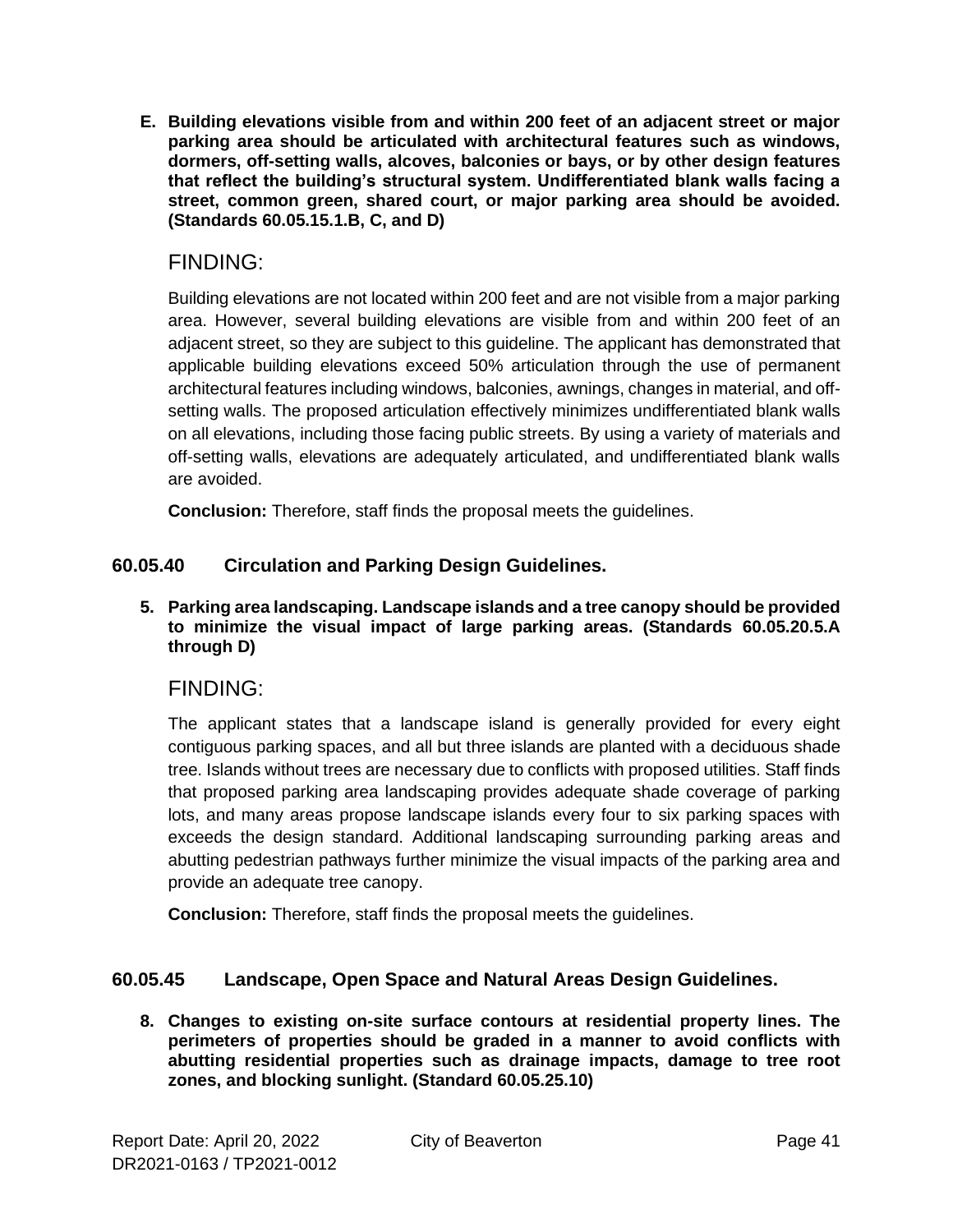**E. Building elevations visible from and within 200 feet of an adjacent street or major parking area should be articulated with architectural features such as windows, dormers, off-setting walls, alcoves, balconies or bays, or by other design features that reflect the building's structural system. Undifferentiated blank walls facing a street, common green, shared court, or major parking area should be avoided. (Standards 60.05.15.1.B, C, and D)**

FINDING:

Building elevations are not located within 200 feet and are not visible from a major parking area. However, several building elevations are visible from and within 200 feet of an adjacent street, so they are subject to this guideline. The applicant has demonstrated that applicable building elevations exceed 50% articulation through the use of permanent architectural features including windows, balconies, awnings, changes in material, and off-setting walls. The proposed articulation effectively minimizes undifferentiated blank walls on all elevations, including those facing public streets. By using a variety of materials and off-setting walls, elevations are adequately articulated, and undifferentiated blank walls are avoided.

**Conclusion:** Therefore, staff finds the proposal meets the guidelines.

## 60.05.40 Circulation and Parking Design Guidelines.

**5. Parking area landscaping. Landscape islands and a tree canopy should be provided to minimize the visual impact of large parking areas. (Standards 60.05.20.5.A through D)**

FINDING:

The applicant states that a landscape island is generally provided for every eight contiguous parking spaces, and all but three islands are planted with a deciduous shade tree. Islands without trees are necessary due to conflicts with proposed utilities. Staff finds that proposed parking area landscaping provides adequate shade coverage of parking lots, and many areas propose landscape islands every four to six parking spaces with exceeds the design standard. Additional landscaping surrounding parking areas and abutting pedestrian pathways further minimize the visual impacts of the parking area and provide an adequate tree canopy.

**Conclusion:** Therefore, staff finds the proposal meets the guidelines.

## 60.05.45 Landscape, Open Space and Natural Areas Design Guidelines.

**8. Changes to existing on-site surface contours at residential property lines. The perimeters of properties should be graded in a manner to avoid conflicts with abutting residential properties such as drainage impacts, damage to tree root zones, and blocking sunlight. (Standard 60.05.25.10)**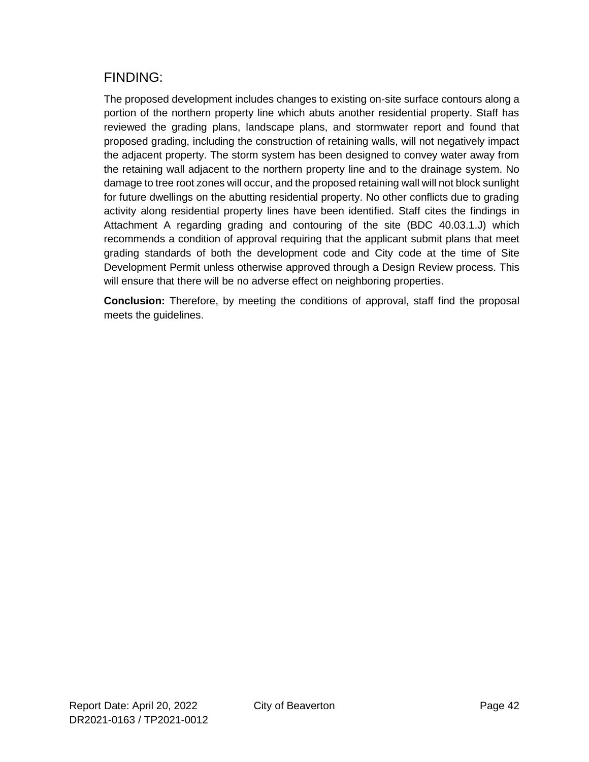## FINDING:

The proposed development includes changes to existing on-site surface contours along a portion of the northern property line which abuts another residential property. Staff has reviewed the grading plans, landscape plans, and stormwater report and found that proposed grading, including the construction of retaining walls, will not negatively impact the adjacent property. The storm system has been designed to convey water away from the retaining wall adjacent to the northern property line and to the drainage system. No damage to tree root zones will occur, and the proposed retaining wall will not block sunlight for future dwellings on the abutting residential property. No other conflicts due to grading activity along residential property lines have been identified. Staff cites the findings in Attachment A regarding grading and contouring of the site (BDC 40.03.1.J) which recommends a condition of approval requiring that the applicant submit plans that meet grading standards of both the development code and City code at the time of Site Development Permit unless otherwise approved through a Design Review process. This will ensure that there will be no adverse effect on neighboring properties.

**Conclusion:** Therefore, by meeting the conditions of approval, staff find the proposal meets the guidelines.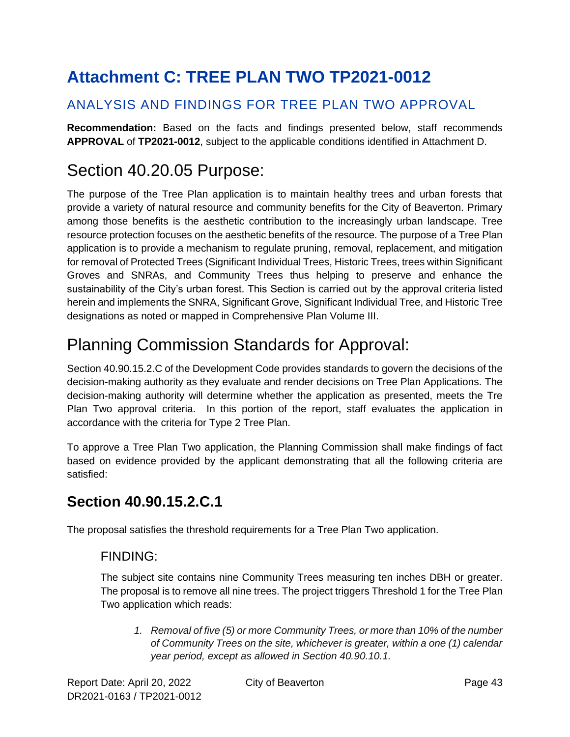# Attachment C: TREE PLAN TWO TP2021-0012

## ANALYSIS AND FINDINGS FOR TREE PLAN TWO APPROVAL

**Recommendation:** Based on the facts and findings presented below, staff recommends **APPROVAL** of **TP2021-0012**, subject to the applicable conditions identified in Attachment D.

# Section 40.20.05 Purpose:

The purpose of the Tree Plan application is to maintain healthy trees and urban forests that provide a variety of natural resource and community benefits for the City of Beaverton. Primary among those benefits is the aesthetic contribution to the increasingly urban landscape. Tree resource protection focuses on the aesthetic benefits of the resource. The purpose of a Tree Plan application is to provide a mechanism to regulate pruning, removal, replacement, and mitigation for removal of Protected Trees (Significant Individual Trees, Historic Trees, trees within Significant Groves and SNRAs, and Community Trees thus helping to preserve and enhance the sustainability of the City's urban forest. This Section is carried out by the approval criteria listed herein and implements the SNRA, Significant Grove, Significant Individual Tree, and Historic Tree designations as noted or mapped in Comprehensive Plan Volume III.

# Planning Commission Standards for Approval:

Section 40.90.15.2.C of the Development Code provides standards to govern the decisions of the decision-making authority as they evaluate and render decisions on Tree Plan Applications. The decision-making authority will determine whether the application as presented, meets the Tre Plan Two approval criteria. In this portion of the report, staff evaluates the application in accordance with the criteria for Type 2 Tree Plan.

To approve a Tree Plan Two application, the Planning Commission shall make findings of fact based on evidence provided by the applicant demonstrating that all the following criteria are satisfied:

## Section 40.90.15.2.C.1

The proposal satisfies the threshold requirements for a Tree Plan Two application.

### FINDING:

The subject site contains nine Community Trees measuring ten inches DBH or greater. The proposal is to remove all nine trees. The project triggers Threshold 1 for the Tree Plan Two application which reads:

1. *Removal of five (5) or more Community Trees, or more than 10% of the number of Community Trees on the site, whichever is greater, within a one (1) calendar year period, except as allowed in Section 40.90.10.1.*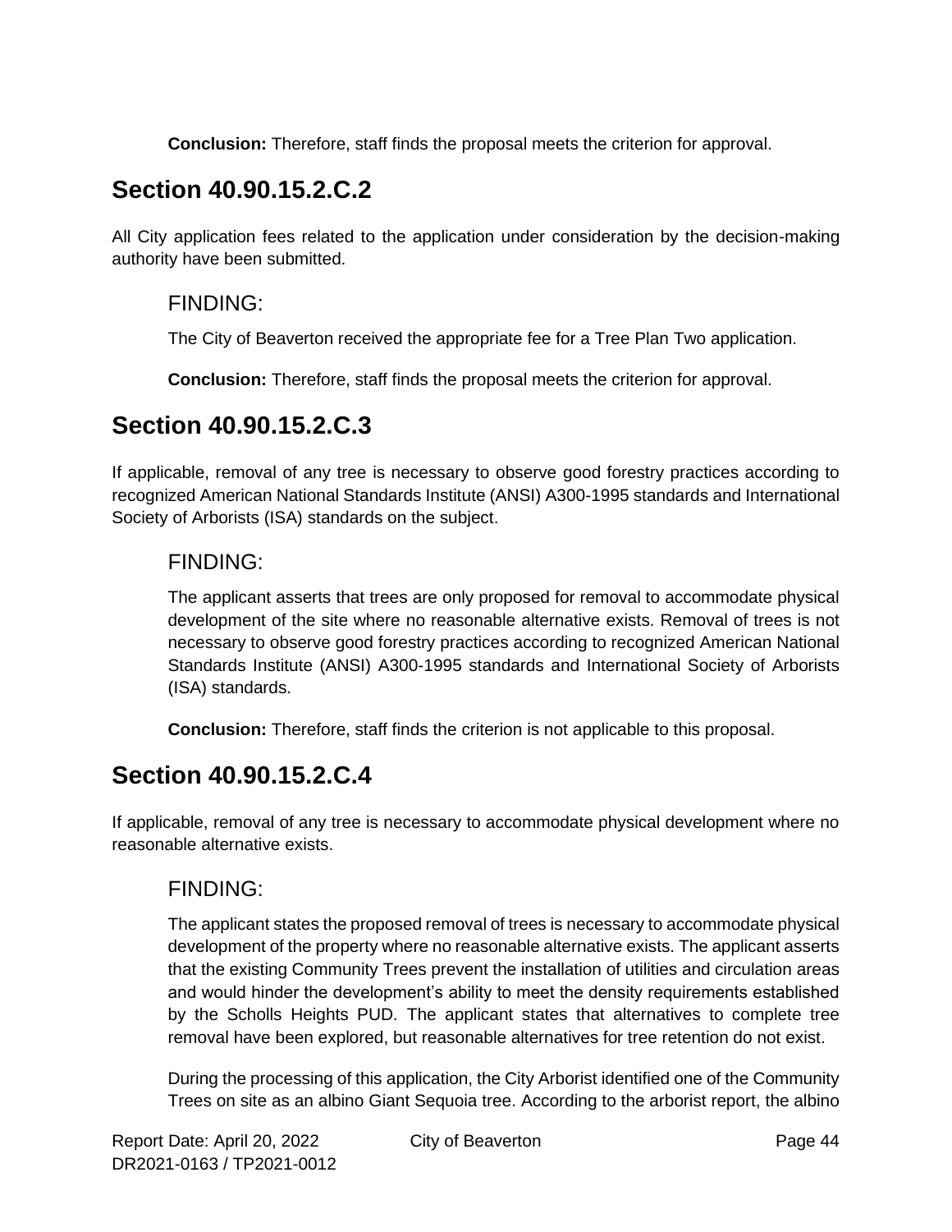**Conclusion:** Therefore, staff finds the proposal meets the criterion for approval.

## Section 40.90.15.2.C.2

All City application fees related to the application under consideration by the decision-making authority have been submitted.

### FINDING:

The City of Beaverton received the appropriate fee for a Tree Plan Two application.

**Conclusion:** Therefore, staff finds the proposal meets the criterion for approval.

## Section 40.90.15.2.C.3

If applicable, removal of any tree is necessary to observe good forestry practices according to recognized American National Standards Institute (ANSI) A300-1995 standards and International Society of Arborists (ISA) standards on the subject.

### FINDING:

The applicant asserts that trees are only proposed for removal to accommodate physical development of the site where no reasonable alternative exists. Removal of trees is not necessary to observe good forestry practices according to recognized American National Standards Institute (ANSI) A300-1995 standards and International Society of Arborists (ISA) standards.

**Conclusion:** Therefore, staff finds the criterion is not applicable to this proposal.

## Section 40.90.15.2.C.4

If applicable, removal of any tree is necessary to accommodate physical development where no reasonable alternative exists.

### FINDING:

The applicant states the proposed removal of trees is necessary to accommodate physical development of the property where no reasonable alternative exists. The applicant asserts that the existing Community Trees prevent the installation of utilities and circulation areas and would hinder the development's ability to meet the density requirements established by the Scholls Heights PUD. The applicant states that alternatives to complete tree removal have been explored, but reasonable alternatives for tree retention do not exist.

During the processing of this application, the City Arborist identified one of the Community Trees on site as an albino Giant Sequoia tree. According to the arborist report, the albino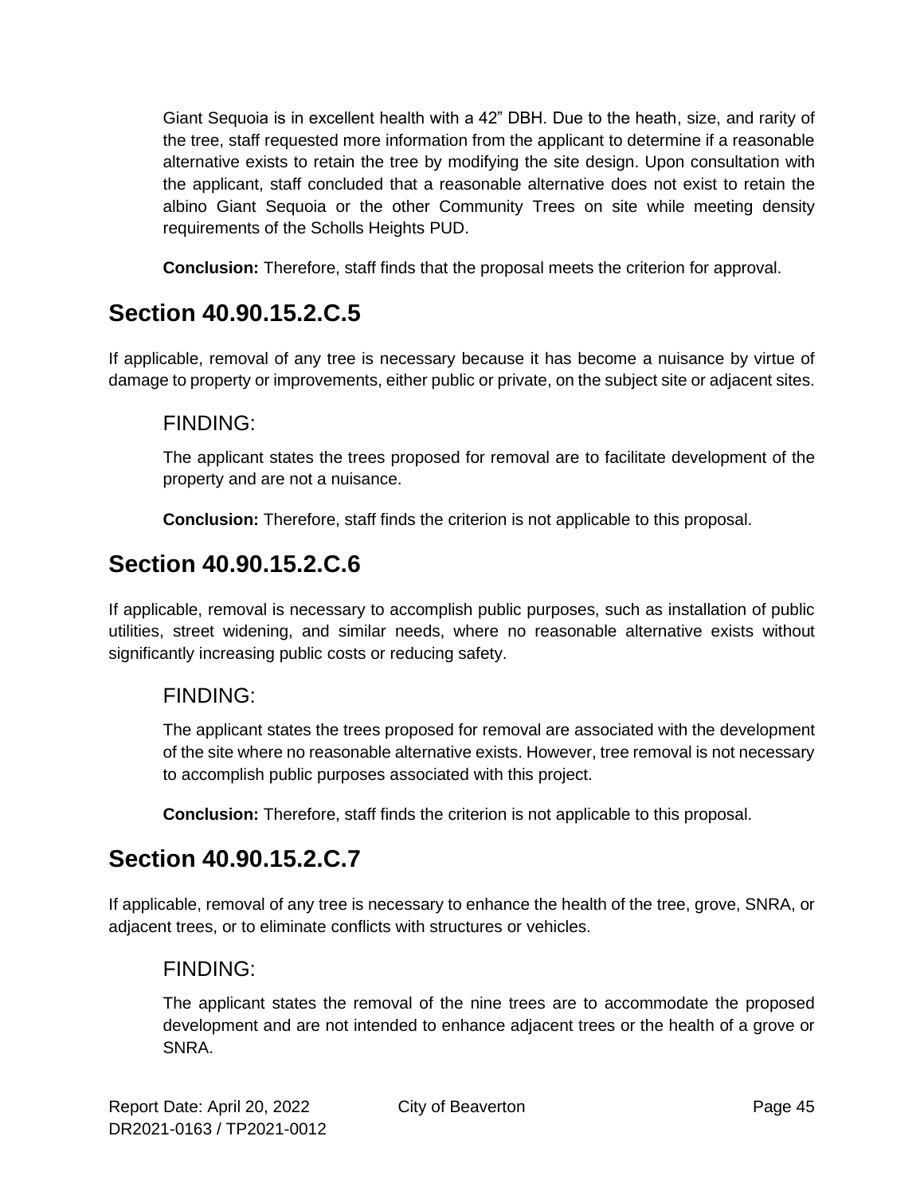Giant Sequoia is in excellent health with a 42" DBH. Due to the heath, size, and rarity of the tree, staff requested more information from the applicant to determine if a reasonable alternative exists to retain the tree by modifying the site design. Upon consultation with the applicant, staff concluded that a reasonable alternative does not exist to retain the albino Giant Sequoia or the other Community Trees on site while meeting density requirements of the Scholls Heights PUD.

**Conclusion:** Therefore, staff finds that the proposal meets the criterion for approval.

## Section 40.90.15.2.C.5

If applicable, removal of any tree is necessary because it has become a nuisance by virtue of damage to property or improvements, either public or private, on the subject site or adjacent sites.

### FINDING:

The applicant states the trees proposed for removal are to facilitate development of the property and are not a nuisance.

**Conclusion:** Therefore, staff finds the criterion is not applicable to this proposal.

## Section 40.90.15.2.C.6

If applicable, removal is necessary to accomplish public purposes, such as installation of public utilities, street widening, and similar needs, where no reasonable alternative exists without significantly increasing public costs or reducing safety.

### FINDING:

The applicant states the trees proposed for removal are associated with the development of the site where no reasonable alternative exists. However, tree removal is not necessary to accomplish public purposes associated with this project.

**Conclusion:** Therefore, staff finds the criterion is not applicable to this proposal.

## Section 40.90.15.2.C.7

If applicable, removal of any tree is necessary to enhance the health of the tree, grove, SNRA, or adjacent trees, or to eliminate conflicts with structures or vehicles.

### FINDING:

The applicant states the removal of the nine trees are to accommodate the proposed development and are not intended to enhance adjacent trees or the health of a grove or SNRA.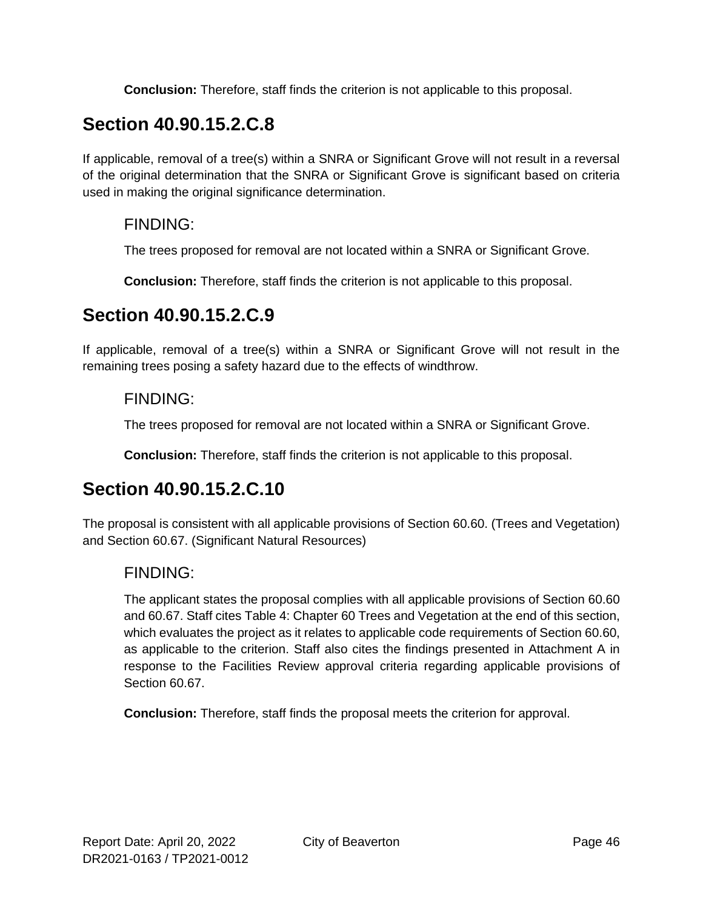**Conclusion:** Therefore, staff finds the criterion is not applicable to this proposal.

## Section 40.90.15.2.C.8

If applicable, removal of a tree(s) within a SNRA or Significant Grove will not result in a reversal of the original determination that the SNRA or Significant Grove is significant based on criteria used in making the original significance determination.

### FINDING:

The trees proposed for removal are not located within a SNRA or Significant Grove.

**Conclusion:** Therefore, staff finds the criterion is not applicable to this proposal.

## Section 40.90.15.2.C.9

If applicable, removal of a tree(s) within a SNRA or Significant Grove will not result in the remaining trees posing a safety hazard due to the effects of windthrow.

### FINDING:

The trees proposed for removal are not located within a SNRA or Significant Grove.

**Conclusion:** Therefore, staff finds the criterion is not applicable to this proposal.

## Section 40.90.15.2.C.10

The proposal is consistent with all applicable provisions of Section 60.60. (Trees and Vegetation) and Section 60.67. (Significant Natural Resources)

### FINDING:

The applicant states the proposal complies with all applicable provisions of Section 60.60 and 60.67. Staff cites Table 4: Chapter 60 Trees and Vegetation at the end of this section, which evaluates the project as it relates to applicable code requirements of Section 60.60, as applicable to the criterion. Staff also cites the findings presented in Attachment A in response to the Facilities Review approval criteria regarding applicable provisions of Section 60.67.

**Conclusion:** Therefore, staff finds the proposal meets the criterion for approval.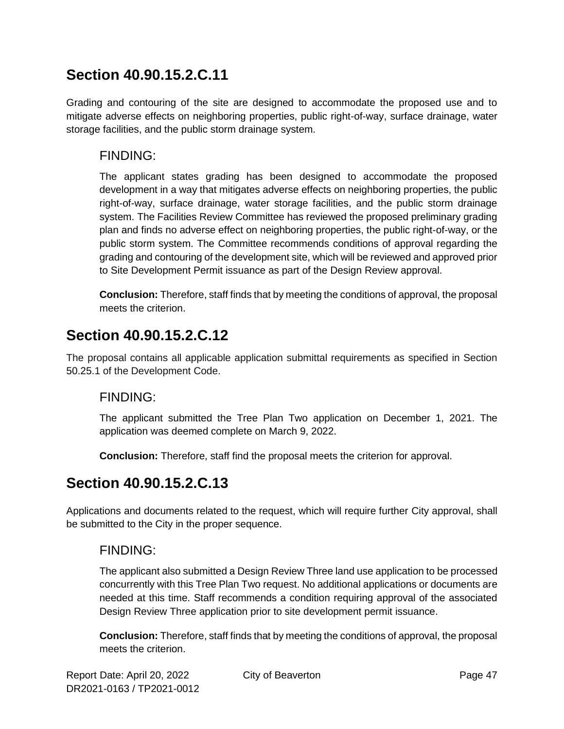## Section 40.90.15.2.C.11

Grading and contouring of the site are designed to accommodate the proposed use and to mitigate adverse effects on neighboring properties, public right-of-way, surface drainage, water storage facilities, and the public storm drainage system.

### FINDING:

The applicant states grading has been designed to accommodate the proposed development in a way that mitigates adverse effects on neighboring properties, the public right-of-way, surface drainage, water storage facilities, and the public storm drainage system. The Facilities Review Committee has reviewed the proposed preliminary grading plan and finds no adverse effect on neighboring properties, the public right-of-way, or the public storm system. The Committee recommends conditions of approval regarding the grading and contouring of the development site, which will be reviewed and approved prior to Site Development Permit issuance as part of the Design Review approval.

**Conclusion:** Therefore, staff finds that by meeting the conditions of approval, the proposal meets the criterion.

## Section 40.90.15.2.C.12

The proposal contains all applicable application submittal requirements as specified in Section 50.25.1 of the Development Code.

### FINDING:

The applicant submitted the Tree Plan Two application on December 1, 2021. The application was deemed complete on March 9, 2022.

**Conclusion:** Therefore, staff find the proposal meets the criterion for approval.

## Section 40.90.15.2.C.13

Applications and documents related to the request, which will require further City approval, shall be submitted to the City in the proper sequence.

### FINDING:

The applicant also submitted a Design Review Three land use application to be processed concurrently with this Tree Plan Two request. No additional applications or documents are needed at this time. Staff recommends a condition requiring approval of the associated Design Review Three application prior to site development permit issuance.

**Conclusion:** Therefore, staff finds that by meeting the conditions of approval, the proposal meets the criterion.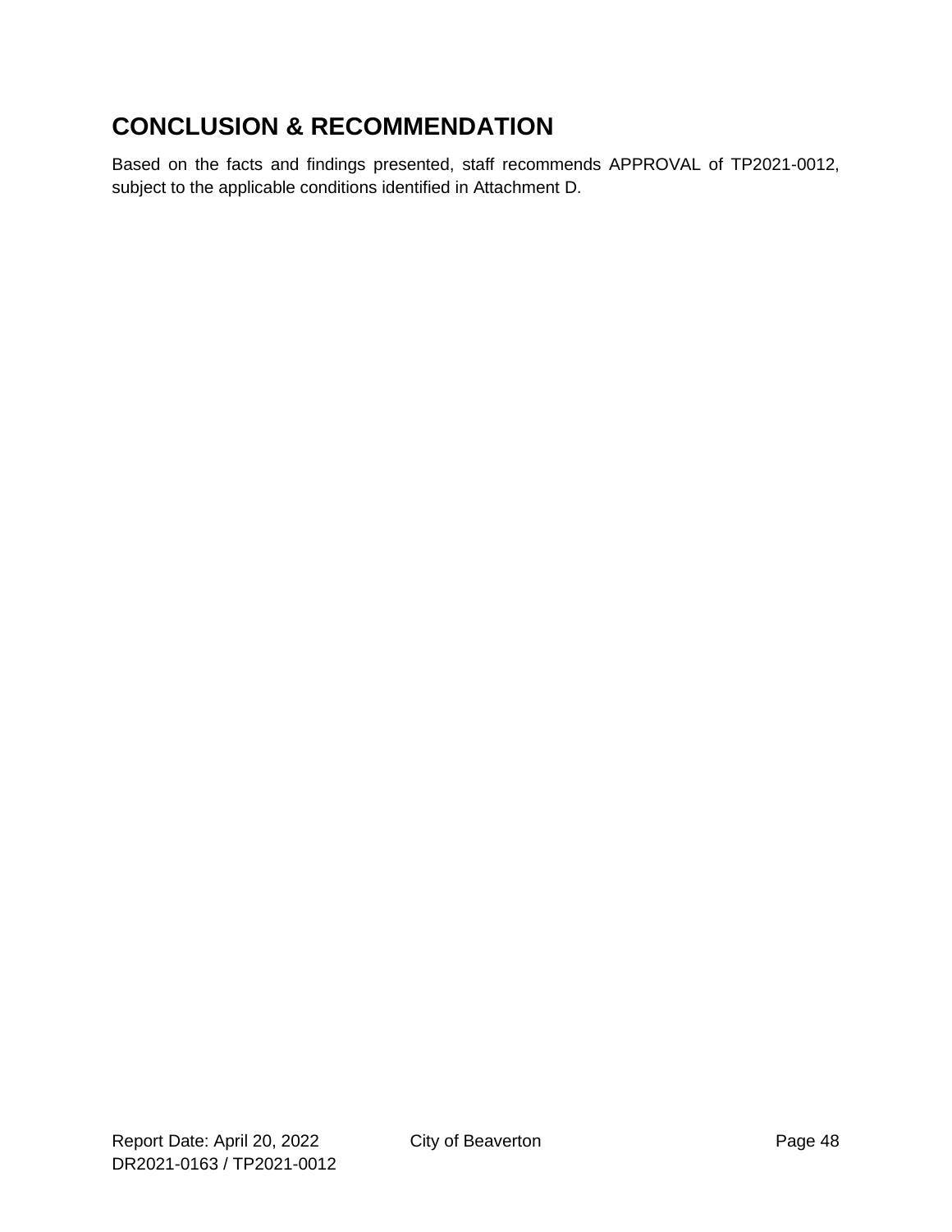## CONCLUSION & RECOMMENDATION

Based on the facts and findings presented, staff recommends APPROVAL of TP2021-0012, subject to the applicable conditions identified in Attachment D.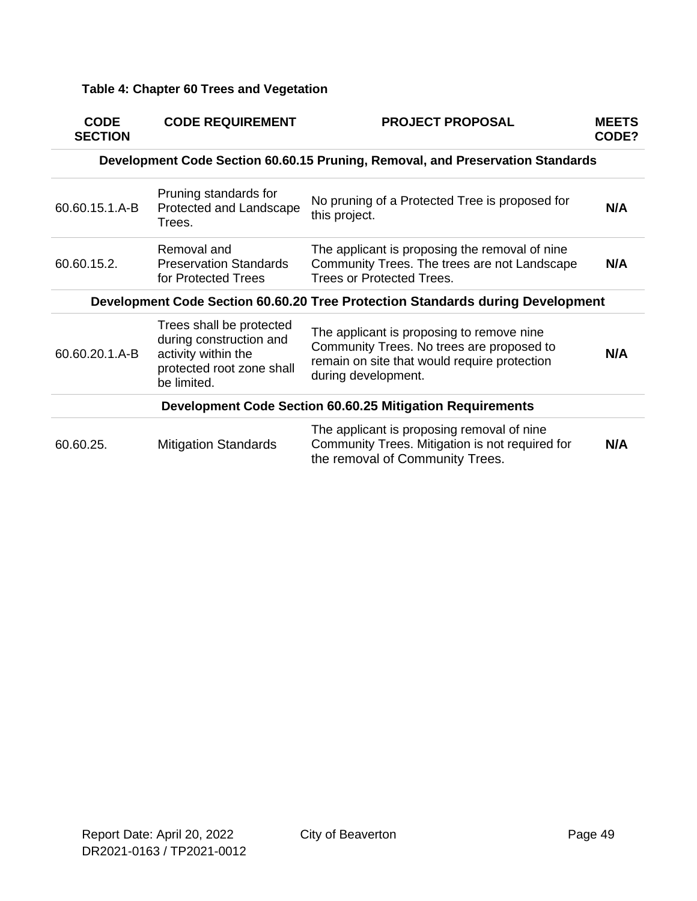**Table 4: Chapter 60 Trees and Vegetation**

| CODE SECTION | CODE REQUIREMENT | PROJECT PROPOSAL | MEETS CODE? |
|---|---|---|---|
| **Development Code Section 60.60.15 Pruning, Removal, and Preservation Standards** | | | |
| 60.60.15.1.A-B | Pruning standards for Protected and Landscape Trees. | No pruning of a Protected Tree is proposed for this project. | **N/A** |
| 60.60.15.2. | Removal and Preservation Standards for Protected Trees | The applicant is proposing the removal of nine Community Trees. The trees are not Landscape Trees or Protected Trees. | **N/A** |
| **Development Code Section 60.60.20 Tree Protection Standards during Development** | | | |
| 60.60.20.1.A-B | Trees shall be protected during construction and activity within the protected root zone shall be limited. | The applicant is proposing to remove nine Community Trees. No trees are proposed to remain on site that would require protection during development. | **N/A** |
| **Development Code Section 60.60.25 Mitigation Requirements** | | | |
| 60.60.25. | Mitigation Standards | The applicant is proposing removal of nine Community Trees. Mitigation is not required for the removal of Community Trees. | **N/A** |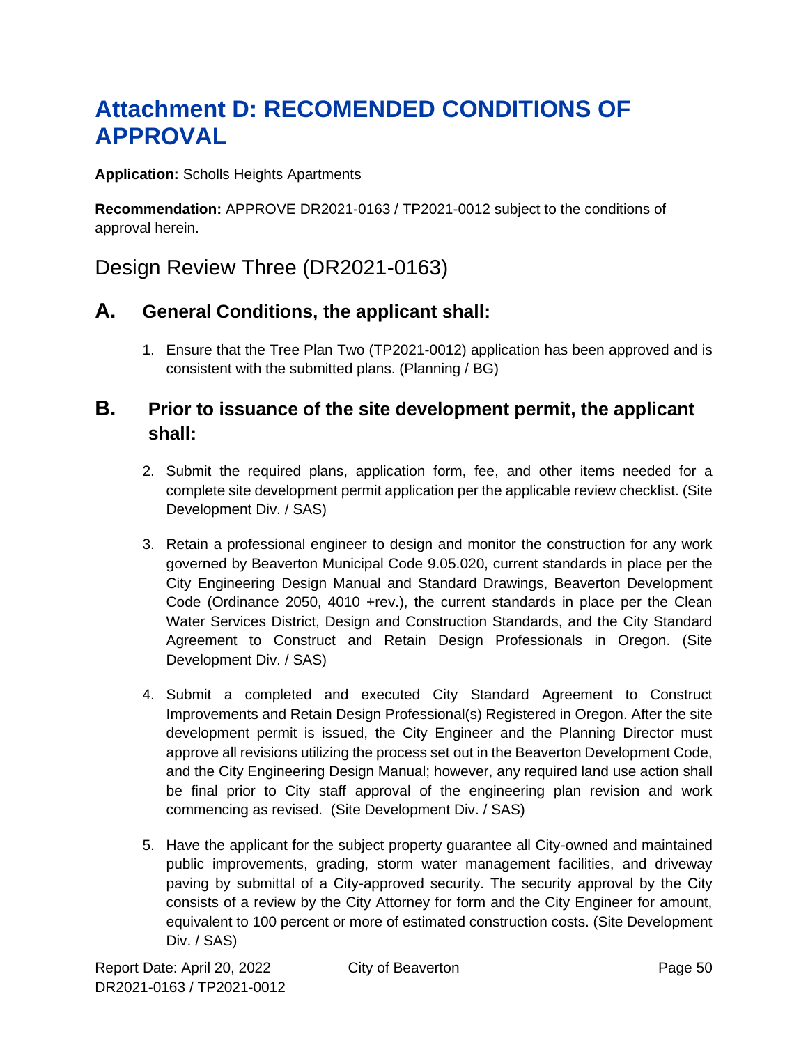# Attachment D: RECOMENDED CONDITIONS OF APPROVAL

**Application:** Scholls Heights Apartments

**Recommendation:** APPROVE DR2021-0163 / TP2021-0012 subject to the conditions of approval herein.

## Design Review Three (DR2021-0163)

### A. General Conditions, the applicant shall:

1. Ensure that the Tree Plan Two (TP2021-0012) application has been approved and is consistent with the submitted plans. (Planning / BG)

### B. Prior to issuance of the site development permit, the applicant shall:

2. Submit the required plans, application form, fee, and other items needed for a complete site development permit application per the applicable review checklist. (Site Development Div. / SAS)

3. Retain a professional engineer to design and monitor the construction for any work governed by Beaverton Municipal Code 9.05.020, current standards in place per the City Engineering Design Manual and Standard Drawings, Beaverton Development Code (Ordinance 2050, 4010 +rev.), the current standards in place per the Clean Water Services District, Design and Construction Standards, and the City Standard Agreement to Construct and Retain Design Professionals in Oregon. (Site Development Div. / SAS)

4. Submit a completed and executed City Standard Agreement to Construct Improvements and Retain Design Professional(s) Registered in Oregon. After the site development permit is issued, the City Engineer and the Planning Director must approve all revisions utilizing the process set out in the Beaverton Development Code, and the City Engineering Design Manual; however, any required land use action shall be final prior to City staff approval of the engineering plan revision and work commencing as revised. (Site Development Div. / SAS)

5. Have the applicant for the subject property guarantee all City-owned and maintained public improvements, grading, storm water management facilities, and driveway paving by submittal of a City-approved security. The security approval by the City consists of a review by the City Attorney for form and the City Engineer for amount, equivalent to 100 percent or more of estimated construction costs. (Site Development Div. / SAS)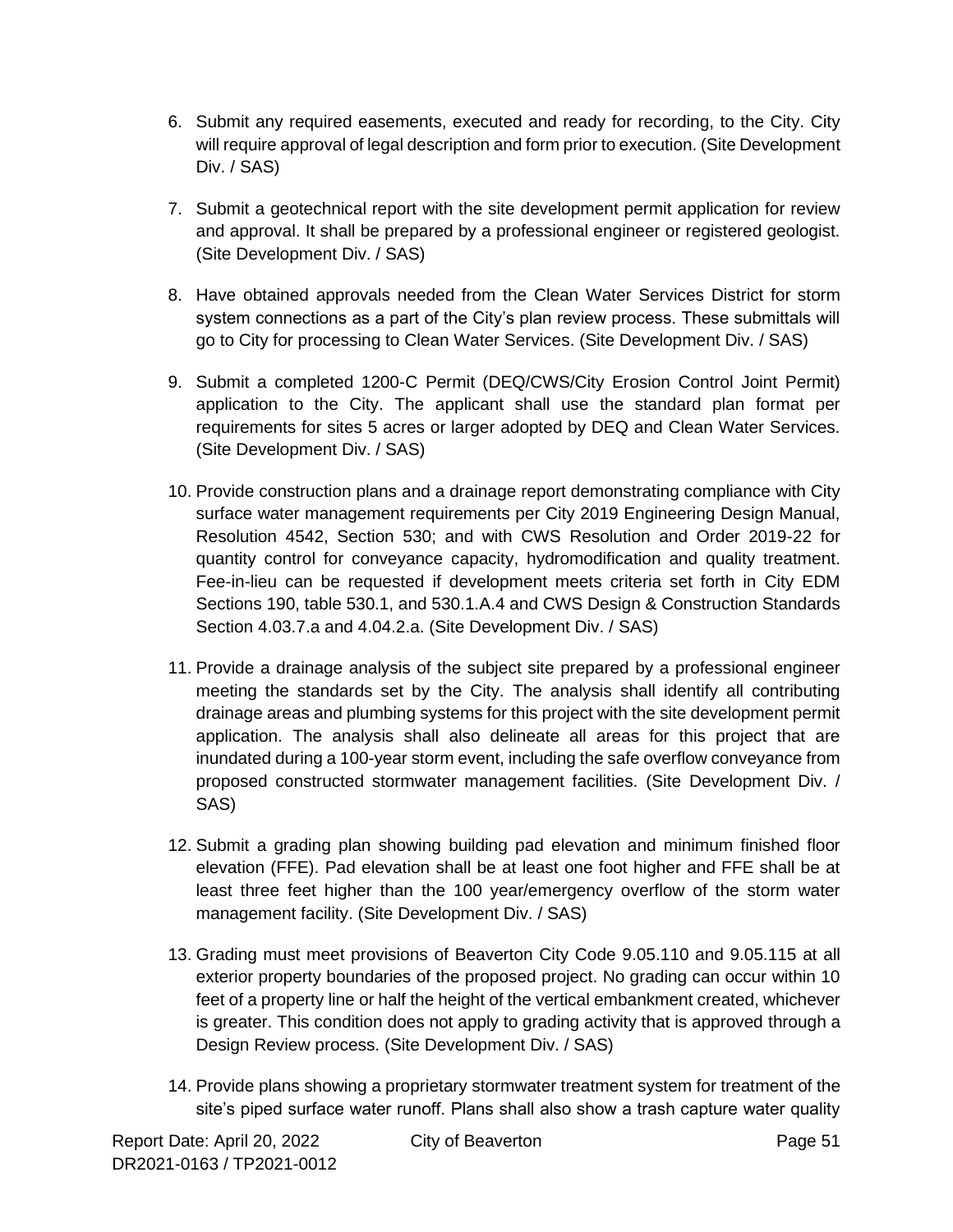6. Submit any required easements, executed and ready for recording, to the City. City will require approval of legal description and form prior to execution. (Site Development Div. / SAS)

7. Submit a geotechnical report with the site development permit application for review and approval. It shall be prepared by a professional engineer or registered geologist. (Site Development Div. / SAS)

8. Have obtained approvals needed from the Clean Water Services District for storm system connections as a part of the City's plan review process. These submittals will go to City for processing to Clean Water Services. (Site Development Div. / SAS)

9. Submit a completed 1200-C Permit (DEQ/CWS/City Erosion Control Joint Permit) application to the City. The applicant shall use the standard plan format per requirements for sites 5 acres or larger adopted by DEQ and Clean Water Services. (Site Development Div. / SAS)

10. Provide construction plans and a drainage report demonstrating compliance with City surface water management requirements per City 2019 Engineering Design Manual, Resolution 4542, Section 530; and with CWS Resolution and Order 2019-22 for quantity control for conveyance capacity, hydromodification and quality treatment. Fee-in-lieu can be requested if development meets criteria set forth in City EDM Sections 190, table 530.1, and 530.1.A.4 and CWS Design & Construction Standards Section 4.03.7.a and 4.04.2.a. (Site Development Div. / SAS)

11. Provide a drainage analysis of the subject site prepared by a professional engineer meeting the standards set by the City. The analysis shall identify all contributing drainage areas and plumbing systems for this project with the site development permit application. The analysis shall also delineate all areas for this project that are inundated during a 100-year storm event, including the safe overflow conveyance from proposed constructed stormwater management facilities. (Site Development Div. / SAS)

12. Submit a grading plan showing building pad elevation and minimum finished floor elevation (FFE). Pad elevation shall be at least one foot higher and FFE shall be at least three feet higher than the 100 year/emergency overflow of the storm water management facility. (Site Development Div. / SAS)

13. Grading must meet provisions of Beaverton City Code 9.05.110 and 9.05.115 at all exterior property boundaries of the proposed project. No grading can occur within 10 feet of a property line or half the height of the vertical embankment created, whichever is greater. This condition does not apply to grading activity that is approved through a Design Review process. (Site Development Div. / SAS)

14. Provide plans showing a proprietary stormwater treatment system for treatment of the site's piped surface water runoff. Plans shall also show a trash capture water quality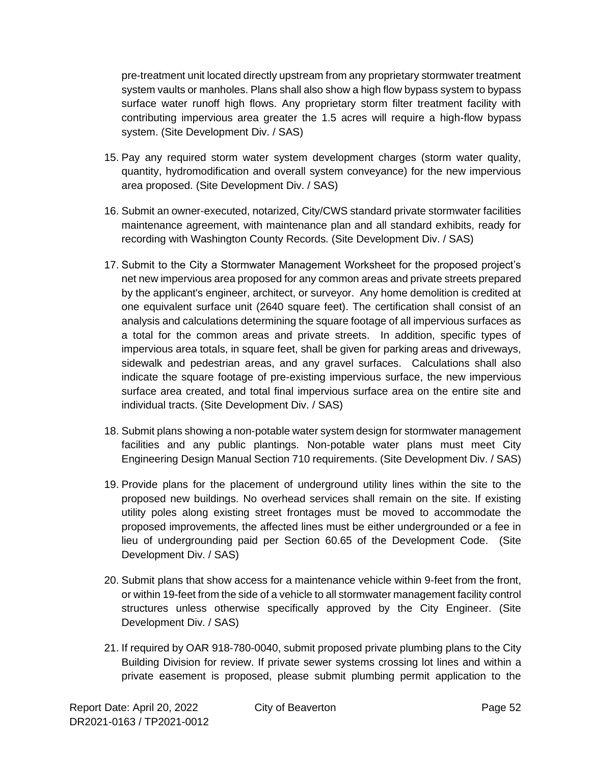pre-treatment unit located directly upstream from any proprietary stormwater treatment system vaults or manholes. Plans shall also show a high flow bypass system to bypass surface water runoff high flows. Any proprietary storm filter treatment facility with contributing impervious area greater the 1.5 acres will require a high-flow bypass system. (Site Development Div. / SAS)

15. Pay any required storm water system development charges (storm water quality, quantity, hydromodification and overall system conveyance) for the new impervious area proposed. (Site Development Div. / SAS)

16. Submit an owner-executed, notarized, City/CWS standard private stormwater facilities maintenance agreement, with maintenance plan and all standard exhibits, ready for recording with Washington County Records. (Site Development Div. / SAS)

17. Submit to the City a Stormwater Management Worksheet for the proposed project's net new impervious area proposed for any common areas and private streets prepared by the applicant's engineer, architect, or surveyor. Any home demolition is credited at one equivalent surface unit (2640 square feet). The certification shall consist of an analysis and calculations determining the square footage of all impervious surfaces as a total for the common areas and private streets. In addition, specific types of impervious area totals, in square feet, shall be given for parking areas and driveways, sidewalk and pedestrian areas, and any gravel surfaces. Calculations shall also indicate the square footage of pre-existing impervious surface, the new impervious surface area created, and total final impervious surface area on the entire site and individual tracts. (Site Development Div. / SAS)

18. Submit plans showing a non-potable water system design for stormwater management facilities and any public plantings. Non-potable water plans must meet City Engineering Design Manual Section 710 requirements. (Site Development Div. / SAS)

19. Provide plans for the placement of underground utility lines within the site to the proposed new buildings. No overhead services shall remain on the site. If existing utility poles along existing street frontages must be moved to accommodate the proposed improvements, the affected lines must be either undergrounded or a fee in lieu of undergrounding paid per Section 60.65 of the Development Code. (Site Development Div. / SAS)

20. Submit plans that show access for a maintenance vehicle within 9-feet from the front, or within 19-feet from the side of a vehicle to all stormwater management facility control structures unless otherwise specifically approved by the City Engineer. (Site Development Div. / SAS)

21. If required by OAR 918-780-0040, submit proposed private plumbing plans to the City Building Division for review. If private sewer systems crossing lot lines and within a private easement is proposed, please submit plumbing permit application to the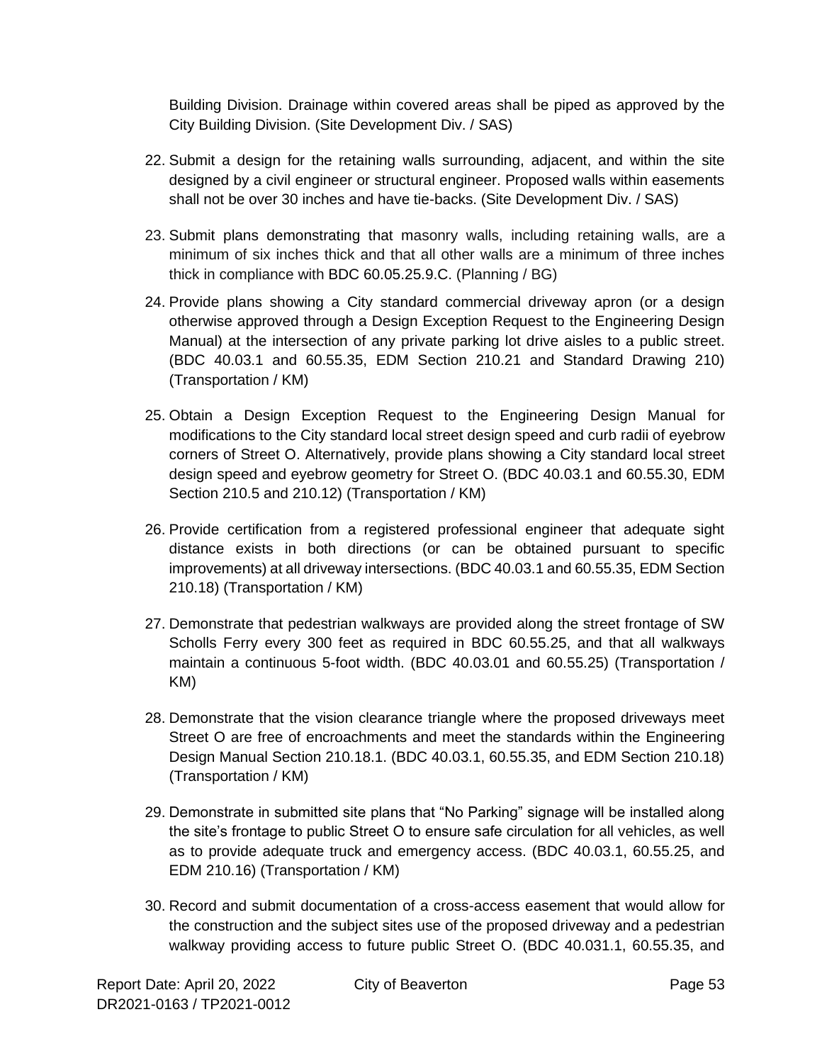Building Division. Drainage within covered areas shall be piped as approved by the City Building Division. (Site Development Div. / SAS)

22. Submit a design for the retaining walls surrounding, adjacent, and within the site designed by a civil engineer or structural engineer. Proposed walls within easements shall not be over 30 inches and have tie-backs. (Site Development Div. / SAS)

23. Submit plans demonstrating that masonry walls, including retaining walls, are a minimum of six inches thick and that all other walls are a minimum of three inches thick in compliance with BDC 60.05.25.9.C. (Planning / BG)

24. Provide plans showing a City standard commercial driveway apron (or a design otherwise approved through a Design Exception Request to the Engineering Design Manual) at the intersection of any private parking lot drive aisles to a public street. (BDC 40.03.1 and 60.55.35, EDM Section 210.21 and Standard Drawing 210) (Transportation / KM)

25. Obtain a Design Exception Request to the Engineering Design Manual for modifications to the City standard local street design speed and curb radii of eyebrow corners of Street O. Alternatively, provide plans showing a City standard local street design speed and eyebrow geometry for Street O. (BDC 40.03.1 and 60.55.30, EDM Section 210.5 and 210.12) (Transportation / KM)

26. Provide certification from a registered professional engineer that adequate sight distance exists in both directions (or can be obtained pursuant to specific improvements) at all driveway intersections. (BDC 40.03.1 and 60.55.35, EDM Section 210.18) (Transportation / KM)

27. Demonstrate that pedestrian walkways are provided along the street frontage of SW Scholls Ferry every 300 feet as required in BDC 60.55.25, and that all walkways maintain a continuous 5-foot width. (BDC 40.03.01 and 60.55.25) (Transportation / KM)

28. Demonstrate that the vision clearance triangle where the proposed driveways meet Street O are free of encroachments and meet the standards within the Engineering Design Manual Section 210.18.1. (BDC 40.03.1, 60.55.35, and EDM Section 210.18) (Transportation / KM)

29. Demonstrate in submitted site plans that "No Parking" signage will be installed along the site's frontage to public Street O to ensure safe circulation for all vehicles, as well as to provide adequate truck and emergency access. (BDC 40.03.1, 60.55.25, and EDM 210.16) (Transportation / KM)

30. Record and submit documentation of a cross-access easement that would allow for the construction and the subject sites use of the proposed driveway and a pedestrian walkway providing access to future public Street O. (BDC 40.031.1, 60.55.35, and

Report Date: April 20, 2022 City of Beaverton
DR2021-0163 / TP2021-0012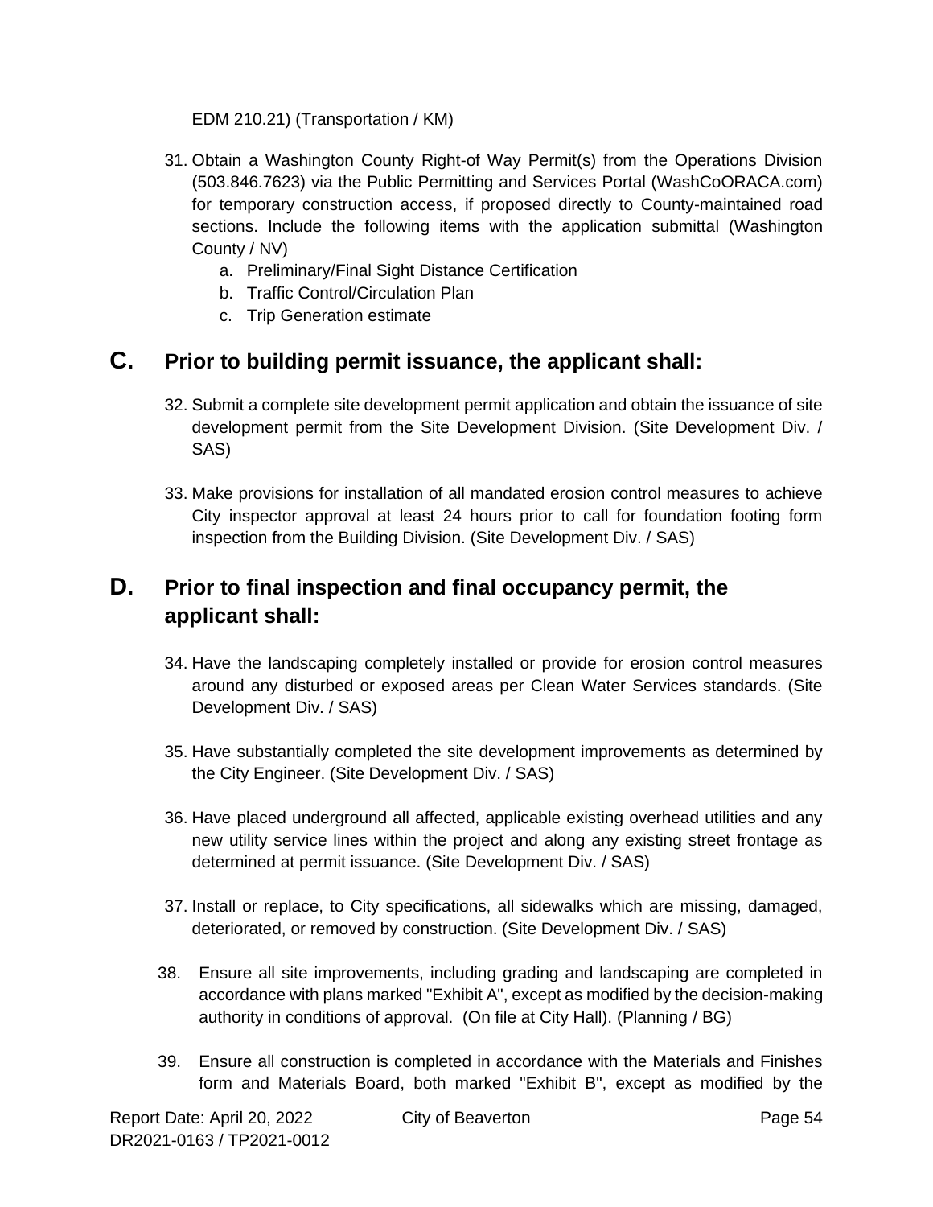EDM 210.21) (Transportation / KM)

31. Obtain a Washington County Right-of Way Permit(s) from the Operations Division (503.846.7623) via the Public Permitting and Services Portal (WashCoORACA.com) for temporary construction access, if proposed directly to County-maintained road sections. Include the following items with the application submittal (Washington County / NV)
    a. Preliminary/Final Sight Distance Certification
    b. Traffic Control/Circulation Plan
    c. Trip Generation estimate

## C. Prior to building permit issuance, the applicant shall:

32. Submit a complete site development permit application and obtain the issuance of site development permit from the Site Development Division. (Site Development Div. / SAS)

33. Make provisions for installation of all mandated erosion control measures to achieve City inspector approval at least 24 hours prior to call for foundation footing form inspection from the Building Division. (Site Development Div. / SAS)

## D. Prior to final inspection and final occupancy permit, the applicant shall:

34. Have the landscaping completely installed or provide for erosion control measures around any disturbed or exposed areas per Clean Water Services standards. (Site Development Div. / SAS)

35. Have substantially completed the site development improvements as determined by the City Engineer. (Site Development Div. / SAS)

36. Have placed underground all affected, applicable existing overhead utilities and any new utility service lines within the project and along any existing street frontage as determined at permit issuance. (Site Development Div. / SAS)

37. Install or replace, to City specifications, all sidewalks which are missing, damaged, deteriorated, or removed by construction. (Site Development Div. / SAS)

38. Ensure all site improvements, including grading and landscaping are completed in accordance with plans marked "Exhibit A", except as modified by the decision-making authority in conditions of approval. (On file at City Hall). (Planning / BG)

39. Ensure all construction is completed in accordance with the Materials and Finishes form and Materials Board, both marked "Exhibit B", except as modified by the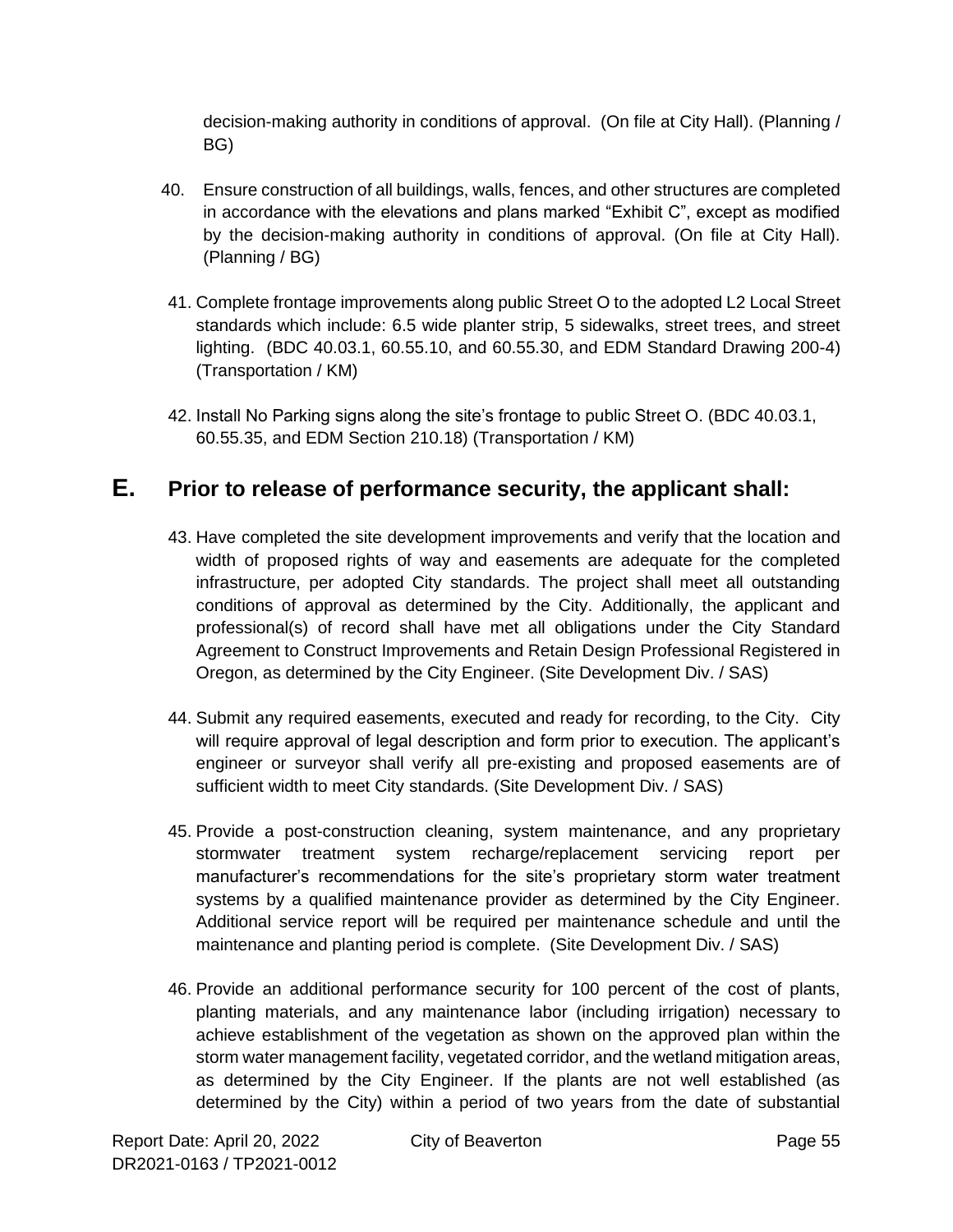decision-making authority in conditions of approval. (On file at City Hall). (Planning / BG)

40. Ensure construction of all buildings, walls, fences, and other structures are completed in accordance with the elevations and plans marked "Exhibit C", except as modified by the decision-making authority in conditions of approval. (On file at City Hall). (Planning / BG)

41. Complete frontage improvements along public Street O to the adopted L2 Local Street standards which include: 6.5 wide planter strip, 5 sidewalks, street trees, and street lighting. (BDC 40.03.1, 60.55.10, and 60.55.30, and EDM Standard Drawing 200-4) (Transportation / KM)

42. Install No Parking signs along the site's frontage to public Street O. (BDC 40.03.1, 60.55.35, and EDM Section 210.18) (Transportation / KM)

## E. Prior to release of performance security, the applicant shall:

43. Have completed the site development improvements and verify that the location and width of proposed rights of way and easements are adequate for the completed infrastructure, per adopted City standards. The project shall meet all outstanding conditions of approval as determined by the City. Additionally, the applicant and professional(s) of record shall have met all obligations under the City Standard Agreement to Construct Improvements and Retain Design Professional Registered in Oregon, as determined by the City Engineer. (Site Development Div. / SAS)

44. Submit any required easements, executed and ready for recording, to the City. City will require approval of legal description and form prior to execution. The applicant's engineer or surveyor shall verify all pre-existing and proposed easements are of sufficient width to meet City standards. (Site Development Div. / SAS)

45. Provide a post-construction cleaning, system maintenance, and any proprietary stormwater treatment system recharge/replacement servicing report per manufacturer's recommendations for the site's proprietary storm water treatment systems by a qualified maintenance provider as determined by the City Engineer. Additional service report will be required per maintenance schedule and until the maintenance and planting period is complete. (Site Development Div. / SAS)

46. Provide an additional performance security for 100 percent of the cost of plants, planting materials, and any maintenance labor (including irrigation) necessary to achieve establishment of the vegetation as shown on the approved plan within the storm water management facility, vegetated corridor, and the wetland mitigation areas, as determined by the City Engineer. If the plants are not well established (as determined by the City) within a period of two years from the date of substantial

Report Date: April 20, 2022 City of Beaverton
DR2021-0163 / TP2021-0012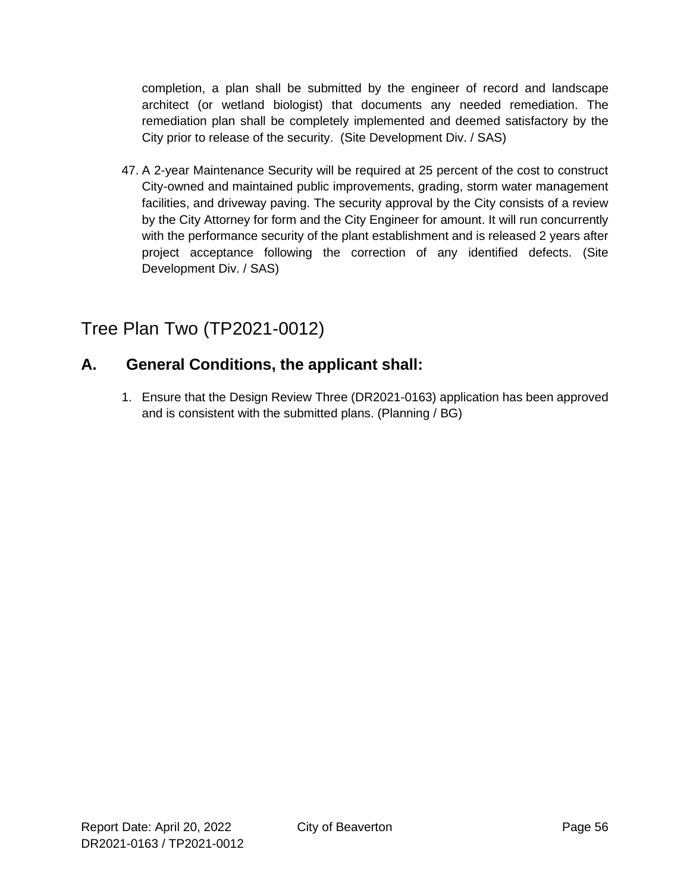completion, a plan shall be submitted by the engineer of record and landscape architect (or wetland biologist) that documents any needed remediation. The remediation plan shall be completely implemented and deemed satisfactory by the City prior to release of the security. (Site Development Div. / SAS)

47. A 2-year Maintenance Security will be required at 25 percent of the cost to construct City-owned and maintained public improvements, grading, storm water management facilities, and driveway paving. The security approval by the City consists of a review by the City Attorney for form and the City Engineer for amount. It will run concurrently with the performance security of the plant establishment and is released 2 years after project acceptance following the correction of any identified defects. (Site Development Div. / SAS)

# Tree Plan Two (TP2021-0012)

## A. General Conditions, the applicant shall:

1. Ensure that the Design Review Three (DR2021-0163) application has been approved and is consistent with the submitted plans. (Planning / BG)